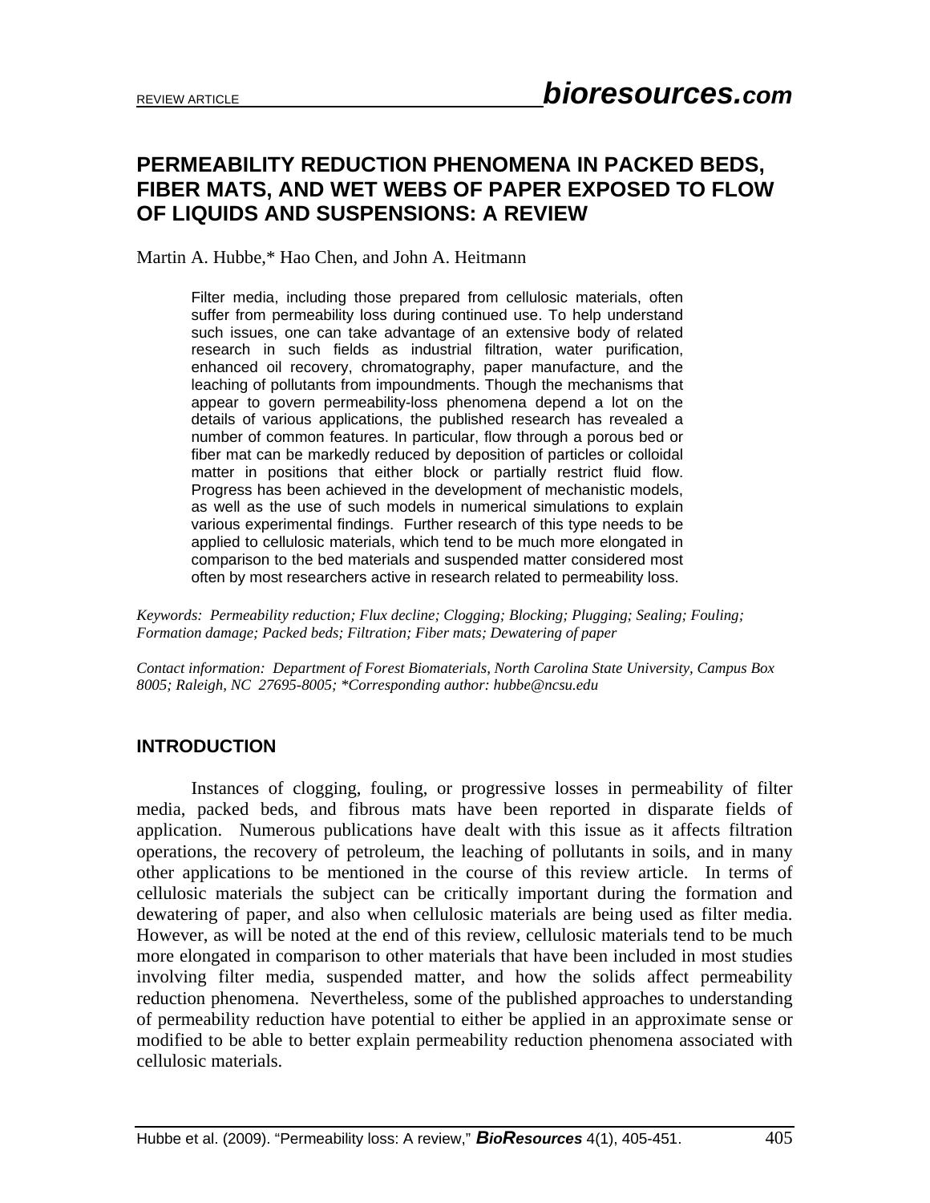REVIEW ARTICLE

# PERMEABILITY REDUCTION PHENOMENA IN PACKED BEDS, FIBER MATS, AND WET WEBS OF PAPER EXPOSED TO FLOW OF LIQUIDS AND SUSPENSIONS: A REVIEW

Martin A. Hubbe,* Hao Chen, and John A. Heitmann

Filter media, including those prepared from cellulosic materials, often suffer from permeability loss during continued use. To help understand such issues, one can take advantage of an extensive body of related research in such fields as industrial filtration, water purification, enhanced oil recovery, chromatography, paper manufacture, and the leaching of pollutants from impoundments. Though the mechanisms that appear to govern permeability-loss phenomena depend a lot on the details of various applications, the published research has revealed a number of common features. In particular, flow through a porous bed or fiber mat can be markedly reduced by deposition of particles or colloidal matter in positions that either block or partially restrict fluid flow. Progress has been achieved in the development of mechanistic models, as well as the use of such models in numerical simulations to explain various experimental findings. Further research of this type needs to be applied to cellulosic materials, which tend to be much more elongated in comparison to the bed materials and suspended matter considered most often by most researchers active in research related to permeability loss.

*Keywords: Permeability reduction; Flux decline; Clogging; Blocking; Plugging; Sealing; Fouling; Formation damage; Packed beds; Filtration; Fiber mats; Dewatering of paper*

*Contact information: Department of Forest Biomaterials, North Carolina State University, Campus Box 8005; Raleigh, NC 27695-8005; \*Corresponding author: hubbe@ncsu.edu*

## INTRODUCTION

Instances of clogging, fouling, or progressive losses in permeability of filter media, packed beds, and fibrous mats have been reported in disparate fields of application. Numerous publications have dealt with this issue as it affects filtration operations, the recovery of petroleum, the leaching of pollutants in soils, and in many other applications to be mentioned in the course of this review article. In terms of cellulosic materials the subject can be critically important during the formation and dewatering of paper, and also when cellulosic materials are being used as filter media. However, as will be noted at the end of this review, cellulosic materials tend to be much more elongated in comparison to other materials that have been included in most studies involving filter media, suspended matter, and how the solids affect permeability reduction phenomena. Nevertheless, some of the published approaches to understanding of permeability reduction have potential to either be applied in an approximate sense or modified to be able to better explain permeability reduction phenomena associated with cellulosic materials.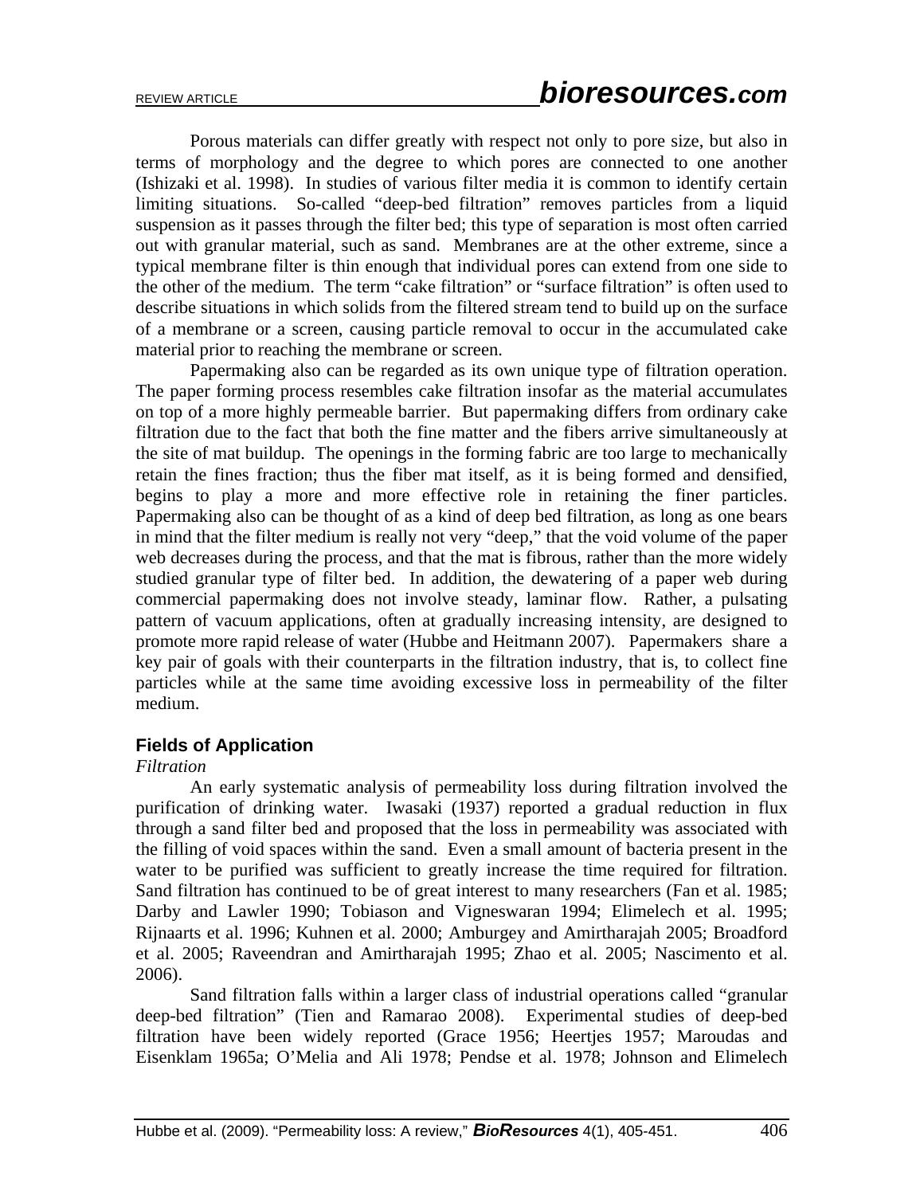Porous materials can differ greatly with respect not only to pore size, but also in terms of morphology and the degree to which pores are connected to one another (Ishizaki et al. 1998). In studies of various filter media it is common to identify certain limiting situations. So-called "deep-bed filtration" removes particles from a liquid suspension as it passes through the filter bed; this type of separation is most often carried out with granular material, such as sand. Membranes are at the other extreme, since a typical membrane filter is thin enough that individual pores can extend from one side to the other of the medium. The term "cake filtration" or "surface filtration" is often used to describe situations in which solids from the filtered stream tend to build up on the surface of a membrane or a screen, causing particle removal to occur in the accumulated cake material prior to reaching the membrane or screen.

Papermaking also can be regarded as its own unique type of filtration operation. The paper forming process resembles cake filtration insofar as the material accumulates on top of a more highly permeable barrier. But papermaking differs from ordinary cake filtration due to the fact that both the fine matter and the fibers arrive simultaneously at the site of mat buildup. The openings in the forming fabric are too large to mechanically retain the fines fraction; thus the fiber mat itself, as it is being formed and densified, begins to play a more and more effective role in retaining the finer particles. Papermaking also can be thought of as a kind of deep bed filtration, as long as one bears in mind that the filter medium is really not very "deep," that the void volume of the paper web decreases during the process, and that the mat is fibrous, rather than the more widely studied granular type of filter bed. In addition, the dewatering of a paper web during commercial papermaking does not involve steady, laminar flow. Rather, a pulsating pattern of vacuum applications, often at gradually increasing intensity, are designed to promote more rapid release of water (Hubbe and Heitmann 2007). Papermakers share a key pair of goals with their counterparts in the filtration industry, that is, to collect fine particles while at the same time avoiding excessive loss in permeability of the filter medium.

## Fields of Application

*Filtration*

An early systematic analysis of permeability loss during filtration involved the purification of drinking water. Iwasaki (1937) reported a gradual reduction in flux through a sand filter bed and proposed that the loss in permeability was associated with the filling of void spaces within the sand. Even a small amount of bacteria present in the water to be purified was sufficient to greatly increase the time required for filtration. Sand filtration has continued to be of great interest to many researchers (Fan et al. 1985; Darby and Lawler 1990; Tobiason and Vigneswaran 1994; Elimelech et al. 1995; Rijnaarts et al. 1996; Kuhnen et al. 2000; Amburgey and Amirtharajah 2005; Broadford et al. 2005; Raveendran and Amirtharajah 1995; Zhao et al. 2005; Nascimento et al. 2006).

Sand filtration falls within a larger class of industrial operations called "granular deep-bed filtration" (Tien and Ramarao 2008). Experimental studies of deep-bed filtration have been widely reported (Grace 1956; Heertjes 1957; Maroudas and Eisenklam 1965a; O'Melia and Ali 1978; Pendse et al. 1978; Johnson and Elimelech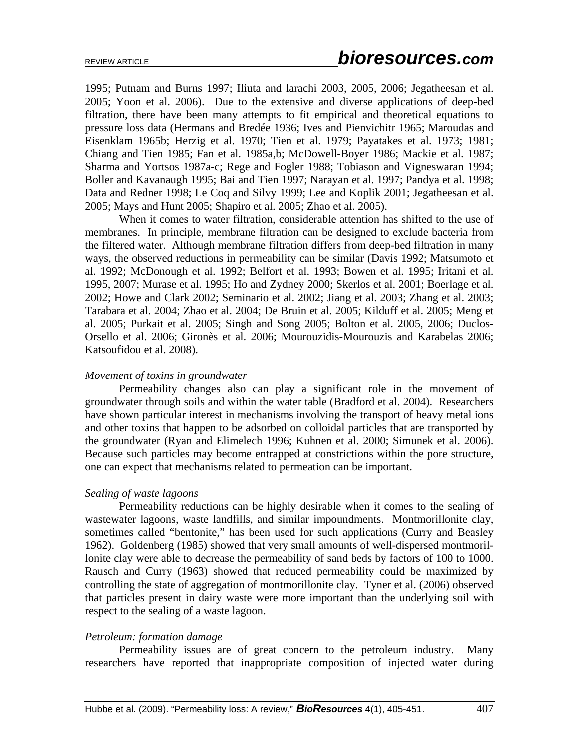1995; Putnam and Burns 1997; Iliuta and larachi 2003, 2005, 2006; Jegatheesan et al. 2005; Yoon et al. 2006). Due to the extensive and diverse applications of deep-bed filtration, there have been many attempts to fit empirical and theoretical equations to pressure loss data (Hermans and Bredée 1936; Ives and Pienvichitr 1965; Maroudas and Eisenklam 1965b; Herzig et al. 1970; Tien et al. 1979; Payatakes et al. 1973; 1981; Chiang and Tien 1985; Fan et al. 1985a,b; McDowell-Boyer 1986; Mackie et al. 1987; Sharma and Yortsos 1987a-c; Rege and Fogler 1988; Tobiason and Vigneswaran 1994; Boller and Kavanaugh 1995; Bai and Tien 1997; Narayan et al. 1997; Pandya et al. 1998; Data and Redner 1998; Le Coq and Silvy 1999; Lee and Koplik 2001; Jegatheesan et al. 2005; Mays and Hunt 2005; Shapiro et al. 2005; Zhao et al. 2005).

When it comes to water filtration, considerable attention has shifted to the use of membranes. In principle, membrane filtration can be designed to exclude bacteria from the filtered water. Although membrane filtration differs from deep-bed filtration in many ways, the observed reductions in permeability can be similar (Davis 1992; Matsumoto et al. 1992; McDonough et al. 1992; Belfort et al. 1993; Bowen et al. 1995; Iritani et al. 1995, 2007; Murase et al. 1995; Ho and Zydney 2000; Skerlos et al. 2001; Boerlage et al. 2002; Howe and Clark 2002; Seminario et al. 2002; Jiang et al. 2003; Zhang et al. 2003; Tarabara et al. 2004; Zhao et al. 2004; De Bruin et al. 2005; Kilduff et al. 2005; Meng et al. 2005; Purkait et al. 2005; Singh and Song 2005; Bolton et al. 2005, 2006; Duclos-Orsello et al. 2006; Gironès et al. 2006; Mourouzidis-Mourouzis and Karabelas 2006; Katsoufidou et al. 2008).

*Movement of toxins in groundwater*

Permeability changes also can play a significant role in the movement of groundwater through soils and within the water table (Bradford et al. 2004). Researchers have shown particular interest in mechanisms involving the transport of heavy metal ions and other toxins that happen to be adsorbed on colloidal particles that are transported by the groundwater (Ryan and Elimelech 1996; Kuhnen et al. 2000; Simunek et al. 2006). Because such particles may become entrapped at constrictions within the pore structure, one can expect that mechanisms related to permeation can be important.

*Sealing of waste lagoons*

Permeability reductions can be highly desirable when it comes to the sealing of wastewater lagoons, waste landfills, and similar impoundments. Montmorillonite clay, sometimes called "bentonite," has been used for such applications (Curry and Beasley 1962). Goldenberg (1985) showed that very small amounts of well-dispersed montmorillonite clay were able to decrease the permeability of sand beds by factors of 100 to 1000. Rausch and Curry (1963) showed that reduced permeability could be maximized by controlling the state of aggregation of montmorillonite clay. Tyner et al. (2006) observed that particles present in dairy waste were more important than the underlying soil with respect to the sealing of a waste lagoon.

*Petroleum: formation damage*

Permeability issues are of great concern to the petroleum industry. Many researchers have reported that inappropriate composition of injected water during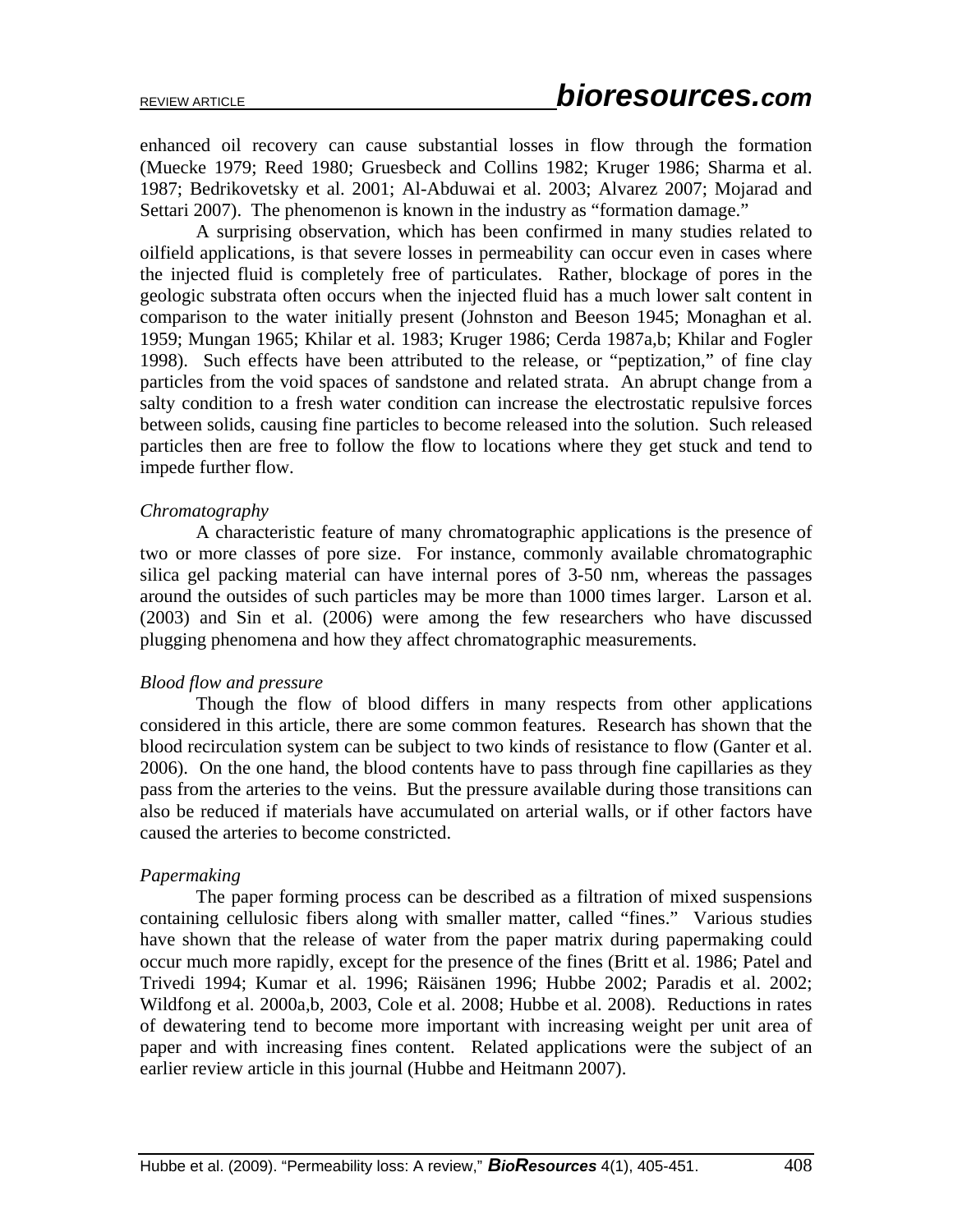enhanced oil recovery can cause substantial losses in flow through the formation (Muecke 1979; Reed 1980; Gruesbeck and Collins 1982; Kruger 1986; Sharma et al. 1987; Bedrikovetsky et al. 2001; Al-Abduwai et al. 2003; Alvarez 2007; Mojarad and Settari 2007). The phenomenon is known in the industry as "formation damage."

A surprising observation, which has been confirmed in many studies related to oilfield applications, is that severe losses in permeability can occur even in cases where the injected fluid is completely free of particulates. Rather, blockage of pores in the geologic substrata often occurs when the injected fluid has a much lower salt content in comparison to the water initially present (Johnston and Beeson 1945; Monaghan et al. 1959; Mungan 1965; Khilar et al. 1983; Kruger 1986; Cerda 1987a,b; Khilar and Fogler 1998). Such effects have been attributed to the release, or "peptization," of fine clay particles from the void spaces of sandstone and related strata. An abrupt change from a salty condition to a fresh water condition can increase the electrostatic repulsive forces between solids, causing fine particles to become released into the solution. Such released particles then are free to follow the flow to locations where they get stuck and tend to impede further flow.

*Chromatography*

A characteristic feature of many chromatographic applications is the presence of two or more classes of pore size. For instance, commonly available chromatographic silica gel packing material can have internal pores of 3-50 nm, whereas the passages around the outsides of such particles may be more than 1000 times larger. Larson et al. (2003) and Sin et al. (2006) were among the few researchers who have discussed plugging phenomena and how they affect chromatographic measurements.

*Blood flow and pressure*

Though the flow of blood differs in many respects from other applications considered in this article, there are some common features. Research has shown that the blood recirculation system can be subject to two kinds of resistance to flow (Ganter et al. 2006). On the one hand, the blood contents have to pass through fine capillaries as they pass from the arteries to the veins. But the pressure available during those transitions can also be reduced if materials have accumulated on arterial walls, or if other factors have caused the arteries to become constricted.

*Papermaking*

The paper forming process can be described as a filtration of mixed suspensions containing cellulosic fibers along with smaller matter, called "fines." Various studies have shown that the release of water from the paper matrix during papermaking could occur much more rapidly, except for the presence of the fines (Britt et al. 1986; Patel and Trivedi 1994; Kumar et al. 1996; Räisänen 1996; Hubbe 2002; Paradis et al. 2002; Wildfong et al. 2000a,b, 2003, Cole et al. 2008; Hubbe et al. 2008). Reductions in rates of dewatering tend to become more important with increasing weight per unit area of paper and with increasing fines content. Related applications were the subject of an earlier review article in this journal (Hubbe and Heitmann 2007).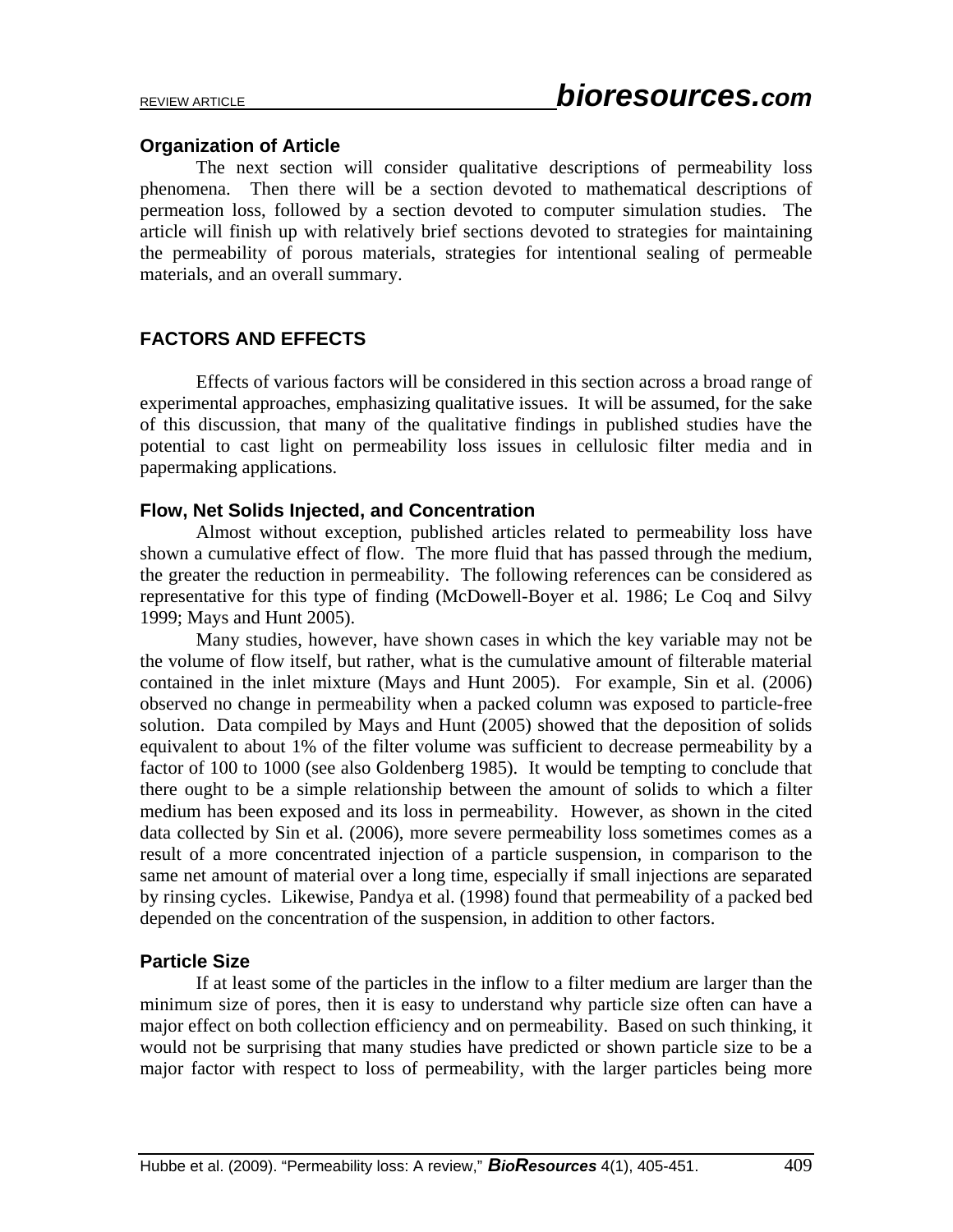### Organization of Article

The next section will consider qualitative descriptions of permeability loss phenomena. Then there will be a section devoted to mathematical descriptions of permeation loss, followed by a section devoted to computer simulation studies. The article will finish up with relatively brief sections devoted to strategies for maintaining the permeability of porous materials, strategies for intentional sealing of permeable materials, and an overall summary.

## FACTORS AND EFFECTS

Effects of various factors will be considered in this section across a broad range of experimental approaches, emphasizing qualitative issues. It will be assumed, for the sake of this discussion, that many of the qualitative findings in published studies have the potential to cast light on permeability loss issues in cellulosic filter media and in papermaking applications.

### Flow, Net Solids Injected, and Concentration

Almost without exception, published articles related to permeability loss have shown a cumulative effect of flow. The more fluid that has passed through the medium, the greater the reduction in permeability. The following references can be considered as representative for this type of finding (McDowell-Boyer et al. 1986; Le Coq and Silvy 1999; Mays and Hunt 2005).

Many studies, however, have shown cases in which the key variable may not be the volume of flow itself, but rather, what is the cumulative amount of filterable material contained in the inlet mixture (Mays and Hunt 2005). For example, Sin et al. (2006) observed no change in permeability when a packed column was exposed to particle-free solution. Data compiled by Mays and Hunt (2005) showed that the deposition of solids equivalent to about 1% of the filter volume was sufficient to decrease permeability by a factor of 100 to 1000 (see also Goldenberg 1985). It would be tempting to conclude that there ought to be a simple relationship between the amount of solids to which a filter medium has been exposed and its loss in permeability. However, as shown in the cited data collected by Sin et al. (2006), more severe permeability loss sometimes comes as a result of a more concentrated injection of a particle suspension, in comparison to the same net amount of material over a long time, especially if small injections are separated by rinsing cycles. Likewise, Pandya et al. (1998) found that permeability of a packed bed depended on the concentration of the suspension, in addition to other factors.

### Particle Size

If at least some of the particles in the inflow to a filter medium are larger than the minimum size of pores, then it is easy to understand why particle size often can have a major effect on both collection efficiency and on permeability. Based on such thinking, it would not be surprising that many studies have predicted or shown particle size to be a major factor with respect to loss of permeability, with the larger particles being more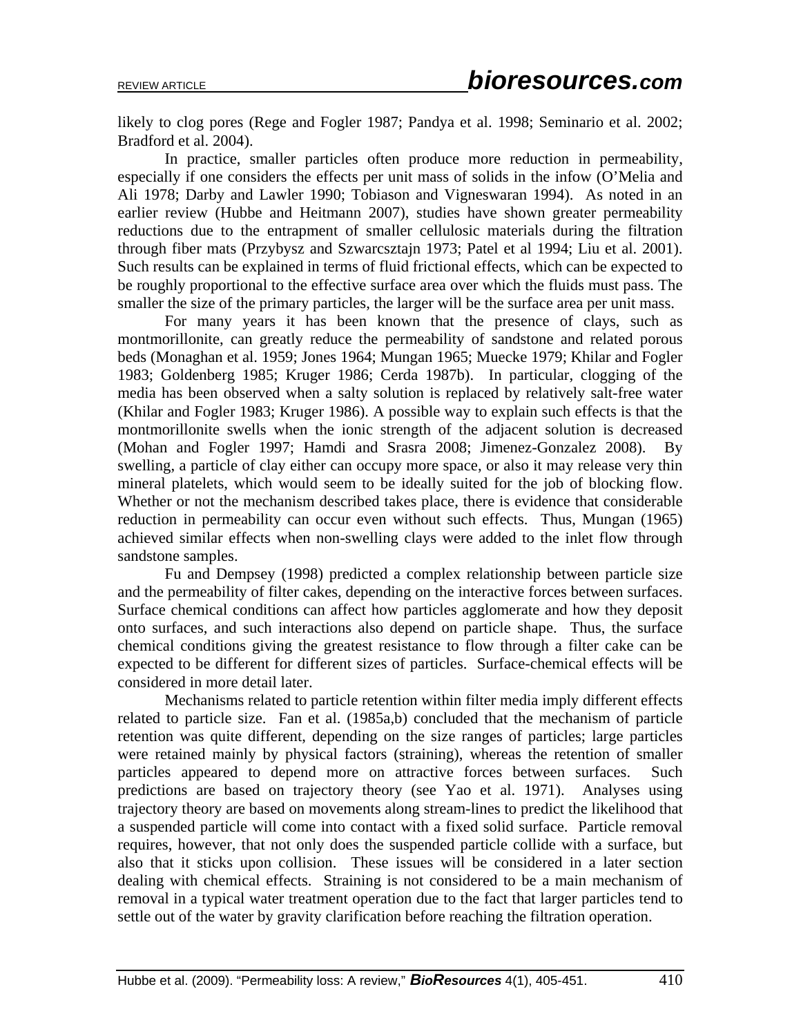likely to clog pores (Rege and Fogler 1987; Pandya et al. 1998; Seminario et al. 2002; Bradford et al. 2004).

In practice, smaller particles often produce more reduction in permeability, especially if one considers the effects per unit mass of solids in the infow (O'Melia and Ali 1978; Darby and Lawler 1990; Tobiason and Vigneswaran 1994). As noted in an earlier review (Hubbe and Heitmann 2007), studies have shown greater permeability reductions due to the entrapment of smaller cellulosic materials during the filtration through fiber mats (Przybysz and Szwarcsztajn 1973; Patel et al 1994; Liu et al. 2001). Such results can be explained in terms of fluid frictional effects, which can be expected to be roughly proportional to the effective surface area over which the fluids must pass. The smaller the size of the primary particles, the larger will be the surface area per unit mass.

For many years it has been known that the presence of clays, such as montmorillonite, can greatly reduce the permeability of sandstone and related porous beds (Monaghan et al. 1959; Jones 1964; Mungan 1965; Muecke 1979; Khilar and Fogler 1983; Goldenberg 1985; Kruger 1986; Cerda 1987b). In particular, clogging of the media has been observed when a salty solution is replaced by relatively salt-free water (Khilar and Fogler 1983; Kruger 1986). A possible way to explain such effects is that the montmorillonite swells when the ionic strength of the adjacent solution is decreased (Mohan and Fogler 1997; Hamdi and Srasra 2008; Jimenez-Gonzalez 2008). By swelling, a particle of clay either can occupy more space, or also it may release very thin mineral platelets, which would seem to be ideally suited for the job of blocking flow. Whether or not the mechanism described takes place, there is evidence that considerable reduction in permeability can occur even without such effects. Thus, Mungan (1965) achieved similar effects when non-swelling clays were added to the inlet flow through sandstone samples.

Fu and Dempsey (1998) predicted a complex relationship between particle size and the permeability of filter cakes, depending on the interactive forces between surfaces. Surface chemical conditions can affect how particles agglomerate and how they deposit onto surfaces, and such interactions also depend on particle shape. Thus, the surface chemical conditions giving the greatest resistance to flow through a filter cake can be expected to be different for different sizes of particles. Surface-chemical effects will be considered in more detail later.

Mechanisms related to particle retention within filter media imply different effects related to particle size. Fan et al. (1985a,b) concluded that the mechanism of particle retention was quite different, depending on the size ranges of particles; large particles were retained mainly by physical factors (straining), whereas the retention of smaller particles appeared to depend more on attractive forces between surfaces. Such predictions are based on trajectory theory (see Yao et al. 1971). Analyses using trajectory theory are based on movements along stream-lines to predict the likelihood that a suspended particle will come into contact with a fixed solid surface. Particle removal requires, however, that not only does the suspended particle collide with a surface, but also that it sticks upon collision. These issues will be considered in a later section dealing with chemical effects. Straining is not considered to be a main mechanism of removal in a typical water treatment operation due to the fact that larger particles tend to settle out of the water by gravity clarification before reaching the filtration operation.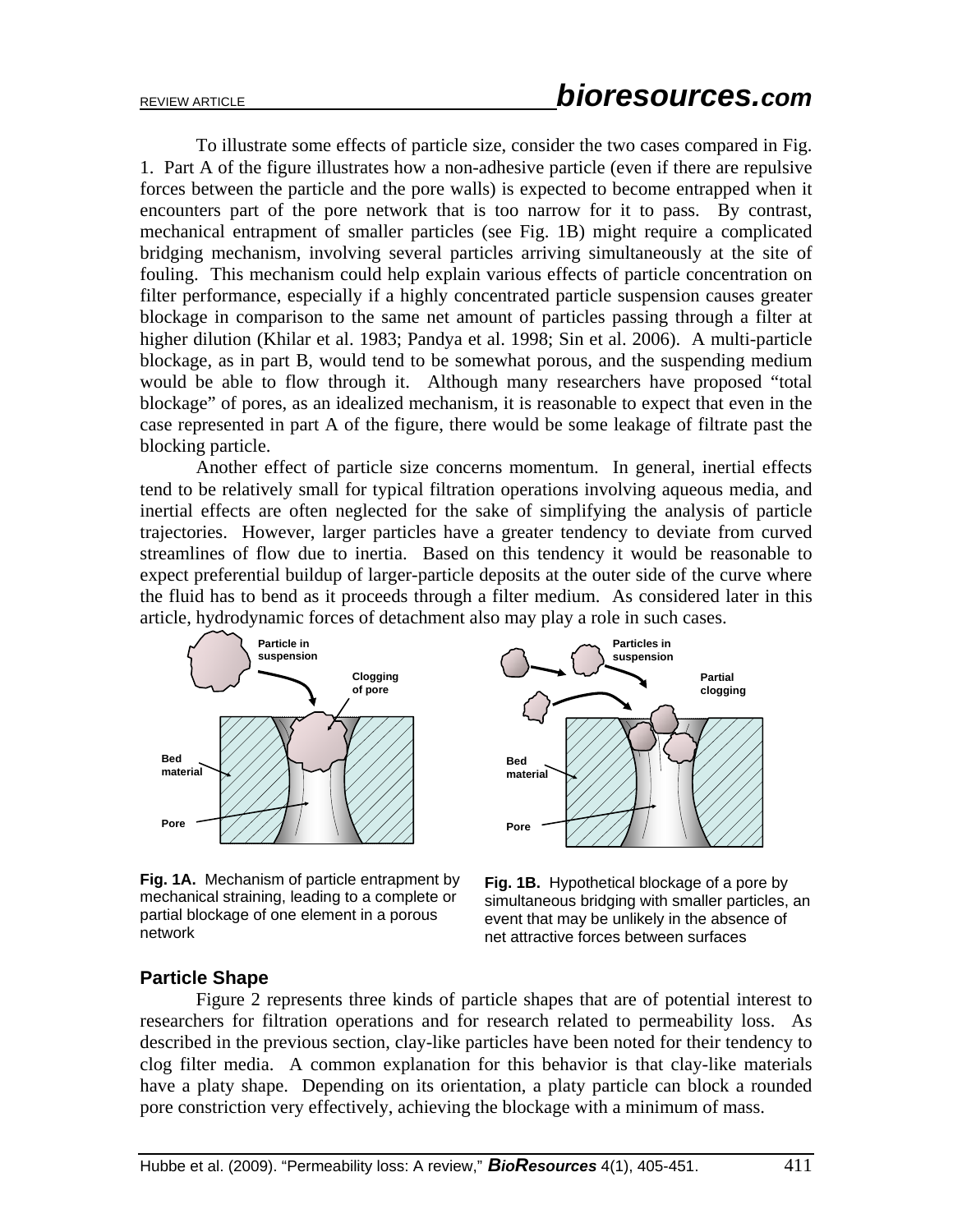To illustrate some effects of particle size, consider the two cases compared in Fig. 1. Part A of the figure illustrates how a non-adhesive particle (even if there are repulsive forces between the particle and the pore walls) is expected to become entrapped when it encounters part of the pore network that is too narrow for it to pass. By contrast, mechanical entrapment of smaller particles (see Fig. 1B) might require a complicated bridging mechanism, involving several particles arriving simultaneously at the site of fouling. This mechanism could help explain various effects of particle concentration on filter performance, especially if a highly concentrated particle suspension causes greater blockage in comparison to the same net amount of particles passing through a filter at higher dilution (Khilar et al. 1983; Pandya et al. 1998; Sin et al. 2006). A multi-particle blockage, as in part B, would tend to be somewhat porous, and the suspending medium would be able to flow through it. Although many researchers have proposed "total blockage" of pores, as an idealized mechanism, it is reasonable to expect that even in the case represented in part A of the figure, there would be some leakage of filtrate past the blocking particle.

Another effect of particle size concerns momentum. In general, inertial effects tend to be relatively small for typical filtration operations involving aqueous media, and inertial effects are often neglected for the sake of simplifying the analysis of particle trajectories. However, larger particles have a greater tendency to deviate from curved streamlines of flow due to inertia. Based on this tendency it would be reasonable to expect preferential buildup of larger-particle deposits at the outer side of the curve where the fluid has to bend as it proceeds through a filter medium. As considered later in this article, hydrodynamic forces of detachment also may play a role in such cases.

**Fig. 1A.** Mechanism of particle entrapment by mechanical straining, leading to a complete or partial blockage of one element in a porous network

**Fig. 1B.** Hypothetical blockage of a pore by simultaneous bridging with smaller particles, an event that may be unlikely in the absence of net attractive forces between surfaces

## Particle Shape

Figure 2 represents three kinds of particle shapes that are of potential interest to researchers for filtration operations and for research related to permeability loss. As described in the previous section, clay-like particles have been noted for their tendency to clog filter media. A common explanation for this behavior is that clay-like materials have a platy shape. Depending on its orientation, a platy particle can block a rounded pore constriction very effectively, achieving the blockage with a minimum of mass.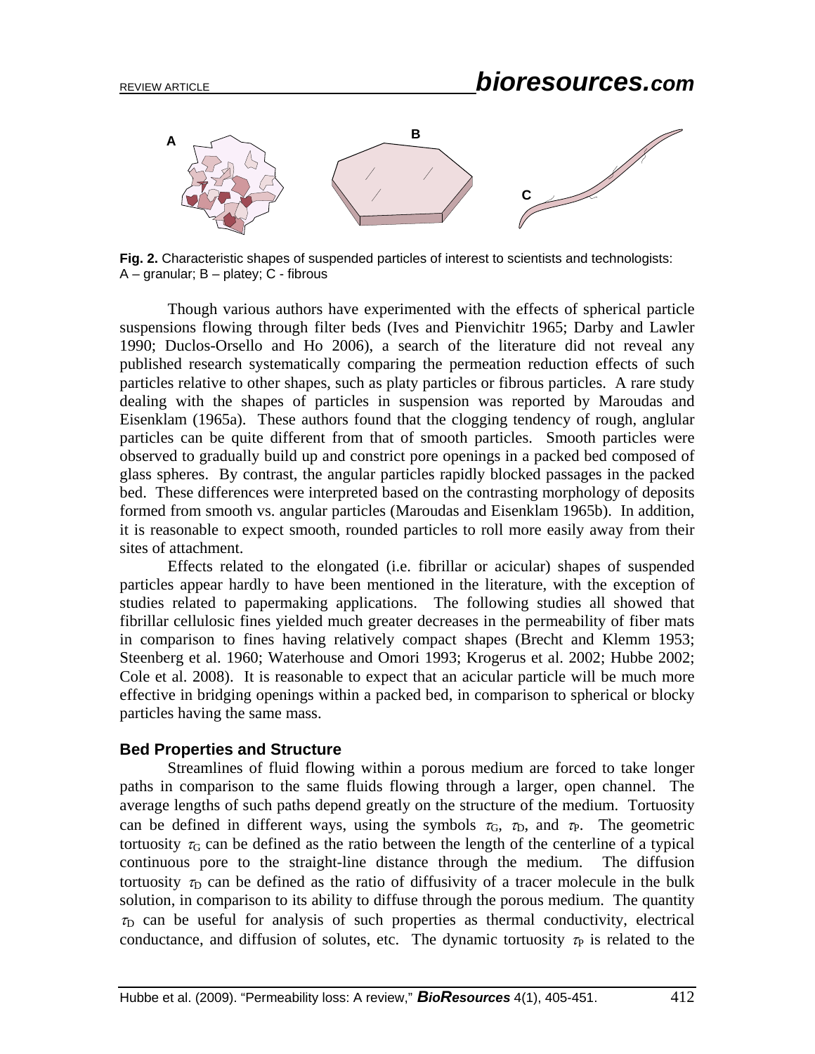A

B

C

**Fig. 2.** Characteristic shapes of suspended particles of interest to scientists and technologists: A – granular; B – platey; C - fibrous

Though various authors have experimented with the effects of spherical particle suspensions flowing through filter beds (Ives and Pienvichitr 1965; Darby and Lawler 1990; Duclos-Orsello and Ho 2006), a search of the literature did not reveal any published research systematically comparing the permeation reduction effects of such particles relative to other shapes, such as platy particles or fibrous particles. A rare study dealing with the shapes of particles in suspension was reported by Maroudas and Eisenklam (1965a). These authors found that the clogging tendency of rough, anglular particles can be quite different from that of smooth particles. Smooth particles were observed to gradually build up and constrict pore openings in a packed bed composed of glass spheres. By contrast, the angular particles rapidly blocked passages in the packed bed. These differences were interpreted based on the contrasting morphology of deposits formed from smooth vs. angular particles (Maroudas and Eisenklam 1965b). In addition, it is reasonable to expect smooth, rounded particles to roll more easily away from their sites of attachment.

Effects related to the elongated (i.e. fibrillar or acicular) shapes of suspended particles appear hardly to have been mentioned in the literature, with the exception of studies related to papermaking applications. The following studies all showed that fibrillar cellulosic fines yielded much greater decreases in the permeability of fiber mats in comparison to fines having relatively compact shapes (Brecht and Klemm 1953; Steenberg et al. 1960; Waterhouse and Omori 1993; Krogerus et al. 2002; Hubbe 2002; Cole et al. 2008). It is reasonable to expect that an acicular particle will be much more effective in bridging openings within a packed bed, in comparison to spherical or blocky particles having the same mass.

### Bed Properties and Structure

Streamlines of fluid flowing within a porous medium are forced to take longer paths in comparison to the same fluids flowing through a larger, open channel. The average lengths of such paths depend greatly on the structure of the medium. Tortuosity can be defined in different ways, using the symbols $\tau_G$, $\tau_D$, and $\tau_P$. The geometric tortuosity $\tau_G$ can be defined as the ratio between the length of the centerline of a typical continuous pore to the straight-line distance through the medium. The diffusion tortuosity $\tau_D$ can be defined as the ratio of diffusivity of a tracer molecule in the bulk solution, in comparison to its ability to diffuse through the porous medium. The quantity $\tau_D$ can be useful for analysis of such properties as thermal conductivity, electrical conductance, and diffusion of solutes, etc. The dynamic tortuosity $\tau_P$ is related to the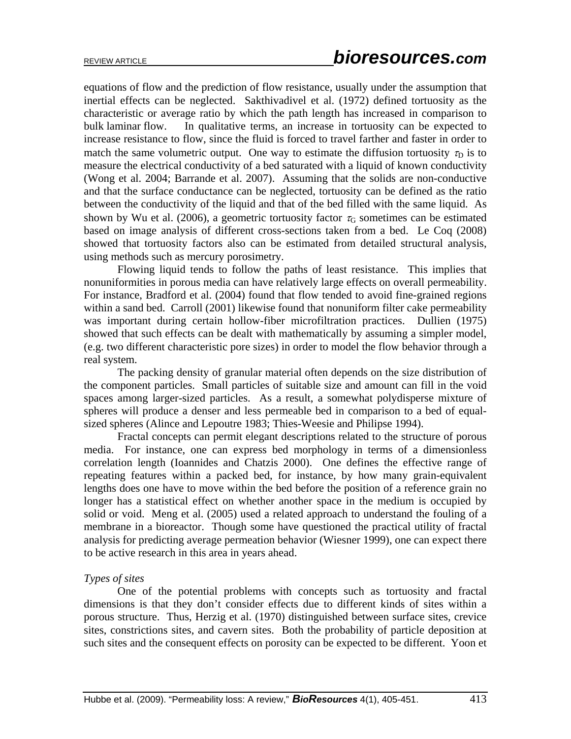equations of flow and the prediction of flow resistance, usually under the assumption that inertial effects can be neglected. Sakthivadivel et al. (1972) defined tortuosity as the characteristic or average ratio by which the path length has increased in comparison to bulk laminar flow. In qualitative terms, an increase in tortuosity can be expected to increase resistance to flow, since the fluid is forced to travel farther and faster in order to match the same volumetric output. One way to estimate the diffusion tortuosity $\tau_D$ is to measure the electrical conductivity of a bed saturated with a liquid of known conductivity (Wong et al. 2004; Barrande et al. 2007). Assuming that the solids are non-conductive and that the surface conductance can be neglected, tortuosity can be defined as the ratio between the conductivity of the liquid and that of the bed filled with the same liquid. As shown by Wu et al. (2006), a geometric tortuosity factor $\tau_G$ sometimes can be estimated based on image analysis of different cross-sections taken from a bed. Le Coq (2008) showed that tortuosity factors also can be estimated from detailed structural analysis, using methods such as mercury porosimetry.

Flowing liquid tends to follow the paths of least resistance. This implies that nonuniformities in porous media can have relatively large effects on overall permeability. For instance, Bradford et al. (2004) found that flow tended to avoid fine-grained regions within a sand bed. Carroll (2001) likewise found that nonuniform filter cake permeability was important during certain hollow-fiber microfiltration practices. Dullien (1975) showed that such effects can be dealt with mathematically by assuming a simpler model, (e.g. two different characteristic pore sizes) in order to model the flow behavior through a real system.

The packing density of granular material often depends on the size distribution of the component particles. Small particles of suitable size and amount can fill in the void spaces among larger-sized particles. As a result, a somewhat polydisperse mixture of spheres will produce a denser and less permeable bed in comparison to a bed of equal-sized spheres (Alince and Lepoutre 1983; Thies-Weesie and Philipse 1994).

Fractal concepts can permit elegant descriptions related to the structure of porous media. For instance, one can express bed morphology in terms of a dimensionless correlation length (Ioannides and Chatzis 2000). One defines the effective range of repeating features within a packed bed, for instance, by how many grain-equivalent lengths does one have to move within the bed before the position of a reference grain no longer has a statistical effect on whether another space in the medium is occupied by solid or void. Meng et al. (2005) used a related approach to understand the fouling of a membrane in a bioreactor. Though some have questioned the practical utility of fractal analysis for predicting average permeation behavior (Wiesner 1999), one can expect there to be active research in this area in years ahead.

*Types of sites*

One of the potential problems with concepts such as tortuosity and fractal dimensions is that they don't consider effects due to different kinds of sites within a porous structure. Thus, Herzig et al. (1970) distinguished between surface sites, crevice sites, constrictions sites, and cavern sites. Both the probability of particle deposition at such sites and the consequent effects on porosity can be expected to be different. Yoon et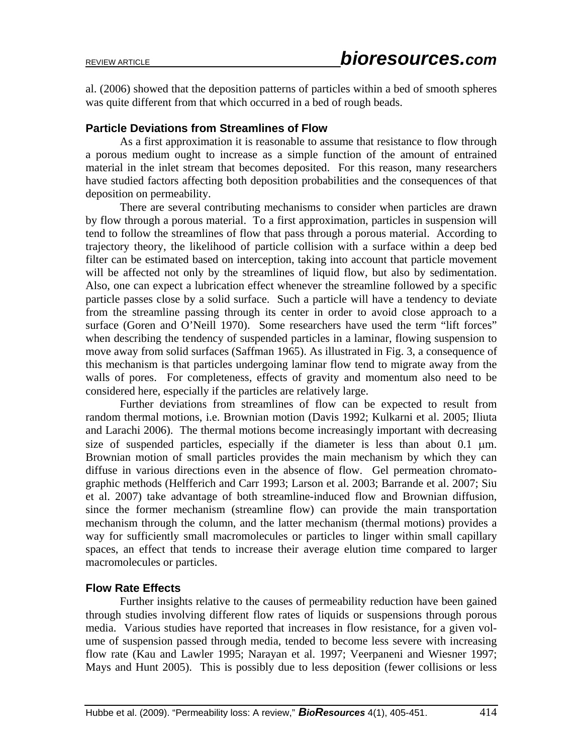al. (2006) showed that the deposition patterns of particles within a bed of smooth spheres was quite different from that which occurred in a bed of rough beads.

### Particle Deviations from Streamlines of Flow

As a first approximation it is reasonable to assume that resistance to flow through a porous medium ought to increase as a simple function of the amount of entrained material in the inlet stream that becomes deposited. For this reason, many researchers have studied factors affecting both deposition probabilities and the consequences of that deposition on permeability.

There are several contributing mechanisms to consider when particles are drawn by flow through a porous material. To a first approximation, particles in suspension will tend to follow the streamlines of flow that pass through a porous material. According to trajectory theory, the likelihood of particle collision with a surface within a deep bed filter can be estimated based on interception, taking into account that particle movement will be affected not only by the streamlines of liquid flow, but also by sedimentation. Also, one can expect a lubrication effect whenever the streamline followed by a specific particle passes close by a solid surface. Such a particle will have a tendency to deviate from the streamline passing through its center in order to avoid close approach to a surface (Goren and O'Neill 1970). Some researchers have used the term "lift forces" when describing the tendency of suspended particles in a laminar, flowing suspension to move away from solid surfaces (Saffman 1965). As illustrated in Fig. 3, a consequence of this mechanism is that particles undergoing laminar flow tend to migrate away from the walls of pores. For completeness, effects of gravity and momentum also need to be considered here, especially if the particles are relatively large.

Further deviations from streamlines of flow can be expected to result from random thermal motions, i.e. Brownian motion (Davis 1992; Kulkarni et al. 2005; Iliuta and Larachi 2006). The thermal motions become increasingly important with decreasing size of suspended particles, especially if the diameter is less than about 0.1 μm. Brownian motion of small particles provides the main mechanism by which they can diffuse in various directions even in the absence of flow. Gel permeation chromatographic methods (Helfferich and Carr 1993; Larson et al. 2003; Barrande et al. 2007; Siu et al. 2007) take advantage of both streamline-induced flow and Brownian diffusion, since the former mechanism (streamline flow) can provide the main transportation mechanism through the column, and the latter mechanism (thermal motions) provides a way for sufficiently small macromolecules or particles to linger within small capillary spaces, an effect that tends to increase their average elution time compared to larger macromolecules or particles.

### Flow Rate Effects

Further insights relative to the causes of permeability reduction have been gained through studies involving different flow rates of liquids or suspensions through porous media. Various studies have reported that increases in flow resistance, for a given volume of suspension passed through media, tended to become less severe with increasing flow rate (Kau and Lawler 1995; Narayan et al. 1997; Veerpaneni and Wiesner 1997; Mays and Hunt 2005). This is possibly due to less deposition (fewer collisions or less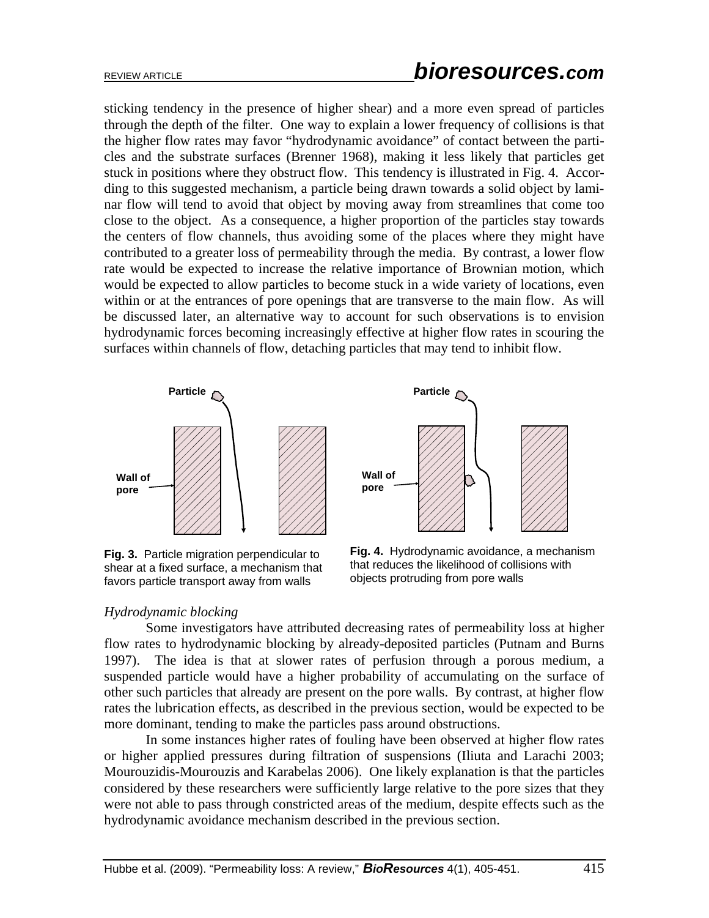sticking tendency in the presence of higher shear) and a more even spread of particles through the depth of the filter. One way to explain a lower frequency of collisions is that the higher flow rates may favor "hydrodynamic avoidance" of contact between the particles and the substrate surfaces (Brenner 1968), making it less likely that particles get stuck in positions where they obstruct flow. This tendency is illustrated in Fig. 4. According to this suggested mechanism, a particle being drawn towards a solid object by laminar flow will tend to avoid that object by moving away from streamlines that come too close to the object. As a consequence, a higher proportion of the particles stay towards the centers of flow channels, thus avoiding some of the places where they might have contributed to a greater loss of permeability through the media. By contrast, a lower flow rate would be expected to increase the relative importance of Brownian motion, which would be expected to allow particles to become stuck in a wide variety of locations, even within or at the entrances of pore openings that are transverse to the main flow. As will be discussed later, an alternative way to account for such observations is to envision hydrodynamic forces becoming increasingly effective at higher flow rates in scouring the surfaces within channels of flow, detaching particles that may tend to inhibit flow.

Particle

Wall of pore

**Fig. 3.** Particle migration perpendicular to shear at a fixed surface, a mechanism that favors particle transport away from walls

Particle

Wall of pore

**Fig. 4.** Hydrodynamic avoidance, a mechanism that reduces the likelihood of collisions with objects protruding from pore walls

*Hydrodynamic blocking*

Some investigators have attributed decreasing rates of permeability loss at higher flow rates to hydrodynamic blocking by already-deposited particles (Putnam and Burns 1997). The idea is that at slower rates of perfusion through a porous medium, a suspended particle would have a higher probability of accumulating on the surface of other such particles that already are present on the pore walls. By contrast, at higher flow rates the lubrication effects, as described in the previous section, would be expected to be more dominant, tending to make the particles pass around obstructions.

In some instances higher rates of fouling have been observed at higher flow rates or higher applied pressures during filtration of suspensions (Iliuta and Larachi 2003; Mourouzidis-Mourouzis and Karabelas 2006). One likely explanation is that the particles considered by these researchers were sufficiently large relative to the pore sizes that they were not able to pass through constricted areas of the medium, despite effects such as the hydrodynamic avoidance mechanism described in the previous section.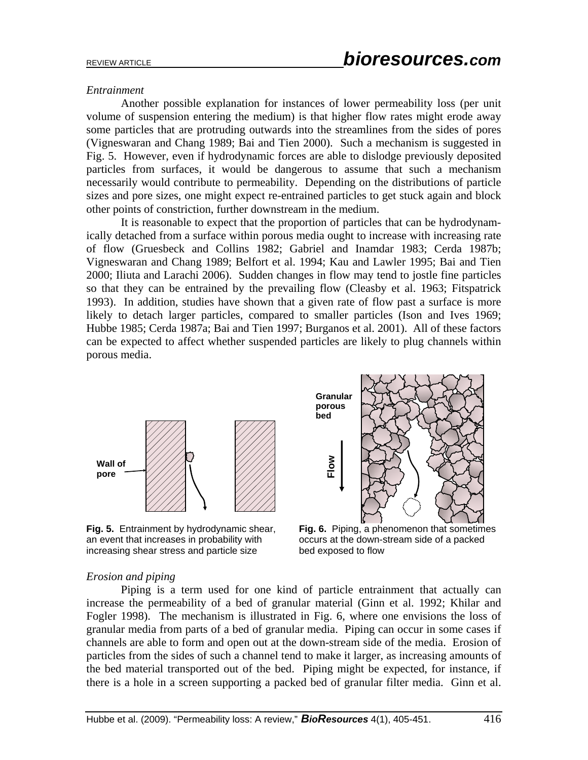*Entrainment*

Another possible explanation for instances of lower permeability loss (per unit volume of suspension entering the medium) is that higher flow rates might erode away some particles that are protruding outwards into the streamlines from the sides of pores (Vigneswaran and Chang 1989; Bai and Tien 2000). Such a mechanism is suggested in Fig. 5. However, even if hydrodynamic forces are able to dislodge previously deposited particles from surfaces, it would be dangerous to assume that such a mechanism necessarily would contribute to permeability. Depending on the distributions of particle sizes and pore sizes, one might expect re-entrained particles to get stuck again and block other points of constriction, further downstream in the medium.

It is reasonable to expect that the proportion of particles that can be hydrodynamically detached from a surface within porous media ought to increase with increasing rate of flow (Gruesbeck and Collins 1982; Gabriel and Inamdar 1983; Cerda 1987b; Vigneswaran and Chang 1989; Belfort et al. 1994; Kau and Lawler 1995; Bai and Tien 2000; Iliuta and Larachi 2006). Sudden changes in flow may tend to jostle fine particles so that they can be entrained by the prevailing flow (Cleasby et al. 1963; Fitspatrick 1993). In addition, studies have shown that a given rate of flow past a surface is more likely to detach larger particles, compared to smaller particles (Ison and Ives 1969; Hubbe 1985; Cerda 1987a; Bai and Tien 1997; Burganos et al. 2001). All of these factors can be expected to affect whether suspended particles are likely to plug channels within porous media.

Wall of pore

**Fig. 5.** Entrainment by hydrodynamic shear, an event that increases in probability with increasing shear stress and particle size

Granular porous bed

Flow

**Fig. 6.** Piping, a phenomenon that sometimes occurs at the down-stream side of a packed bed exposed to flow

*Erosion and piping*

Piping is a term used for one kind of particle entrainment that actually can increase the permeability of a bed of granular material (Ginn et al. 1992; Khilar and Fogler 1998). The mechanism is illustrated in Fig. 6, where one envisions the loss of granular media from parts of a bed of granular media. Piping can occur in some cases if channels are able to form and open out at the down-stream side of the media. Erosion of particles from the sides of such a channel tend to make it larger, as increasing amounts of the bed material transported out of the bed. Piping might be expected, for instance, if there is a hole in a screen supporting a packed bed of granular filter media. Ginn et al.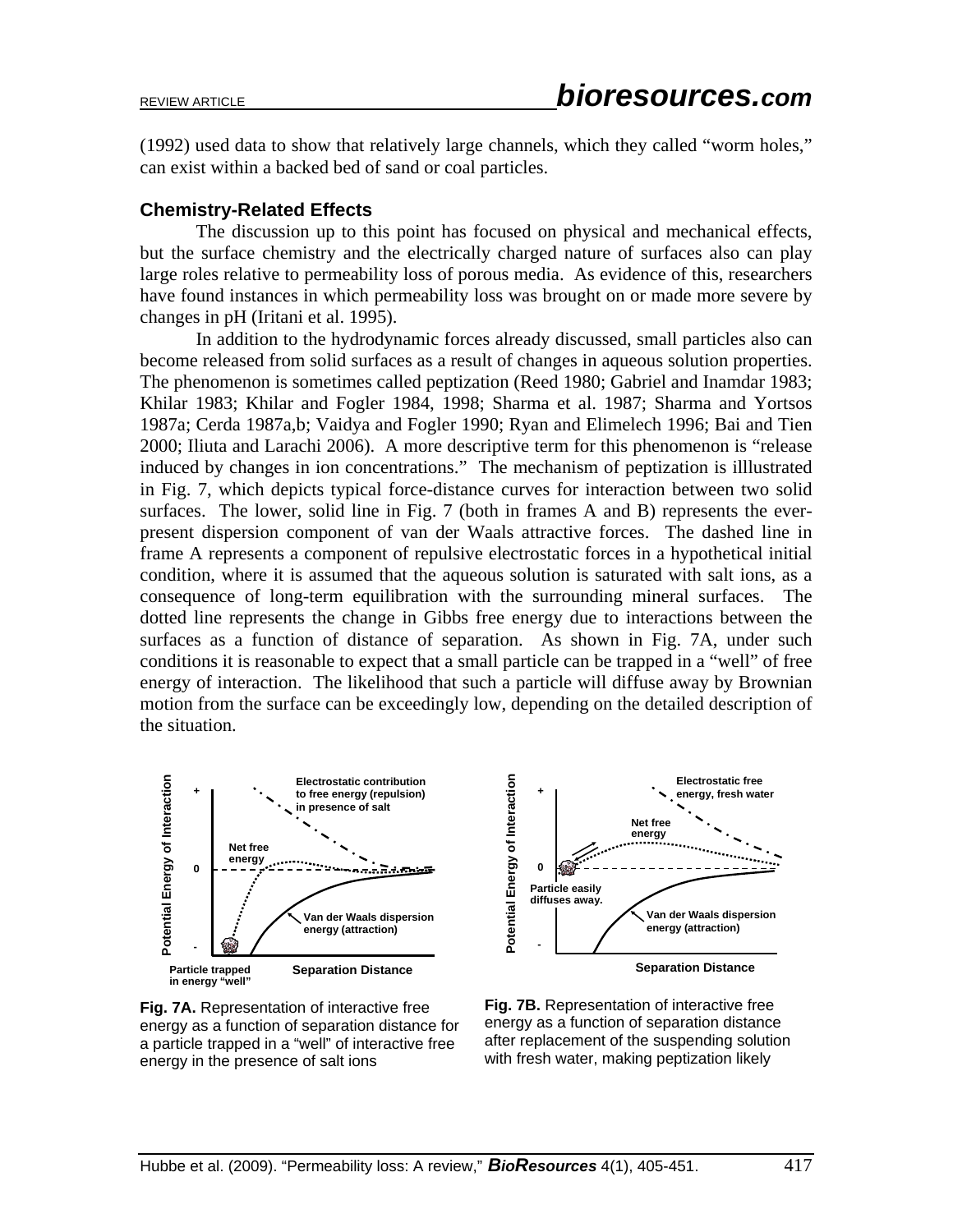(1992) used data to show that relatively large channels, which they called "worm holes," can exist within a backed bed of sand or coal particles.

### Chemistry-Related Effects

The discussion up to this point has focused on physical and mechanical effects, but the surface chemistry and the electrically charged nature of surfaces also can play large roles relative to permeability loss of porous media. As evidence of this, researchers have found instances in which permeability loss was brought on or made more severe by changes in pH (Iritani et al. 1995).

In addition to the hydrodynamic forces already discussed, small particles also can become released from solid surfaces as a result of changes in aqueous solution properties. The phenomenon is sometimes called peptization (Reed 1980; Gabriel and Inamdar 1983; Khilar 1983; Khilar and Fogler 1984, 1998; Sharma et al. 1987; Sharma and Yortsos 1987a; Cerda 1987a,b; Vaidya and Fogler 1990; Ryan and Elimelech 1996; Bai and Tien 2000; Iliuta and Larachi 2006). A more descriptive term for this phenomenon is "release induced by changes in ion concentrations." The mechanism of peptization is illlustrated in Fig. 7, which depicts typical force-distance curves for interaction between two solid surfaces. The lower, solid line in Fig. 7 (both in frames A and B) represents the ever-present dispersion component of van der Waals attractive forces. The dashed line in frame A represents a component of repulsive electrostatic forces in a hypothetical initial condition, where it is assumed that the aqueous solution is saturated with salt ions, as a consequence of long-term equilibration with the surrounding mineral surfaces. The dotted line represents the change in Gibbs free energy due to interactions between the surfaces as a function of distance of separation. As shown in Fig. 7A, under such conditions it is reasonable to expect that a small particle can be trapped in a "well" of free energy of interaction. The likelihood that such a particle will diffuse away by Brownian motion from the surface can be exceedingly low, depending on the detailed description of the situation.

Potential Energy of Interaction
+
0
-
Electrostatic contribution to free energy (repulsion) in presence of salt
Net free energy
Van der Waals dispersion energy (attraction)
Particle trapped in energy "well"
Separation Distance

**Fig. 7A.** Representation of interactive free energy as a function of separation distance for a particle trapped in a "well" of interactive free energy in the presence of salt ions

Potential Energy of Interaction
+
0
-
Electrostatic free energy, fresh water
Net free energy
Particle easily diffuses away.
Van der Waals dispersion energy (attraction)
Separation Distance

**Fig. 7B.** Representation of interactive free energy as a function of separation distance after replacement of the suspending solution with fresh water, making peptization likely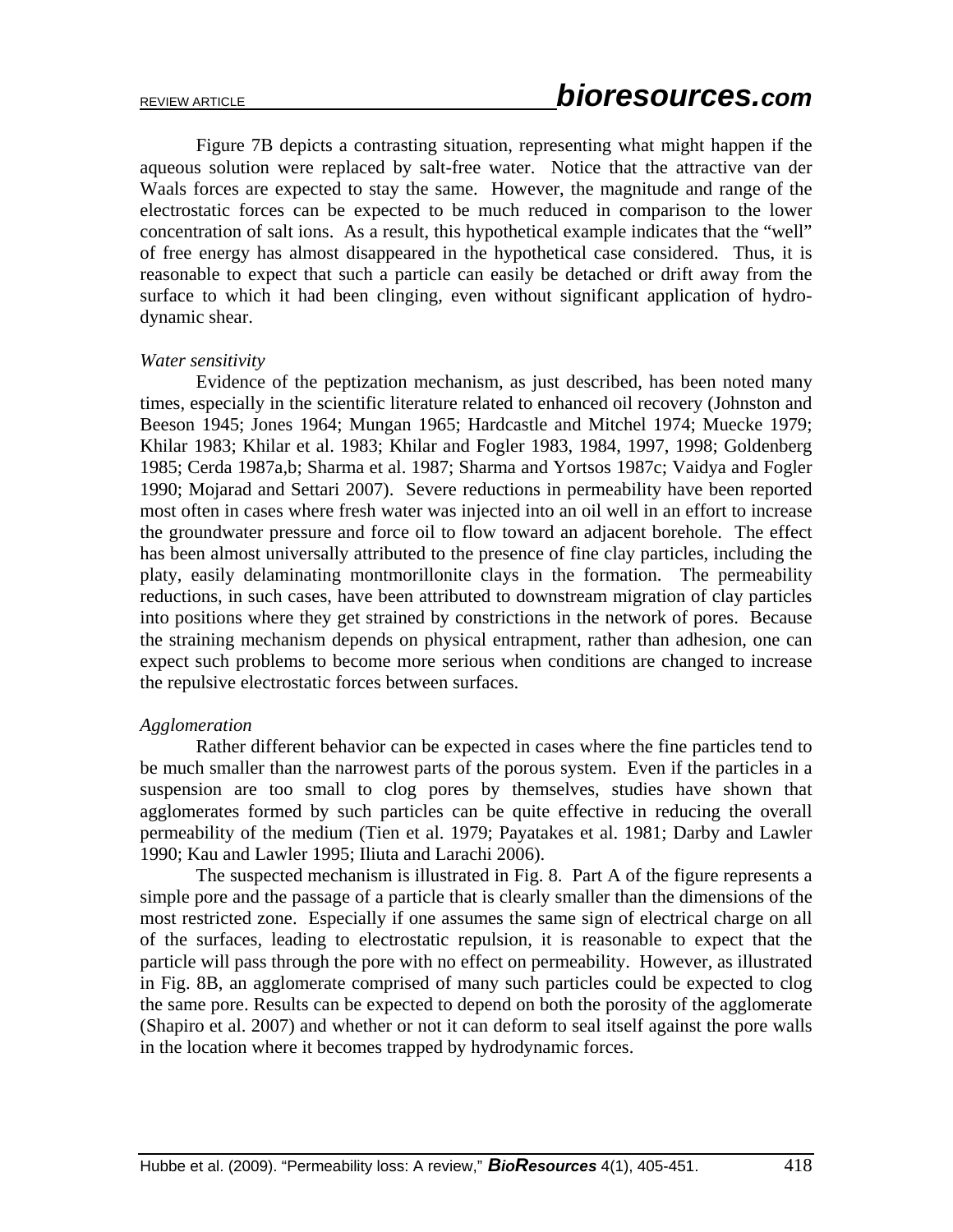Figure 7B depicts a contrasting situation, representing what might happen if the aqueous solution were replaced by salt-free water. Notice that the attractive van der Waals forces are expected to stay the same. However, the magnitude and range of the electrostatic forces can be expected to be much reduced in comparison to the lower concentration of salt ions. As a result, this hypothetical example indicates that the "well" of free energy has almost disappeared in the hypothetical case considered. Thus, it is reasonable to expect that such a particle can easily be detached or drift away from the surface to which it had been clinging, even without significant application of hydrodynamic shear.

*Water sensitivity*

Evidence of the peptization mechanism, as just described, has been noted many times, especially in the scientific literature related to enhanced oil recovery (Johnston and Beeson 1945; Jones 1964; Mungan 1965; Hardcastle and Mitchel 1974; Muecke 1979; Khilar 1983; Khilar et al. 1983; Khilar and Fogler 1983, 1984, 1997, 1998; Goldenberg 1985; Cerda 1987a,b; Sharma et al. 1987; Sharma and Yortsos 1987c; Vaidya and Fogler 1990; Mojarad and Settari 2007). Severe reductions in permeability have been reported most often in cases where fresh water was injected into an oil well in an effort to increase the groundwater pressure and force oil to flow toward an adjacent borehole. The effect has been almost universally attributed to the presence of fine clay particles, including the platy, easily delaminating montmorillonite clays in the formation. The permeability reductions, in such cases, have been attributed to downstream migration of clay particles into positions where they get strained by constrictions in the network of pores. Because the straining mechanism depends on physical entrapment, rather than adhesion, one can expect such problems to become more serious when conditions are changed to increase the repulsive electrostatic forces between surfaces.

*Agglomeration*

Rather different behavior can be expected in cases where the fine particles tend to be much smaller than the narrowest parts of the porous system. Even if the particles in a suspension are too small to clog pores by themselves, studies have shown that agglomerates formed by such particles can be quite effective in reducing the overall permeability of the medium (Tien et al. 1979; Payatakes et al. 1981; Darby and Lawler 1990; Kau and Lawler 1995; Iliuta and Larachi 2006).

The suspected mechanism is illustrated in Fig. 8. Part A of the figure represents a simple pore and the passage of a particle that is clearly smaller than the dimensions of the most restricted zone. Especially if one assumes the same sign of electrical charge on all of the surfaces, leading to electrostatic repulsion, it is reasonable to expect that the particle will pass through the pore with no effect on permeability. However, as illustrated in Fig. 8B, an agglomerate comprised of many such particles could be expected to clog the same pore. Results can be expected to depend on both the porosity of the agglomerate (Shapiro et al. 2007) and whether or not it can deform to seal itself against the pore walls in the location where it becomes trapped by hydrodynamic forces.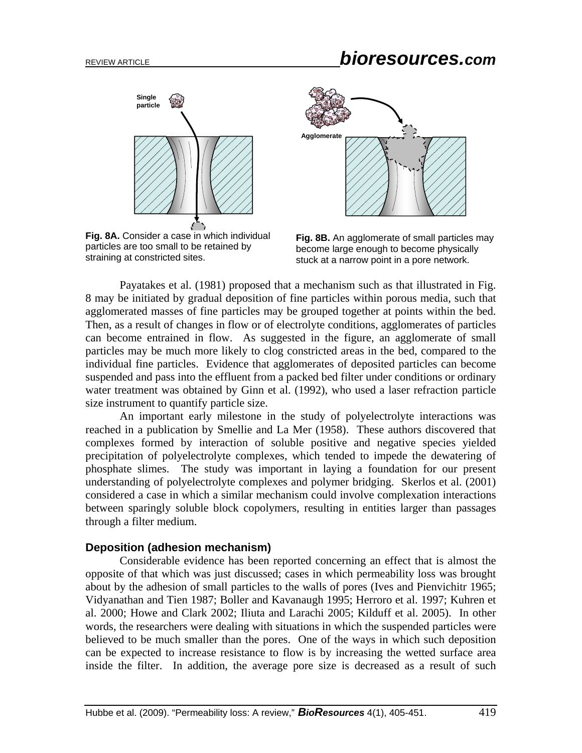Single particle

Agglomerate

**Fig. 8A.** Consider a case in which individual particles are too small to be retained by straining at constricted sites.

**Fig. 8B.** An agglomerate of small particles may become large enough to become physically stuck at a narrow point in a pore network.

Payatakes et al. (1981) proposed that a mechanism such as that illustrated in Fig. 8 may be initiated by gradual deposition of fine particles within porous media, such that agglomerated masses of fine particles may be grouped together at points within the bed. Then, as a result of changes in flow or of electrolyte conditions, agglomerates of particles can become entrained in flow. As suggested in the figure, an agglomerate of small particles may be much more likely to clog constricted areas in the bed, compared to the individual fine particles. Evidence that agglomerates of deposited particles can become suspended and pass into the effluent from a packed bed filter under conditions or ordinary water treatment was obtained by Ginn et al. (1992), who used a laser refraction particle size instrument to quantify particle size.

An important early milestone in the study of polyelectrolyte interactions was reached in a publication by Smellie and La Mer (1958). These authors discovered that complexes formed by interaction of soluble positive and negative species yielded precipitation of polyelectrolyte complexes, which tended to impede the dewatering of phosphate slimes. The study was important in laying a foundation for our present understanding of polyelectrolyte complexes and polymer bridging. Skerlos et al. (2001) considered a case in which a similar mechanism could involve complexation interactions between sparingly soluble block copolymers, resulting in entities larger than passages through a filter medium.

### Deposition (adhesion mechanism)

Considerable evidence has been reported concerning an effect that is almost the opposite of that which was just discussed; cases in which permeability loss was brought about by the adhesion of small particles to the walls of pores (Ives and Pienvichitr 1965; Vidyanathan and Tien 1987; Boller and Kavanaugh 1995; Herroro et al. 1997; Kuhren et al. 2000; Howe and Clark 2002; Iliuta and Larachi 2005; Kilduff et al. 2005). In other words, the researchers were dealing with situations in which the suspended particles were believed to be much smaller than the pores. One of the ways in which such deposition can be expected to increase resistance to flow is by increasing the wetted surface area inside the filter. In addition, the average pore size is decreased as a result of such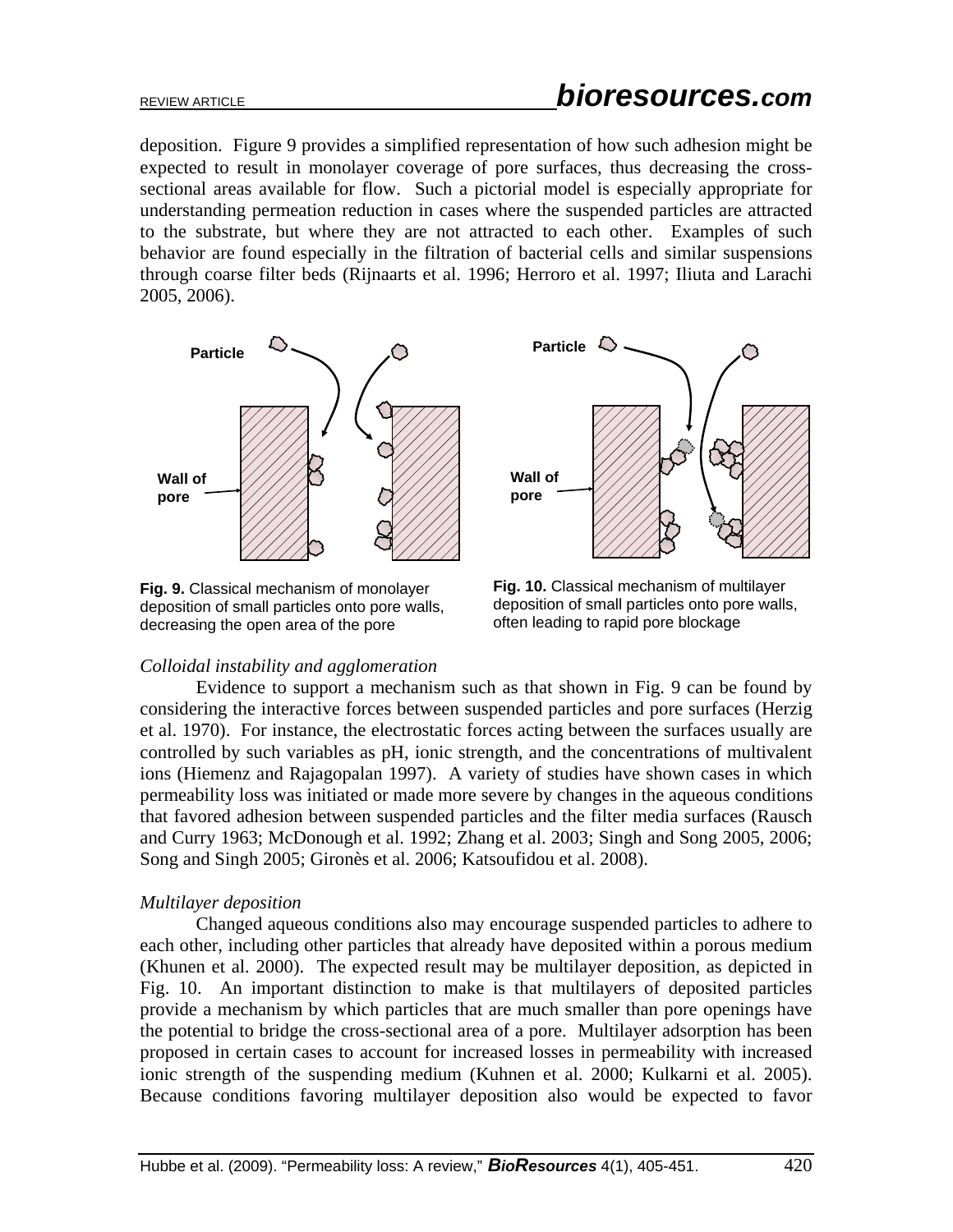deposition. Figure 9 provides a simplified representation of how such adhesion might be expected to result in monolayer coverage of pore surfaces, thus decreasing the cross-sectional areas available for flow. Such a pictorial model is especially appropriate for understanding permeation reduction in cases where the suspended particles are attracted to the substrate, but where they are not attracted to each other. Examples of such behavior are found especially in the filtration of bacterial cells and similar suspensions through coarse filter beds (Rijnaarts et al. 1996; Herroro et al. 1997; Iliuta and Larachi 2005, 2006).

Particle

Wall of pore

**Fig. 9.** Classical mechanism of monolayer deposition of small particles onto pore walls, decreasing the open area of the pore

Particle

Wall of pore

**Fig. 10.** Classical mechanism of multilayer deposition of small particles onto pore walls, often leading to rapid pore blockage

*Colloidal instability and agglomeration*

Evidence to support a mechanism such as that shown in Fig. 9 can be found by considering the interactive forces between suspended particles and pore surfaces (Herzig et al. 1970). For instance, the electrostatic forces acting between the surfaces usually are controlled by such variables as pH, ionic strength, and the concentrations of multivalent ions (Hiemenz and Rajagopalan 1997). A variety of studies have shown cases in which permeability loss was initiated or made more severe by changes in the aqueous conditions that favored adhesion between suspended particles and the filter media surfaces (Rausch and Curry 1963; McDonough et al. 1992; Zhang et al. 2003; Singh and Song 2005, 2006; Song and Singh 2005; Gironès et al. 2006; Katsoufidou et al. 2008).

*Multilayer deposition*

Changed aqueous conditions also may encourage suspended particles to adhere to each other, including other particles that already have deposited within a porous medium (Khunen et al. 2000). The expected result may be multilayer deposition, as depicted in Fig. 10. An important distinction to make is that multilayers of deposited particles provide a mechanism by which particles that are much smaller than pore openings have the potential to bridge the cross-sectional area of a pore. Multilayer adsorption has been proposed in certain cases to account for increased losses in permeability with increased ionic strength of the suspending medium (Kuhnen et al. 2000; Kulkarni et al. 2005). Because conditions favoring multilayer deposition also would be expected to favor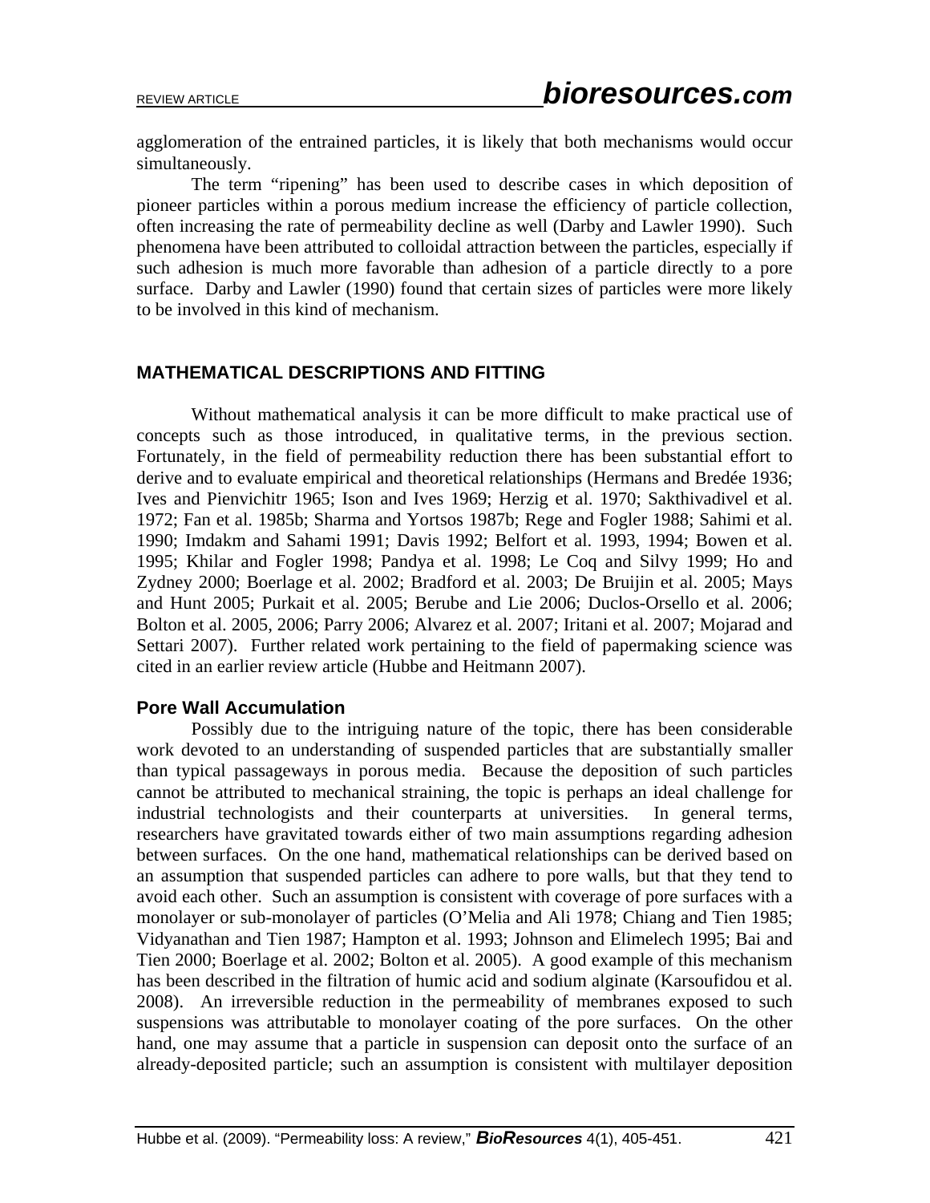agglomeration of the entrained particles, it is likely that both mechanisms would occur simultaneously.

The term "ripening" has been used to describe cases in which deposition of pioneer particles within a porous medium increase the efficiency of particle collection, often increasing the rate of permeability decline as well (Darby and Lawler 1990). Such phenomena have been attributed to colloidal attraction between the particles, especially if such adhesion is much more favorable than adhesion of a particle directly to a pore surface. Darby and Lawler (1990) found that certain sizes of particles were more likely to be involved in this kind of mechanism.

## MATHEMATICAL DESCRIPTIONS AND FITTING

Without mathematical analysis it can be more difficult to make practical use of concepts such as those introduced, in qualitative terms, in the previous section. Fortunately, in the field of permeability reduction there has been substantial effort to derive and to evaluate empirical and theoretical relationships (Hermans and Bredée 1936; Ives and Pienvichitr 1965; Ison and Ives 1969; Herzig et al. 1970; Sakthivadivel et al. 1972; Fan et al. 1985b; Sharma and Yortsos 1987b; Rege and Fogler 1988; Sahimi et al. 1990; Imdakm and Sahami 1991; Davis 1992; Belfort et al. 1993, 1994; Bowen et al. 1995; Khilar and Fogler 1998; Pandya et al. 1998; Le Coq and Silvy 1999; Ho and Zydney 2000; Boerlage et al. 2002; Bradford et al. 2003; De Bruijin et al. 2005; Mays and Hunt 2005; Purkait et al. 2005; Berube and Lie 2006; Duclos-Orsello et al. 2006; Bolton et al. 2005, 2006; Parry 2006; Alvarez et al. 2007; Iritani et al. 2007; Mojarad and Settari 2007). Further related work pertaining to the field of papermaking science was cited in an earlier review article (Hubbe and Heitmann 2007).

### Pore Wall Accumulation

Possibly due to the intriguing nature of the topic, there has been considerable work devoted to an understanding of suspended particles that are substantially smaller than typical passageways in porous media. Because the deposition of such particles cannot be attributed to mechanical straining, the topic is perhaps an ideal challenge for industrial technologists and their counterparts at universities. In general terms, researchers have gravitated towards either of two main assumptions regarding adhesion between surfaces. On the one hand, mathematical relationships can be derived based on an assumption that suspended particles can adhere to pore walls, but that they tend to avoid each other. Such an assumption is consistent with coverage of pore surfaces with a monolayer or sub-monolayer of particles (O'Melia and Ali 1978; Chiang and Tien 1985; Vidyanathan and Tien 1987; Hampton et al. 1993; Johnson and Elimelech 1995; Bai and Tien 2000; Boerlage et al. 2002; Bolton et al. 2005). A good example of this mechanism has been described in the filtration of humic acid and sodium alginate (Karsoufidou et al. 2008). An irreversible reduction in the permeability of membranes exposed to such suspensions was attributable to monolayer coating of the pore surfaces. On the other hand, one may assume that a particle in suspension can deposit onto the surface of an already-deposited particle; such an assumption is consistent with multilayer deposition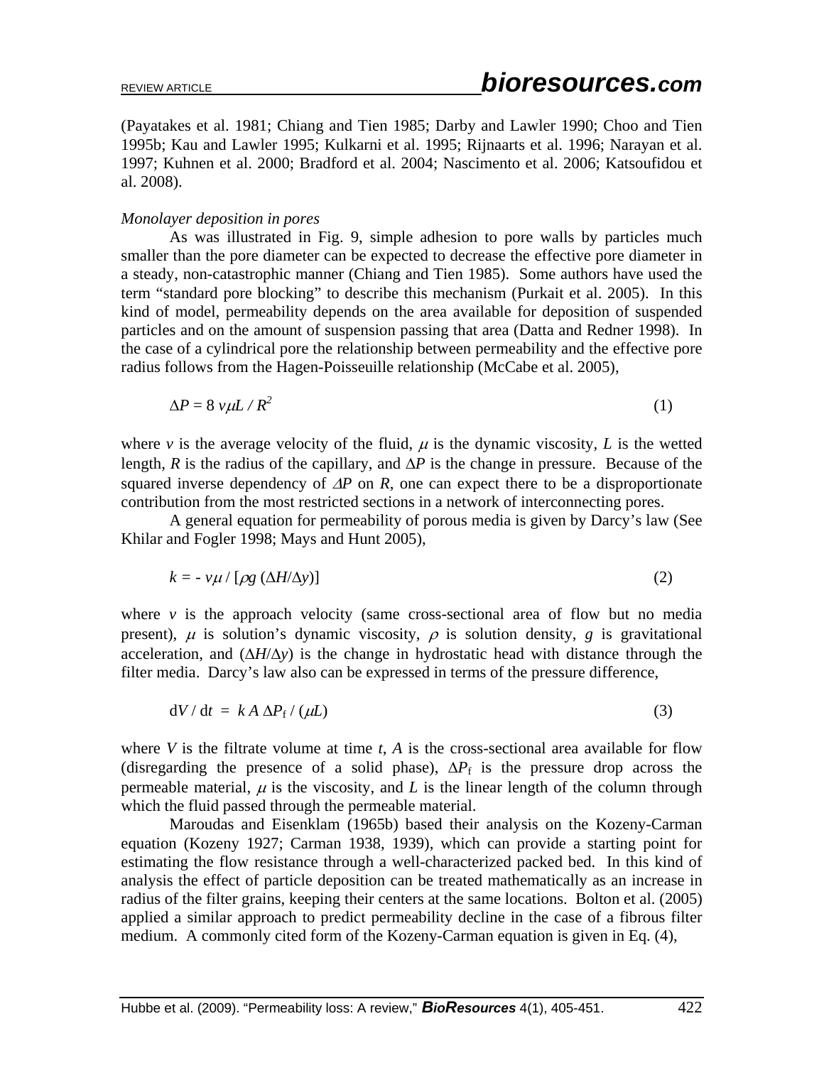(Payatakes et al. 1981; Chiang and Tien 1985; Darby and Lawler 1990; Choo and Tien 1995b; Kau and Lawler 1995; Kulkarni et al. 1995; Rijnaarts et al. 1996; Narayan et al. 1997; Kuhnen et al. 2000; Bradford et al. 2004; Nascimento et al. 2006; Katsoufidou et al. 2008).

*Monolayer deposition in pores*

As was illustrated in Fig. 9, simple adhesion to pore walls by particles much smaller than the pore diameter can be expected to decrease the effective pore diameter in a steady, non-catastrophic manner (Chiang and Tien 1985). Some authors have used the term "standard pore blocking" to describe this mechanism (Purkait et al. 2005). In this kind of model, permeability depends on the area available for deposition of suspended particles and on the amount of suspension passing that area (Datta and Redner 1998). In the case of a cylindrical pore the relationship between permeability and the effective pore radius follows from the Hagen-Poisseuille relationship (McCabe et al. 2005),

$$\Delta P = 8\, v \mu L \,/\, R^2 \qquad (1)$$

where $v$ is the average velocity of the fluid, $\mu$ is the dynamic viscosity, $L$ is the wetted length, $R$ is the radius of the capillary, and $\Delta P$ is the change in pressure. Because of the squared inverse dependency of $\Delta P$ on $R$, one can expect there to be a disproportionate contribution from the most restricted sections in a network of interconnecting pores.

A general equation for permeability of porous media is given by Darcy's law (See Khilar and Fogler 1998; Mays and Hunt 2005),

$$k = -\, v\mu \,/\, [\rho g\, (\Delta H / \Delta y)] \qquad (2)$$

where $v$ is the approach velocity (same cross-sectional area of flow but no media present), $\mu$ is solution's dynamic viscosity, $\rho$ is solution density, $g$ is gravitational acceleration, and $(\Delta H/\Delta y)$ is the change in hydrostatic head with distance through the filter media. Darcy's law also can be expressed in terms of the pressure difference,

$$\mathrm{d}V \,/\, \mathrm{d}t \;=\; k\, A\, \Delta P_{\mathrm{f}} \,/\, (\mu L) \qquad (3)$$

where $V$ is the filtrate volume at time $t$, $A$ is the cross-sectional area available for flow (disregarding the presence of a solid phase), $\Delta P_{\mathrm{f}}$ is the pressure drop across the permeable material, $\mu$ is the viscosity, and $L$ is the linear length of the column through which the fluid passed through the permeable material.

Maroudas and Eisenklam (1965b) based their analysis on the Kozeny-Carman equation (Kozeny 1927; Carman 1938, 1939), which can provide a starting point for estimating the flow resistance through a well-characterized packed bed. In this kind of analysis the effect of particle deposition can be treated mathematically as an increase in radius of the filter grains, keeping their centers at the same locations. Bolton et al. (2005) applied a similar approach to predict permeability decline in the case of a fibrous filter medium. A commonly cited form of the Kozeny-Carman equation is given in Eq. (4),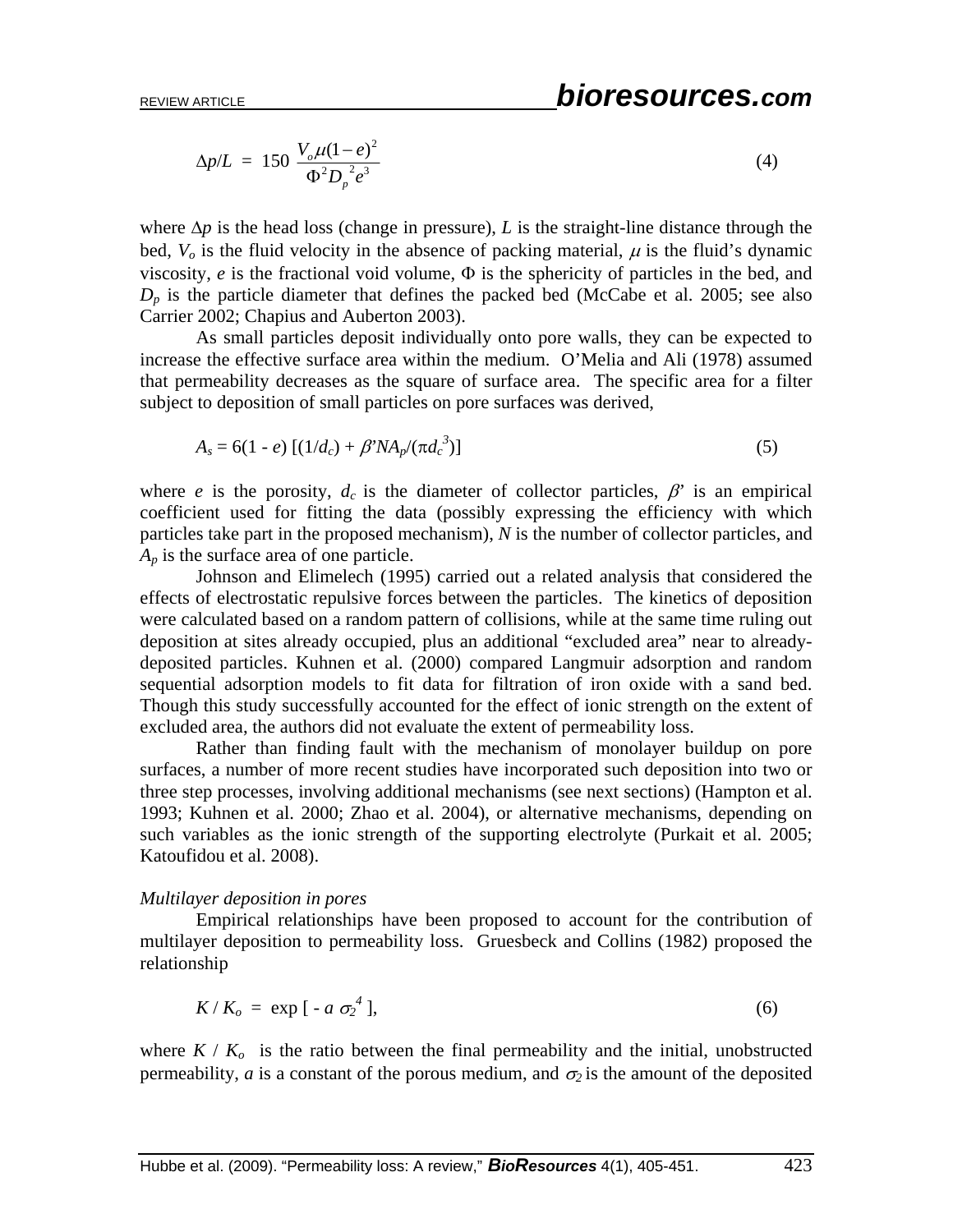$$\Delta p/L = 150 \frac{V_o \mu (1-e)^2}{\Phi^2 D_p{}^2 e^3} \tag{4}$$

where $\Delta p$ is the head loss (change in pressure), $L$ is the straight-line distance through the bed, $V_o$ is the fluid velocity in the absence of packing material, $\mu$ is the fluid's dynamic viscosity, $e$ is the fractional void volume, $\Phi$ is the sphericity of particles in the bed, and $D_p$ is the particle diameter that defines the packed bed (McCabe et al. 2005; see also Carrier 2002; Chapius and Auberton 2003).

As small particles deposit individually onto pore walls, they can be expected to increase the effective surface area within the medium. O'Melia and Ali (1978) assumed that permeability decreases as the square of surface area. The specific area for a filter subject to deposition of small particles on pore surfaces was derived,

$$A_s = 6(1 - e) \, [(1/d_c) + \beta' N A_p/(\pi d_c{}^3)] \tag{5}$$

where $e$ is the porosity, $d_c$ is the diameter of collector particles, $\beta'$ is an empirical coefficient used for fitting the data (possibly expressing the efficiency with which particles take part in the proposed mechanism), $N$ is the number of collector particles, and $A_p$ is the surface area of one particle.

Johnson and Elimelech (1995) carried out a related analysis that considered the effects of electrostatic repulsive forces between the particles. The kinetics of deposition were calculated based on a random pattern of collisions, while at the same time ruling out deposition at sites already occupied, plus an additional "excluded area" near to already-deposited particles. Kuhnen et al. (2000) compared Langmuir adsorption and random sequential adsorption models to fit data for filtration of iron oxide with a sand bed. Though this study successfully accounted for the effect of ionic strength on the extent of excluded area, the authors did not evaluate the extent of permeability loss.

Rather than finding fault with the mechanism of monolayer buildup on pore surfaces, a number of more recent studies have incorporated such deposition into two or three step processes, involving additional mechanisms (see next sections) (Hampton et al. 1993; Kuhnen et al. 2000; Zhao et al. 2004), or alternative mechanisms, depending on such variables as the ionic strength of the supporting electrolyte (Purkait et al. 2005; Katoufidou et al. 2008).

*Multilayer deposition in pores*

Empirical relationships have been proposed to account for the contribution of multilayer deposition to permeability loss. Gruesbeck and Collins (1982) proposed the relationship

$$K / K_o = \exp [ - a \, \sigma_2{}^4 ], \tag{6}$$

where $K / K_o$ is the ratio between the final permeability and the initial, unobstructed permeability, $a$ is a constant of the porous medium, and $\sigma_2$ is the amount of the deposited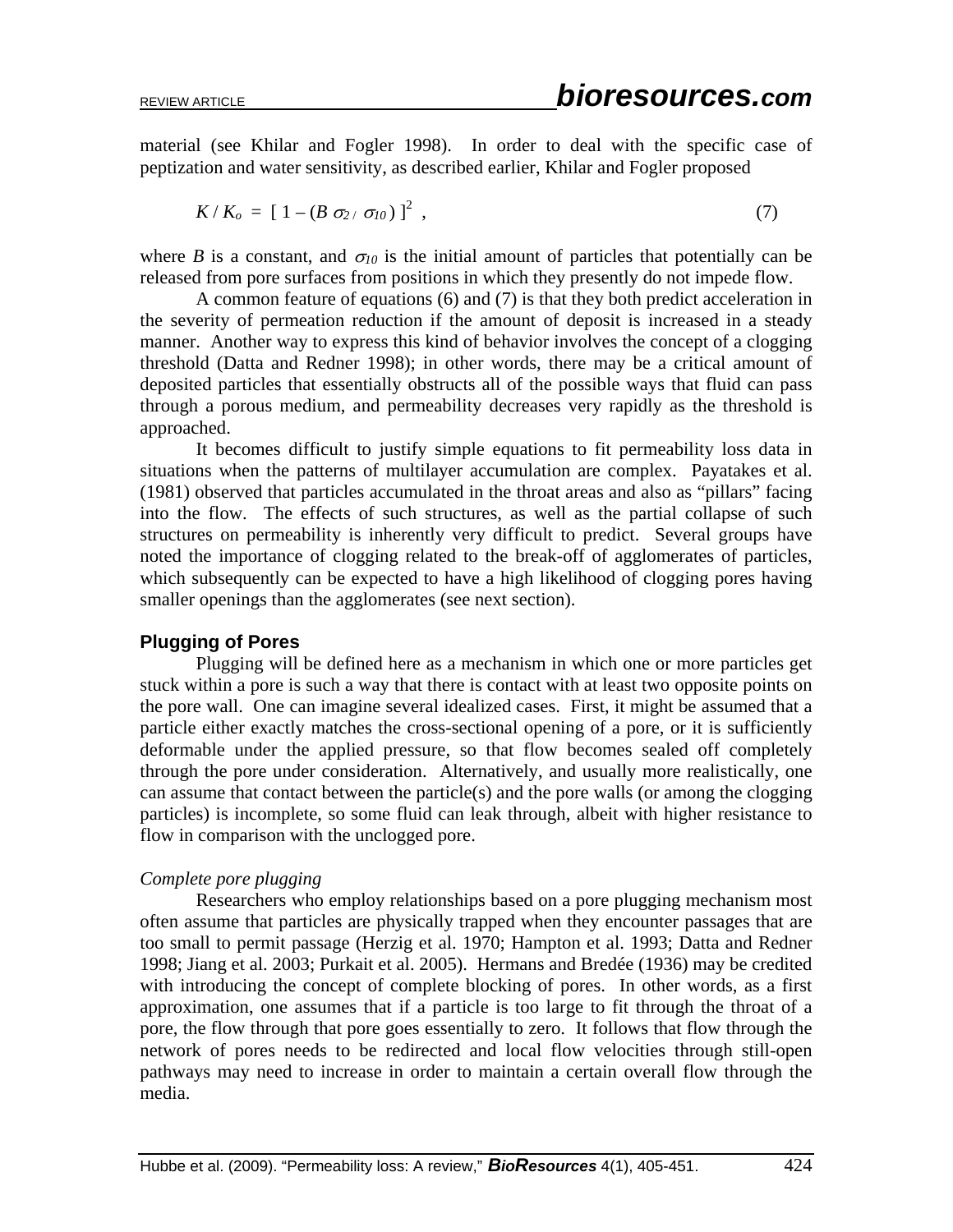material (see Khilar and Fogler 1998). In order to deal with the specific case of peptization and water sensitivity, as described earlier, Khilar and Fogler proposed

$$K / K_o = [\, 1 - (B\, \sigma_2 / \sigma_{10})\, ]^2 \,, \tag{7}$$

where $B$ is a constant, and $\sigma_{10}$ is the initial amount of particles that potentially can be released from pore surfaces from positions in which they presently do not impede flow.

A common feature of equations (6) and (7) is that they both predict acceleration in the severity of permeation reduction if the amount of deposit is increased in a steady manner. Another way to express this kind of behavior involves the concept of a clogging threshold (Datta and Redner 1998); in other words, there may be a critical amount of deposited particles that essentially obstructs all of the possible ways that fluid can pass through a porous medium, and permeability decreases very rapidly as the threshold is approached.

It becomes difficult to justify simple equations to fit permeability loss data in situations when the patterns of multilayer accumulation are complex. Payatakes et al. (1981) observed that particles accumulated in the throat areas and also as "pillars" facing into the flow. The effects of such structures, as well as the partial collapse of such structures on permeability is inherently very difficult to predict. Several groups have noted the importance of clogging related to the break-off of agglomerates of particles, which subsequently can be expected to have a high likelihood of clogging pores having smaller openings than the agglomerates (see next section).

### Plugging of Pores

Plugging will be defined here as a mechanism in which one or more particles get stuck within a pore is such a way that there is contact with at least two opposite points on the pore wall. One can imagine several idealized cases. First, it might be assumed that a particle either exactly matches the cross-sectional opening of a pore, or it is sufficiently deformable under the applied pressure, so that flow becomes sealed off completely through the pore under consideration. Alternatively, and usually more realistically, one can assume that contact between the particle(s) and the pore walls (or among the clogging particles) is incomplete, so some fluid can leak through, albeit with higher resistance to flow in comparison with the unclogged pore.

*Complete pore plugging*

Researchers who employ relationships based on a pore plugging mechanism most often assume that particles are physically trapped when they encounter passages that are too small to permit passage (Herzig et al. 1970; Hampton et al. 1993; Datta and Redner 1998; Jiang et al. 2003; Purkait et al. 2005). Hermans and Bredée (1936) may be credited with introducing the concept of complete blocking of pores. In other words, as a first approximation, one assumes that if a particle is too large to fit through the throat of a pore, the flow through that pore goes essentially to zero. It follows that flow through the network of pores needs to be redirected and local flow velocities through still-open pathways may need to increase in order to maintain a certain overall flow through the media.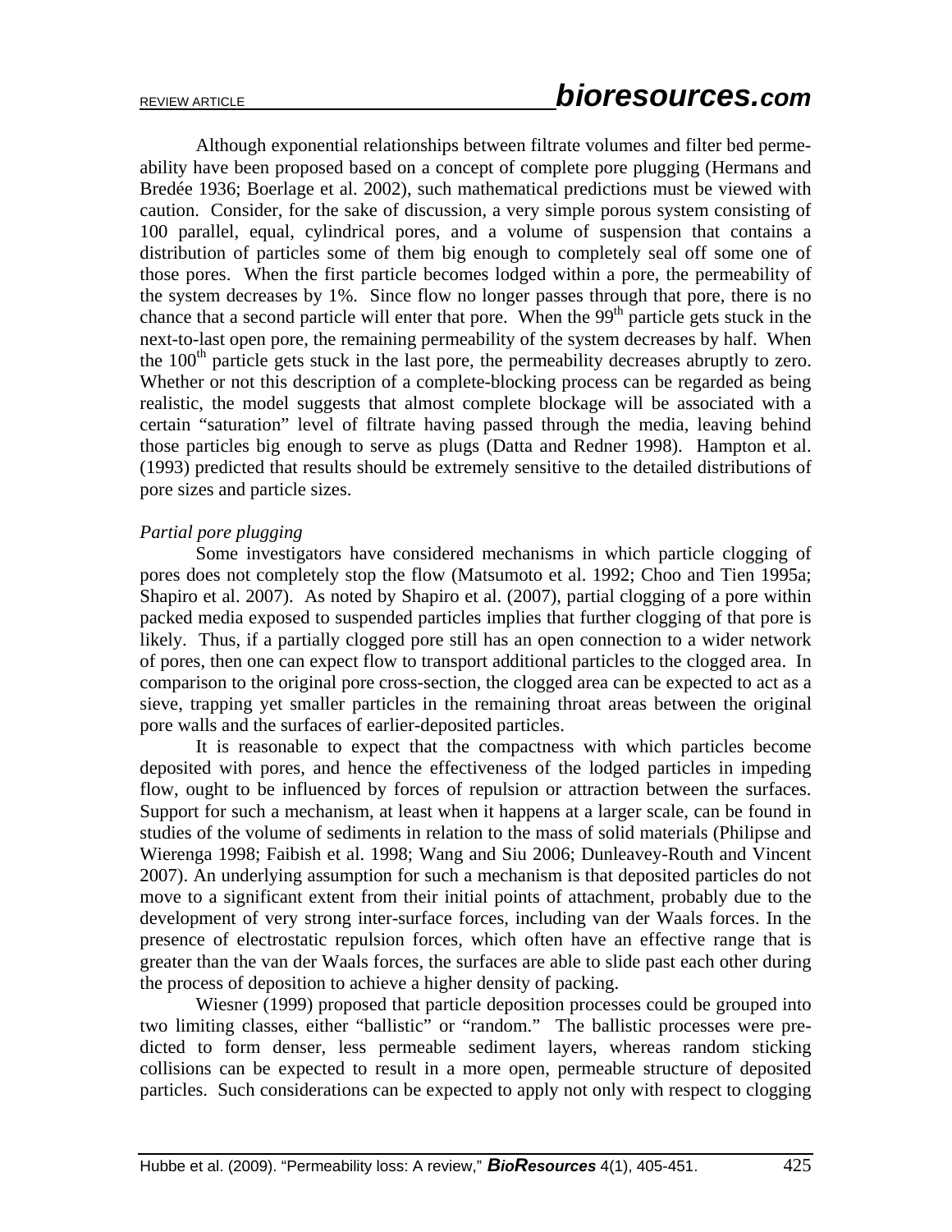Although exponential relationships between filtrate volumes and filter bed permeability have been proposed based on a concept of complete pore plugging (Hermans and Bredée 1936; Boerlage et al. 2002), such mathematical predictions must be viewed with caution. Consider, for the sake of discussion, a very simple porous system consisting of 100 parallel, equal, cylindrical pores, and a volume of suspension that contains a distribution of particles some of them big enough to completely seal off some one of those pores. When the first particle becomes lodged within a pore, the permeability of the system decreases by 1%. Since flow no longer passes through that pore, there is no chance that a second particle will enter that pore. When the 99th particle gets stuck in the next-to-last open pore, the remaining permeability of the system decreases by half. When the 100th particle gets stuck in the last pore, the permeability decreases abruptly to zero. Whether or not this description of a complete-blocking process can be regarded as being realistic, the model suggests that almost complete blockage will be associated with a certain "saturation" level of filtrate having passed through the media, leaving behind those particles big enough to serve as plugs (Datta and Redner 1998). Hampton et al. (1993) predicted that results should be extremely sensitive to the detailed distributions of pore sizes and particle sizes.

*Partial pore plugging*

Some investigators have considered mechanisms in which particle clogging of pores does not completely stop the flow (Matsumoto et al. 1992; Choo and Tien 1995a; Shapiro et al. 2007). As noted by Shapiro et al. (2007), partial clogging of a pore within packed media exposed to suspended particles implies that further clogging of that pore is likely. Thus, if a partially clogged pore still has an open connection to a wider network of pores, then one can expect flow to transport additional particles to the clogged area. In comparison to the original pore cross-section, the clogged area can be expected to act as a sieve, trapping yet smaller particles in the remaining throat areas between the original pore walls and the surfaces of earlier-deposited particles.

It is reasonable to expect that the compactness with which particles become deposited with pores, and hence the effectiveness of the lodged particles in impeding flow, ought to be influenced by forces of repulsion or attraction between the surfaces. Support for such a mechanism, at least when it happens at a larger scale, can be found in studies of the volume of sediments in relation to the mass of solid materials (Philipse and Wierenga 1998; Faibish et al. 1998; Wang and Siu 2006; Dunleavey-Routh and Vincent 2007). An underlying assumption for such a mechanism is that deposited particles do not move to a significant extent from their initial points of attachment, probably due to the development of very strong inter-surface forces, including van der Waals forces. In the presence of electrostatic repulsion forces, which often have an effective range that is greater than the van der Waals forces, the surfaces are able to slide past each other during the process of deposition to achieve a higher density of packing.

Wiesner (1999) proposed that particle deposition processes could be grouped into two limiting classes, either "ballistic" or "random." The ballistic processes were predicted to form denser, less permeable sediment layers, whereas random sticking collisions can be expected to result in a more open, permeable structure of deposited particles. Such considerations can be expected to apply not only with respect to clogging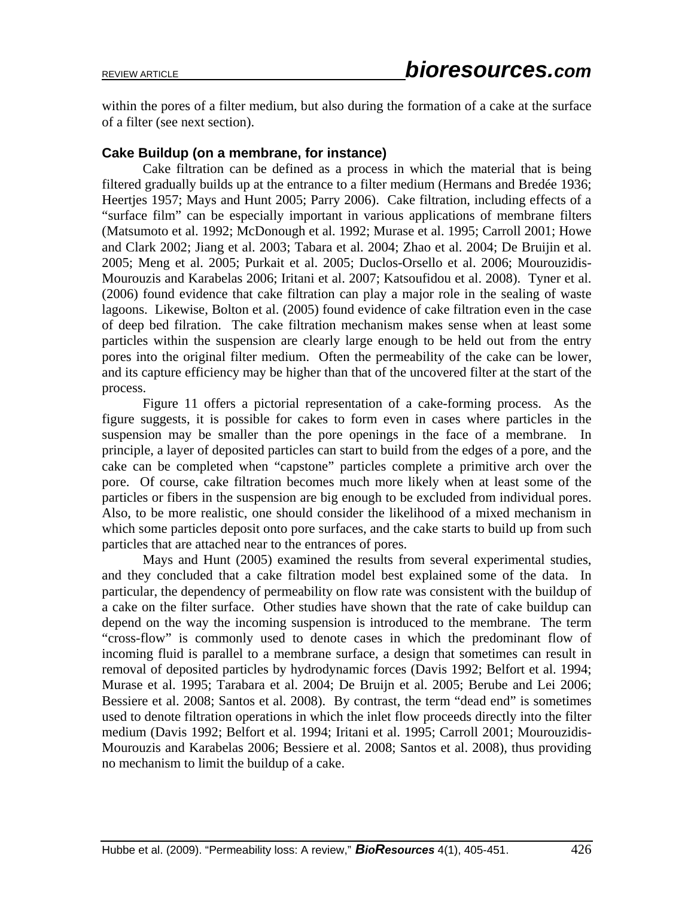within the pores of a filter medium, but also during the formation of a cake at the surface of a filter (see next section).

### Cake Buildup (on a membrane, for instance)

Cake filtration can be defined as a process in which the material that is being filtered gradually builds up at the entrance to a filter medium (Hermans and Bredée 1936; Heertjes 1957; Mays and Hunt 2005; Parry 2006). Cake filtration, including effects of a "surface film" can be especially important in various applications of membrane filters (Matsumoto et al. 1992; McDonough et al. 1992; Murase et al. 1995; Carroll 2001; Howe and Clark 2002; Jiang et al. 2003; Tabara et al. 2004; Zhao et al. 2004; De Bruijin et al. 2005; Meng et al. 2005; Purkait et al. 2005; Duclos-Orsello et al. 2006; Mourouzidis-Mourouzis and Karabelas 2006; Iritani et al. 2007; Katsoufidou et al. 2008). Tyner et al. (2006) found evidence that cake filtration can play a major role in the sealing of waste lagoons. Likewise, Bolton et al. (2005) found evidence of cake filtration even in the case of deep bed filration. The cake filtration mechanism makes sense when at least some particles within the suspension are clearly large enough to be held out from the entry pores into the original filter medium. Often the permeability of the cake can be lower, and its capture efficiency may be higher than that of the uncovered filter at the start of the process.

Figure 11 offers a pictorial representation of a cake-forming process. As the figure suggests, it is possible for cakes to form even in cases where particles in the suspension may be smaller than the pore openings in the face of a membrane. In principle, a layer of deposited particles can start to build from the edges of a pore, and the cake can be completed when "capstone" particles complete a primitive arch over the pore. Of course, cake filtration becomes much more likely when at least some of the particles or fibers in the suspension are big enough to be excluded from individual pores. Also, to be more realistic, one should consider the likelihood of a mixed mechanism in which some particles deposit onto pore surfaces, and the cake starts to build up from such particles that are attached near to the entrances of pores.

Mays and Hunt (2005) examined the results from several experimental studies, and they concluded that a cake filtration model best explained some of the data. In particular, the dependency of permeability on flow rate was consistent with the buildup of a cake on the filter surface. Other studies have shown that the rate of cake buildup can depend on the way the incoming suspension is introduced to the membrane. The term "cross-flow" is commonly used to denote cases in which the predominant flow of incoming fluid is parallel to a membrane surface, a design that sometimes can result in removal of deposited particles by hydrodynamic forces (Davis 1992; Belfort et al. 1994; Murase et al. 1995; Tarabara et al. 2004; De Bruijn et al. 2005; Berube and Lei 2006; Bessiere et al. 2008; Santos et al. 2008). By contrast, the term "dead end" is sometimes used to denote filtration operations in which the inlet flow proceeds directly into the filter medium (Davis 1992; Belfort et al. 1994; Iritani et al. 1995; Carroll 2001; Mourouzidis-Mourouzis and Karabelas 2006; Bessiere et al. 2008; Santos et al. 2008), thus providing no mechanism to limit the buildup of a cake.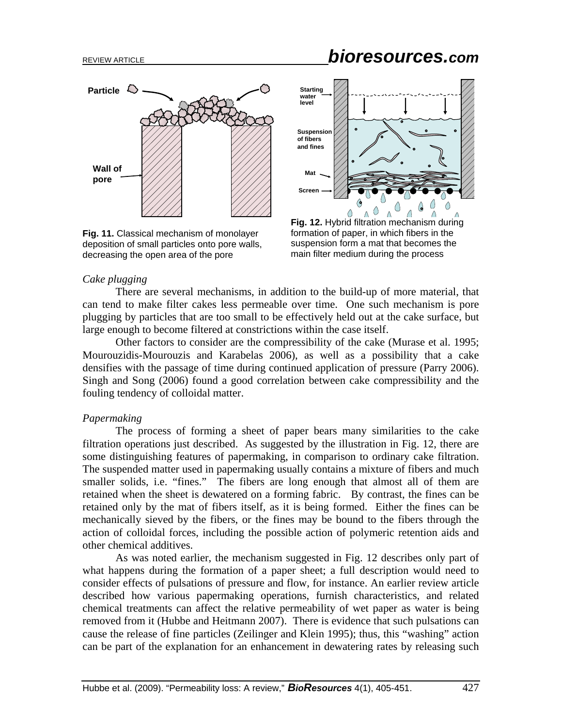Particle

Wall of pore

**Fig. 11.** Classical mechanism of monolayer deposition of small particles onto pore walls, decreasing the open area of the pore

Starting water level

Suspension of fibers and fines

Mat

Screen

**Fig. 12.** Hybrid filtration mechanism during formation of paper, in which fibers in the suspension form a mat that becomes the main filter medium during the process

*Cake plugging*

There are several mechanisms, in addition to the build-up of more material, that can tend to make filter cakes less permeable over time. One such mechanism is pore plugging by particles that are too small to be effectively held out at the cake surface, but large enough to become filtered at constrictions within the case itself.

Other factors to consider are the compressibility of the cake (Murase et al. 1995; Mourouzidis-Mourouzis and Karabelas 2006), as well as a possibility that a cake densifies with the passage of time during continued application of pressure (Parry 2006). Singh and Song (2006) found a good correlation between cake compressibility and the fouling tendency of colloidal matter.

*Papermaking*

The process of forming a sheet of paper bears many similarities to the cake filtration operations just described. As suggested by the illustration in Fig. 12, there are some distinguishing features of papermaking, in comparison to ordinary cake filtration. The suspended matter used in papermaking usually contains a mixture of fibers and much smaller solids, i.e. "fines." The fibers are long enough that almost all of them are retained when the sheet is dewatered on a forming fabric. By contrast, the fines can be retained only by the mat of fibers itself, as it is being formed. Either the fines can be mechanically sieved by the fibers, or the fines may be bound to the fibers through the action of colloidal forces, including the possible action of polymeric retention aids and other chemical additives.

As was noted earlier, the mechanism suggested in Fig. 12 describes only part of what happens during the formation of a paper sheet; a full description would need to consider effects of pulsations of pressure and flow, for instance. An earlier review article described how various papermaking operations, furnish characteristics, and related chemical treatments can affect the relative permeability of wet paper as water is being removed from it (Hubbe and Heitmann 2007). There is evidence that such pulsations can cause the release of fine particles (Zeilinger and Klein 1995); thus, this "washing" action can be part of the explanation for an enhancement in dewatering rates by releasing such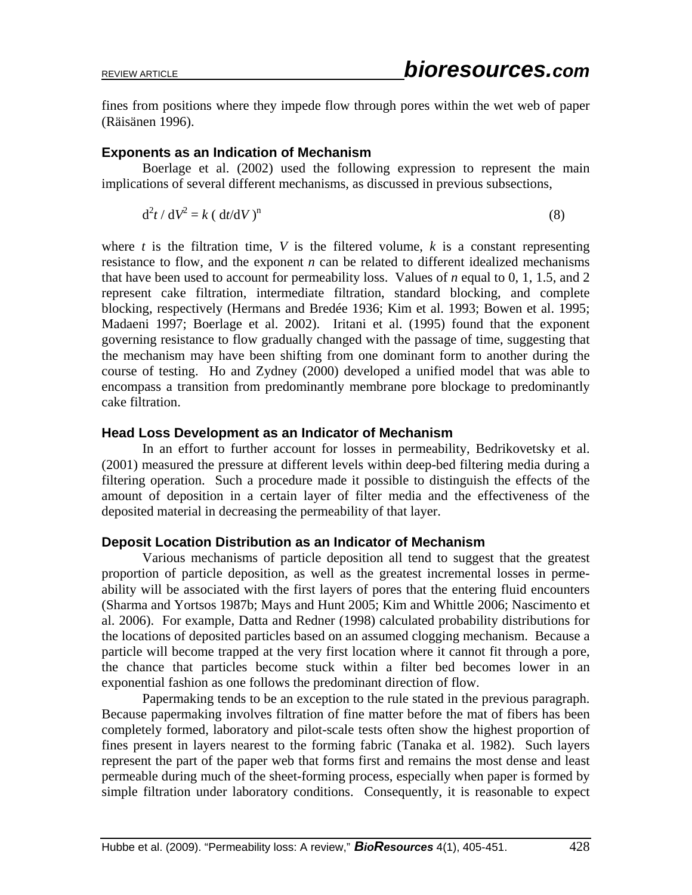fines from positions where they impede flow through pores within the wet web of paper (Räisänen 1996).

### Exponents as an Indication of Mechanism

Boerlage et al. (2002) used the following expression to represent the main implications of several different mechanisms, as discussed in previous subsections,

$$d^2t / dV^2 = k \, ( dt/dV )^n \tag{8}$$

where $t$ is the filtration time, $V$ is the filtered volume, $k$ is a constant representing resistance to flow, and the exponent $n$ can be related to different idealized mechanisms that have been used to account for permeability loss. Values of $n$ equal to 0, 1, 1.5, and 2 represent cake filtration, intermediate filtration, standard blocking, and complete blocking, respectively (Hermans and Bredée 1936; Kim et al. 1993; Bowen et al. 1995; Madaeni 1997; Boerlage et al. 2002). Iritani et al. (1995) found that the exponent governing resistance to flow gradually changed with the passage of time, suggesting that the mechanism may have been shifting from one dominant form to another during the course of testing. Ho and Zydney (2000) developed a unified model that was able to encompass a transition from predominantly membrane pore blockage to predominantly cake filtration.

### Head Loss Development as an Indicator of Mechanism

In an effort to further account for losses in permeability, Bedrikovetsky et al. (2001) measured the pressure at different levels within deep-bed filtering media during a filtering operation. Such a procedure made it possible to distinguish the effects of the amount of deposition in a certain layer of filter media and the effectiveness of the deposited material in decreasing the permeability of that layer.

### Deposit Location Distribution as an Indicator of Mechanism

Various mechanisms of particle deposition all tend to suggest that the greatest proportion of particle deposition, as well as the greatest incremental losses in permeability will be associated with the first layers of pores that the entering fluid encounters (Sharma and Yortsos 1987b; Mays and Hunt 2005; Kim and Whittle 2006; Nascimento et al. 2006). For example, Datta and Redner (1998) calculated probability distributions for the locations of deposited particles based on an assumed clogging mechanism. Because a particle will become trapped at the very first location where it cannot fit through a pore, the chance that particles become stuck within a filter bed becomes lower in an exponential fashion as one follows the predominant direction of flow.

Papermaking tends to be an exception to the rule stated in the previous paragraph. Because papermaking involves filtration of fine matter before the mat of fibers has been completely formed, laboratory and pilot-scale tests often show the highest proportion of fines present in layers nearest to the forming fabric (Tanaka et al. 1982). Such layers represent the part of the paper web that forms first and remains the most dense and least permeable during much of the sheet-forming process, especially when paper is formed by simple filtration under laboratory conditions. Consequently, it is reasonable to expect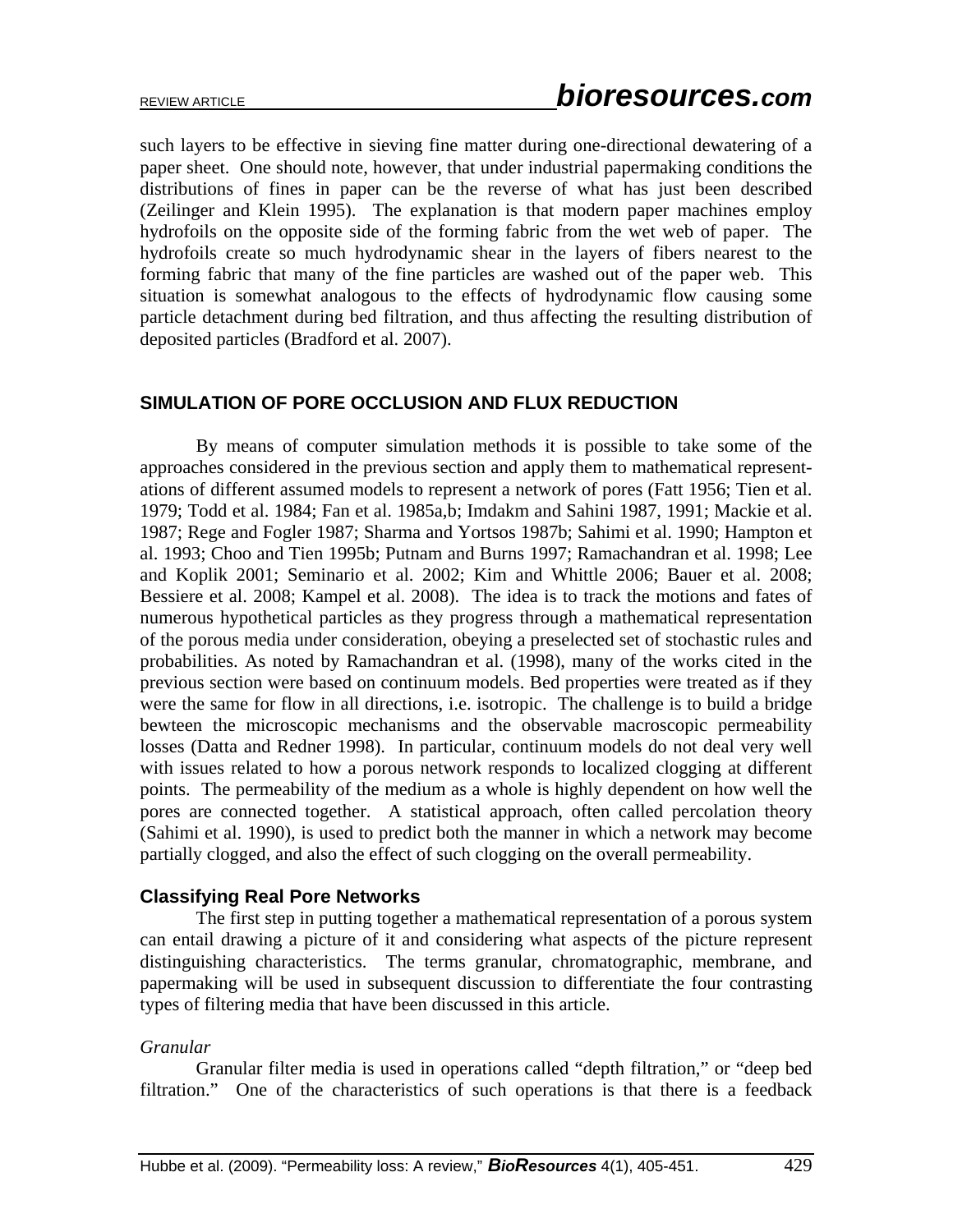such layers to be effective in sieving fine matter during one-directional dewatering of a paper sheet. One should note, however, that under industrial papermaking conditions the distributions of fines in paper can be the reverse of what has just been described (Zeilinger and Klein 1995). The explanation is that modern paper machines employ hydrofoils on the opposite side of the forming fabric from the wet web of paper. The hydrofoils create so much hydrodynamic shear in the layers of fibers nearest to the forming fabric that many of the fine particles are washed out of the paper web. This situation is somewhat analogous to the effects of hydrodynamic flow causing some particle detachment during bed filtration, and thus affecting the resulting distribution of deposited particles (Bradford et al. 2007).

## SIMULATION OF PORE OCCLUSION AND FLUX REDUCTION

By means of computer simulation methods it is possible to take some of the approaches considered in the previous section and apply them to mathematical representations of different assumed models to represent a network of pores (Fatt 1956; Tien et al. 1979; Todd et al. 1984; Fan et al. 1985a,b; Imdakm and Sahini 1987, 1991; Mackie et al. 1987; Rege and Fogler 1987; Sharma and Yortsos 1987b; Sahimi et al. 1990; Hampton et al. 1993; Choo and Tien 1995b; Putnam and Burns 1997; Ramachandran et al. 1998; Lee and Koplik 2001; Seminario et al. 2002; Kim and Whittle 2006; Bauer et al. 2008; Bessiere et al. 2008; Kampel et al. 2008). The idea is to track the motions and fates of numerous hypothetical particles as they progress through a mathematical representation of the porous media under consideration, obeying a preselected set of stochastic rules and probabilities. As noted by Ramachandran et al. (1998), many of the works cited in the previous section were based on continuum models. Bed properties were treated as if they were the same for flow in all directions, i.e. isotropic. The challenge is to build a bridge bewteen the microscopic mechanisms and the observable macroscopic permeability losses (Datta and Redner 1998). In particular, continuum models do not deal very well with issues related to how a porous network responds to localized clogging at different points. The permeability of the medium as a whole is highly dependent on how well the pores are connected together. A statistical approach, often called percolation theory (Sahimi et al. 1990), is used to predict both the manner in which a network may become partially clogged, and also the effect of such clogging on the overall permeability.

### Classifying Real Pore Networks

The first step in putting together a mathematical representation of a porous system can entail drawing a picture of it and considering what aspects of the picture represent distinguishing characteristics. The terms granular, chromatographic, membrane, and papermaking will be used in subsequent discussion to differentiate the four contrasting types of filtering media that have been discussed in this article.

*Granular*

Granular filter media is used in operations called "depth filtration," or "deep bed filtration." One of the characteristics of such operations is that there is a feedback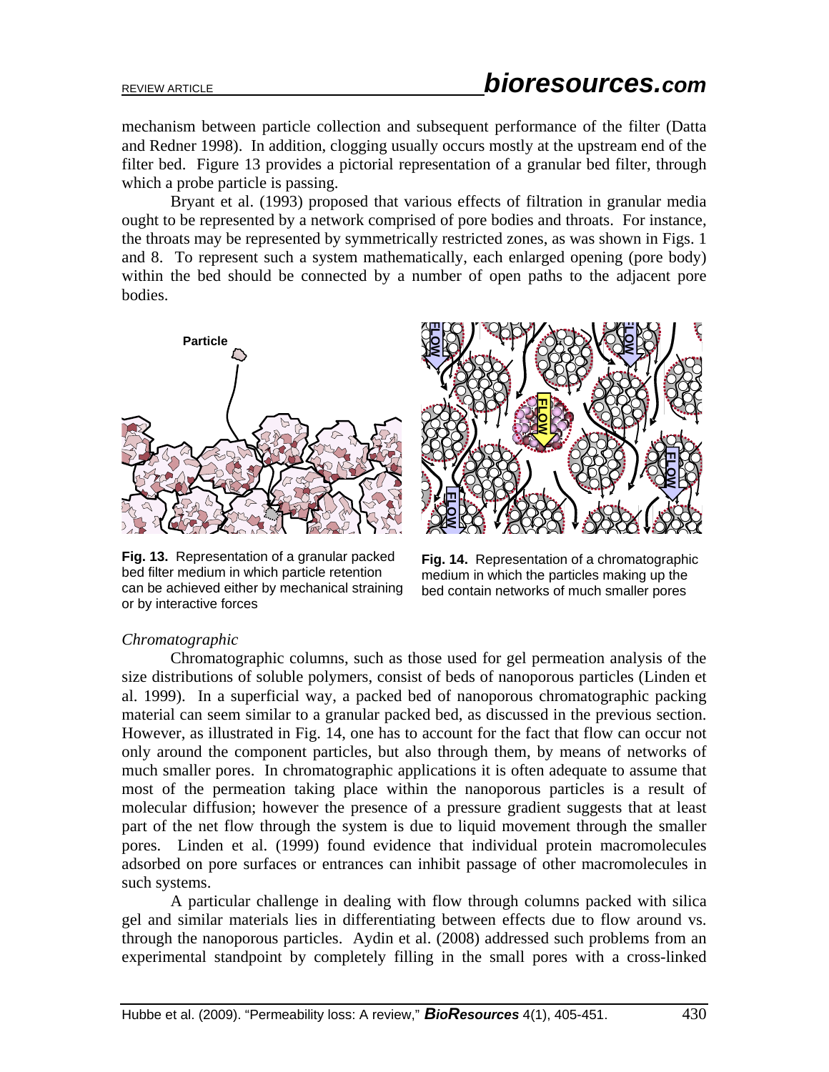mechanism between particle collection and subsequent performance of the filter (Datta and Redner 1998). In addition, clogging usually occurs mostly at the upstream end of the filter bed. Figure 13 provides a pictorial representation of a granular bed filter, through which a probe particle is passing.

Bryant et al. (1993) proposed that various effects of filtration in granular media ought to be represented by a network comprised of pore bodies and throats. For instance, the throats may be represented by symmetrically restricted zones, as was shown in Figs. 1 and 8. To represent such a system mathematically, each enlarged opening (pore body) within the bed should be connected by a number of open paths to the adjacent pore bodies.

Particle

**Fig. 13.** Representation of a granular packed bed filter medium in which particle retention can be achieved either by mechanical straining or by interactive forces

FLOW

**Fig. 14.** Representation of a chromatographic medium in which the particles making up the bed contain networks of much smaller pores

*Chromatographic*

Chromatographic columns, such as those used for gel permeation analysis of the size distributions of soluble polymers, consist of beds of nanoporous particles (Linden et al. 1999). In a superficial way, a packed bed of nanoporous chromatographic packing material can seem similar to a granular packed bed, as discussed in the previous section. However, as illustrated in Fig. 14, one has to account for the fact that flow can occur not only around the component particles, but also through them, by means of networks of much smaller pores. In chromatographic applications it is often adequate to assume that most of the permeation taking place within the nanoporous particles is a result of molecular diffusion; however the presence of a pressure gradient suggests that at least part of the net flow through the system is due to liquid movement through the smaller pores. Linden et al. (1999) found evidence that individual protein macromolecules adsorbed on pore surfaces or entrances can inhibit passage of other macromolecules in such systems.

A particular challenge in dealing with flow through columns packed with silica gel and similar materials lies in differentiating between effects due to flow around vs. through the nanoporous particles. Aydin et al. (2008) addressed such problems from an experimental standpoint by completely filling in the small pores with a cross-linked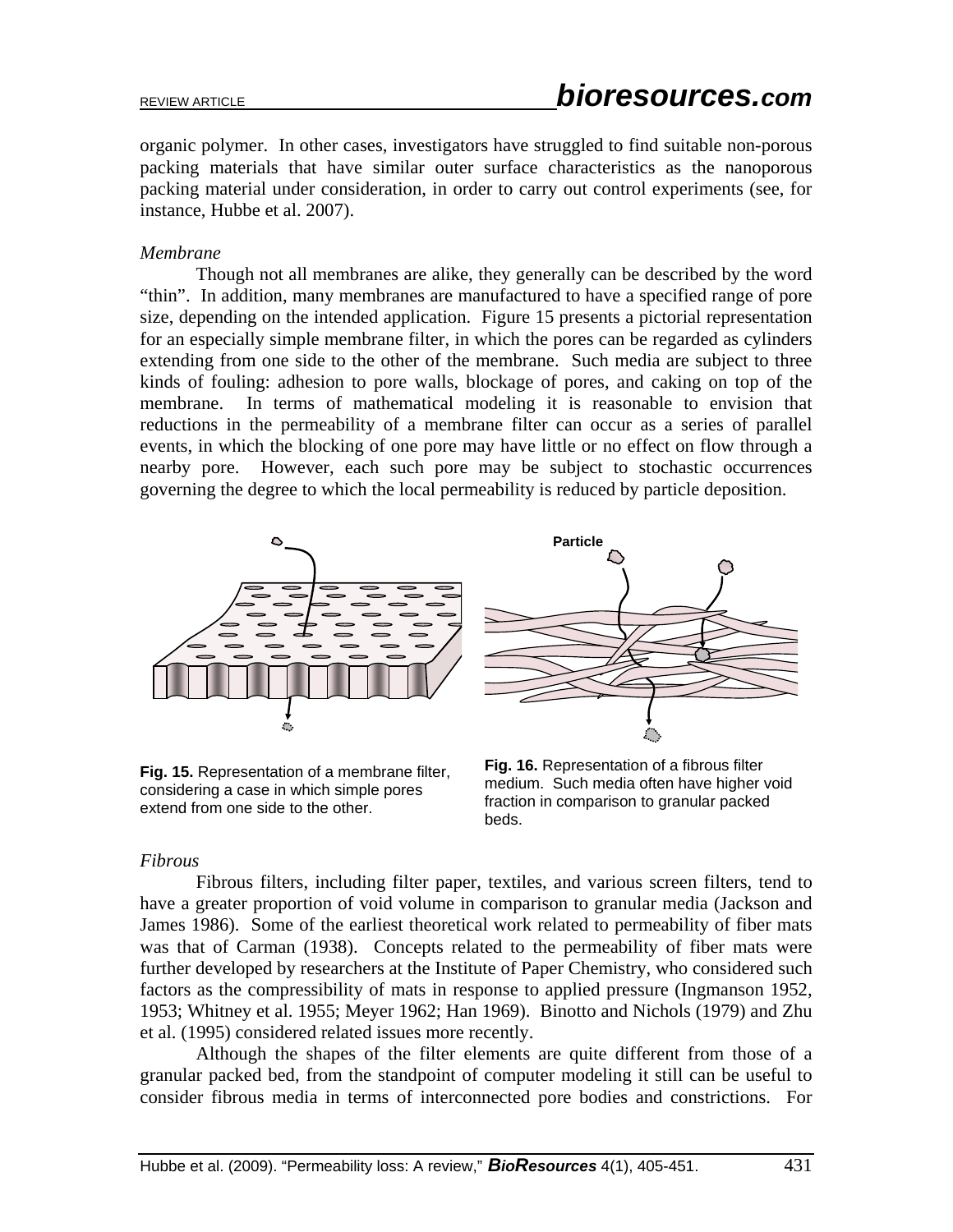organic polymer. In other cases, investigators have struggled to find suitable non-porous packing materials that have similar outer surface characteristics as the nanoporous packing material under consideration, in order to carry out control experiments (see, for instance, Hubbe et al. 2007).

*Membrane*

Though not all membranes are alike, they generally can be described by the word "thin". In addition, many membranes are manufactured to have a specified range of pore size, depending on the intended application. Figure 15 presents a pictorial representation for an especially simple membrane filter, in which the pores can be regarded as cylinders extending from one side to the other of the membrane. Such media are subject to three kinds of fouling: adhesion to pore walls, blockage of pores, and caking on top of the membrane. In terms of mathematical modeling it is reasonable to envision that reductions in the permeability of a membrane filter can occur as a series of parallel events, in which the blocking of one pore may have little or no effect on flow through a nearby pore. However, each such pore may be subject to stochastic occurrences governing the degree to which the local permeability is reduced by particle deposition.

Particle

**Fig. 15.** Representation of a membrane filter, considering a case in which simple pores extend from one side to the other.

**Fig. 16.** Representation of a fibrous filter medium. Such media often have higher void fraction in comparison to granular packed beds.

*Fibrous*

Fibrous filters, including filter paper, textiles, and various screen filters, tend to have a greater proportion of void volume in comparison to granular media (Jackson and James 1986). Some of the earliest theoretical work related to permeability of fiber mats was that of Carman (1938). Concepts related to the permeability of fiber mats were further developed by researchers at the Institute of Paper Chemistry, who considered such factors as the compressibility of mats in response to applied pressure (Ingmanson 1952, 1953; Whitney et al. 1955; Meyer 1962; Han 1969). Binotto and Nichols (1979) and Zhu et al. (1995) considered related issues more recently.

Although the shapes of the filter elements are quite different from those of a granular packed bed, from the standpoint of computer modeling it still can be useful to consider fibrous media in terms of interconnected pore bodies and constrictions. For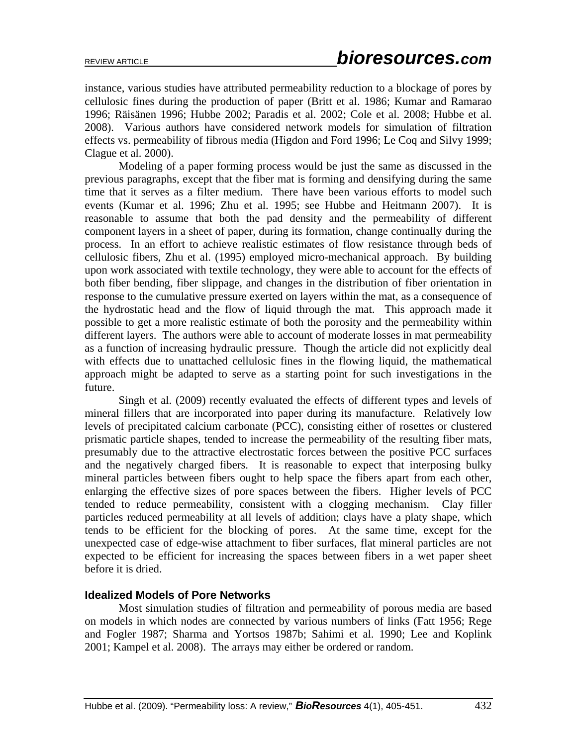instance, various studies have attributed permeability reduction to a blockage of pores by cellulosic fines during the production of paper (Britt et al. 1986; Kumar and Ramarao 1996; Räisänen 1996; Hubbe 2002; Paradis et al. 2002; Cole et al. 2008; Hubbe et al. 2008). Various authors have considered network models for simulation of filtration effects vs. permeability of fibrous media (Higdon and Ford 1996; Le Coq and Silvy 1999; Clague et al. 2000).

Modeling of a paper forming process would be just the same as discussed in the previous paragraphs, except that the fiber mat is forming and densifying during the same time that it serves as a filter medium. There have been various efforts to model such events (Kumar et al. 1996; Zhu et al. 1995; see Hubbe and Heitmann 2007). It is reasonable to assume that both the pad density and the permeability of different component layers in a sheet of paper, during its formation, change continually during the process. In an effort to achieve realistic estimates of flow resistance through beds of cellulosic fibers, Zhu et al. (1995) employed micro-mechanical approach. By building upon work associated with textile technology, they were able to account for the effects of both fiber bending, fiber slippage, and changes in the distribution of fiber orientation in response to the cumulative pressure exerted on layers within the mat, as a consequence of the hydrostatic head and the flow of liquid through the mat. This approach made it possible to get a more realistic estimate of both the porosity and the permeability within different layers. The authors were able to account of moderate losses in mat permeability as a function of increasing hydraulic pressure. Though the article did not explicitly deal with effects due to unattached cellulosic fines in the flowing liquid, the mathematical approach might be adapted to serve as a starting point for such investigations in the future.

Singh et al. (2009) recently evaluated the effects of different types and levels of mineral fillers that are incorporated into paper during its manufacture. Relatively low levels of precipitated calcium carbonate (PCC), consisting either of rosettes or clustered prismatic particle shapes, tended to increase the permeability of the resulting fiber mats, presumably due to the attractive electrostatic forces between the positive PCC surfaces and the negatively charged fibers. It is reasonable to expect that interposing bulky mineral particles between fibers ought to help space the fibers apart from each other, enlarging the effective sizes of pore spaces between the fibers. Higher levels of PCC tended to reduce permeability, consistent with a clogging mechanism. Clay filler particles reduced permeability at all levels of addition; clays have a platy shape, which tends to be efficient for the blocking of pores. At the same time, except for the unexpected case of edge-wise attachment to fiber surfaces, flat mineral particles are not expected to be efficient for increasing the spaces between fibers in a wet paper sheet before it is dried.

### Idealized Models of Pore Networks

Most simulation studies of filtration and permeability of porous media are based on models in which nodes are connected by various numbers of links (Fatt 1956; Rege and Fogler 1987; Sharma and Yortsos 1987b; Sahimi et al. 1990; Lee and Koplink 2001; Kampel et al. 2008). The arrays may either be ordered or random.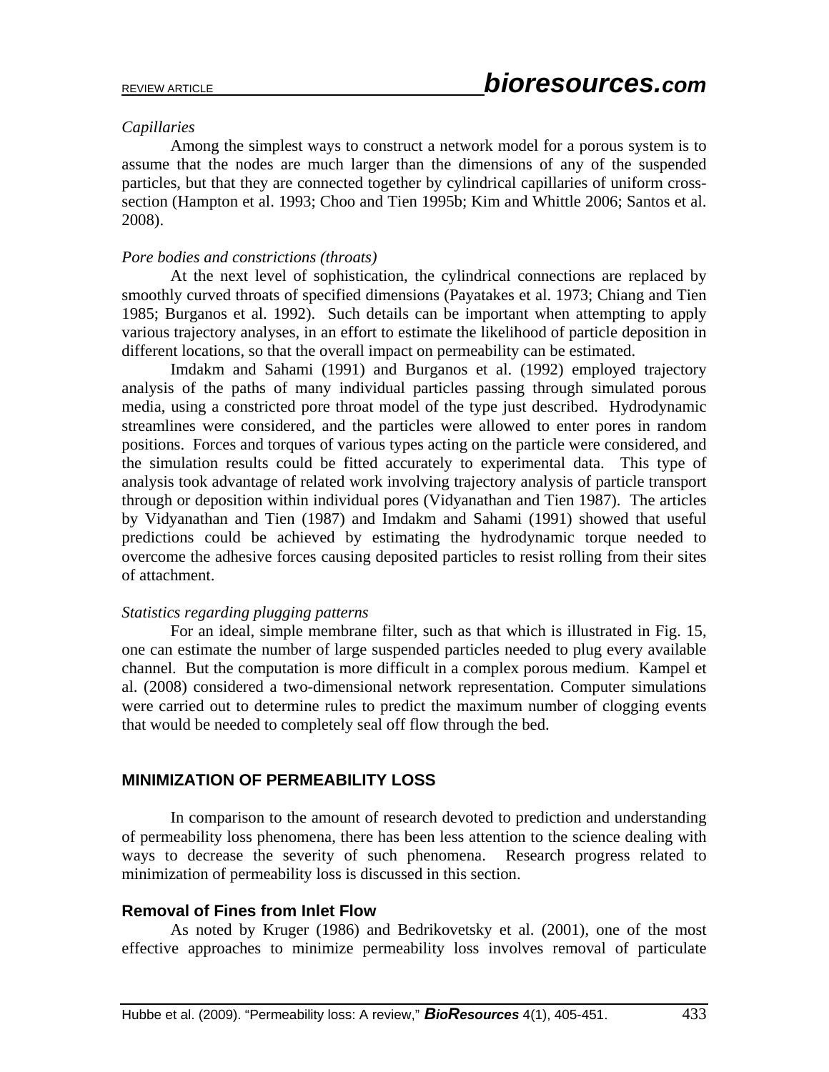*Capillaries*

Among the simplest ways to construct a network model for a porous system is to assume that the nodes are much larger than the dimensions of any of the suspended particles, but that they are connected together by cylindrical capillaries of uniform cross-section (Hampton et al. 1993; Choo and Tien 1995b; Kim and Whittle 2006; Santos et al. 2008).

*Pore bodies and constrictions (throats)*

At the next level of sophistication, the cylindrical connections are replaced by smoothly curved throats of specified dimensions (Payatakes et al. 1973; Chiang and Tien 1985; Burganos et al. 1992). Such details can be important when attempting to apply various trajectory analyses, in an effort to estimate the likelihood of particle deposition in different locations, so that the overall impact on permeability can be estimated.

Imdakm and Sahami (1991) and Burganos et al. (1992) employed trajectory analysis of the paths of many individual particles passing through simulated porous media, using a constricted pore throat model of the type just described. Hydrodynamic streamlines were considered, and the particles were allowed to enter pores in random positions. Forces and torques of various types acting on the particle were considered, and the simulation results could be fitted accurately to experimental data. This type of analysis took advantage of related work involving trajectory analysis of particle transport through or deposition within individual pores (Vidyanathan and Tien 1987). The articles by Vidyanathan and Tien (1987) and Imdakm and Sahami (1991) showed that useful predictions could be achieved by estimating the hydrodynamic torque needed to overcome the adhesive forces causing deposited particles to resist rolling from their sites of attachment.

*Statistics regarding plugging patterns*

For an ideal, simple membrane filter, such as that which is illustrated in Fig. 15, one can estimate the number of large suspended particles needed to plug every available channel. But the computation is more difficult in a complex porous medium. Kampel et al. (2008) considered a two-dimensional network representation. Computer simulations were carried out to determine rules to predict the maximum number of clogging events that would be needed to completely seal off flow through the bed.

## MINIMIZATION OF PERMEABILITY LOSS

In comparison to the amount of research devoted to prediction and understanding of permeability loss phenomena, there has been less attention to the science dealing with ways to decrease the severity of such phenomena. Research progress related to minimization of permeability loss is discussed in this section.

### Removal of Fines from Inlet Flow

As noted by Kruger (1986) and Bedrikovetsky et al. (2001), one of the most effective approaches to minimize permeability loss involves removal of particulate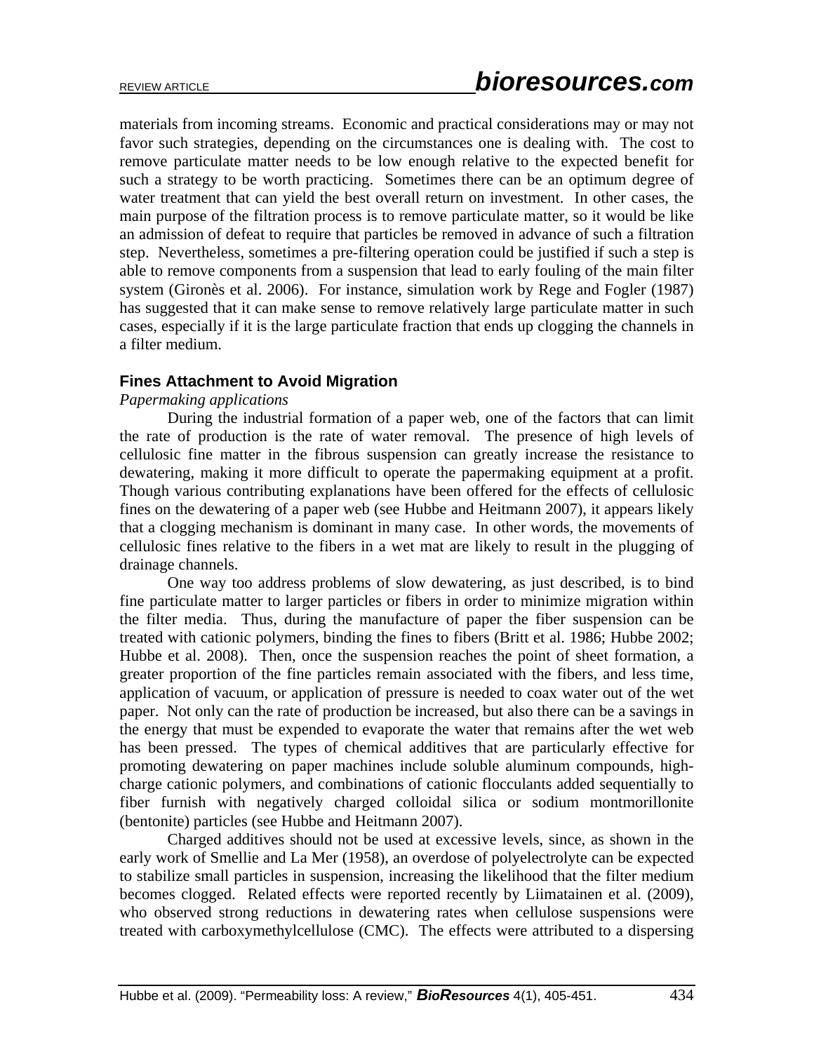materials from incoming streams. Economic and practical considerations may or may not favor such strategies, depending on the circumstances one is dealing with. The cost to remove particulate matter needs to be low enough relative to the expected benefit for such a strategy to be worth practicing. Sometimes there can be an optimum degree of water treatment that can yield the best overall return on investment. In other cases, the main purpose of the filtration process is to remove particulate matter, so it would be like an admission of defeat to require that particles be removed in advance of such a filtration step. Nevertheless, sometimes a pre-filtering operation could be justified if such a step is able to remove components from a suspension that lead to early fouling of the main filter system (Gironès et al. 2006). For instance, simulation work by Rege and Fogler (1987) has suggested that it can make sense to remove relatively large particulate matter in such cases, especially if it is the large particulate fraction that ends up clogging the channels in a filter medium.

### Fines Attachment to Avoid Migration

*Papermaking applications*

During the industrial formation of a paper web, one of the factors that can limit the rate of production is the rate of water removal. The presence of high levels of cellulosic fine matter in the fibrous suspension can greatly increase the resistance to dewatering, making it more difficult to operate the papermaking equipment at a profit. Though various contributing explanations have been offered for the effects of cellulosic fines on the dewatering of a paper web (see Hubbe and Heitmann 2007), it appears likely that a clogging mechanism is dominant in many case. In other words, the movements of cellulosic fines relative to the fibers in a wet mat are likely to result in the plugging of drainage channels.

One way too address problems of slow dewatering, as just described, is to bind fine particulate matter to larger particles or fibers in order to minimize migration within the filter media. Thus, during the manufacture of paper the fiber suspension can be treated with cationic polymers, binding the fines to fibers (Britt et al. 1986; Hubbe 2002; Hubbe et al. 2008). Then, once the suspension reaches the point of sheet formation, a greater proportion of the fine particles remain associated with the fibers, and less time, application of vacuum, or application of pressure is needed to coax water out of the wet paper. Not only can the rate of production be increased, but also there can be a savings in the energy that must be expended to evaporate the water that remains after the wet web has been pressed. The types of chemical additives that are particularly effective for promoting dewatering on paper machines include soluble aluminum compounds, high-charge cationic polymers, and combinations of cationic flocculants added sequentially to fiber furnish with negatively charged colloidal silica or sodium montmorillonite (bentonite) particles (see Hubbe and Heitmann 2007).

Charged additives should not be used at excessive levels, since, as shown in the early work of Smellie and La Mer (1958), an overdose of polyelectrolyte can be expected to stabilize small particles in suspension, increasing the likelihood that the filter medium becomes clogged. Related effects were reported recently by Liimatainen et al. (2009), who observed strong reductions in dewatering rates when cellulose suspensions were treated with carboxymethylcellulose (CMC). The effects were attributed to a dispersing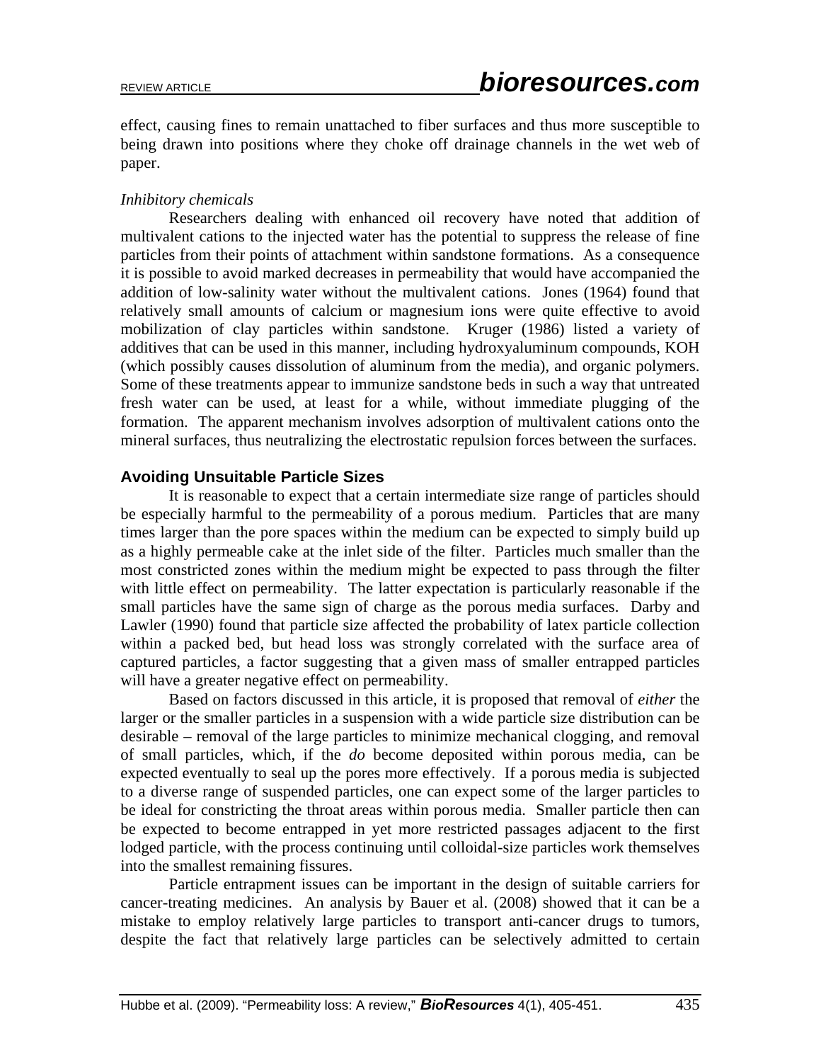effect, causing fines to remain unattached to fiber surfaces and thus more susceptible to being drawn into positions where they choke off drainage channels in the wet web of paper.

*Inhibitory chemicals*

Researchers dealing with enhanced oil recovery have noted that addition of multivalent cations to the injected water has the potential to suppress the release of fine particles from their points of attachment within sandstone formations. As a consequence it is possible to avoid marked decreases in permeability that would have accompanied the addition of low-salinity water without the multivalent cations. Jones (1964) found that relatively small amounts of calcium or magnesium ions were quite effective to avoid mobilization of clay particles within sandstone. Kruger (1986) listed a variety of additives that can be used in this manner, including hydroxyaluminum compounds, KOH (which possibly causes dissolution of aluminum from the media), and organic polymers. Some of these treatments appear to immunize sandstone beds in such a way that untreated fresh water can be used, at least for a while, without immediate plugging of the formation. The apparent mechanism involves adsorption of multivalent cations onto the mineral surfaces, thus neutralizing the electrostatic repulsion forces between the surfaces.

### Avoiding Unsuitable Particle Sizes

It is reasonable to expect that a certain intermediate size range of particles should be especially harmful to the permeability of a porous medium. Particles that are many times larger than the pore spaces within the medium can be expected to simply build up as a highly permeable cake at the inlet side of the filter. Particles much smaller than the most constricted zones within the medium might be expected to pass through the filter with little effect on permeability. The latter expectation is particularly reasonable if the small particles have the same sign of charge as the porous media surfaces. Darby and Lawler (1990) found that particle size affected the probability of latex particle collection within a packed bed, but head loss was strongly correlated with the surface area of captured particles, a factor suggesting that a given mass of smaller entrapped particles will have a greater negative effect on permeability.

Based on factors discussed in this article, it is proposed that removal of *either* the larger or the smaller particles in a suspension with a wide particle size distribution can be desirable – removal of the large particles to minimize mechanical clogging, and removal of small particles, which, if the *do* become deposited within porous media, can be expected eventually to seal up the pores more effectively. If a porous media is subjected to a diverse range of suspended particles, one can expect some of the larger particles to be ideal for constricting the throat areas within porous media. Smaller particle then can be expected to become entrapped in yet more restricted passages adjacent to the first lodged particle, with the process continuing until colloidal-size particles work themselves into the smallest remaining fissures.

Particle entrapment issues can be important in the design of suitable carriers for cancer-treating medicines. An analysis by Bauer et al. (2008) showed that it can be a mistake to employ relatively large particles to transport anti-cancer drugs to tumors, despite the fact that relatively large particles can be selectively admitted to certain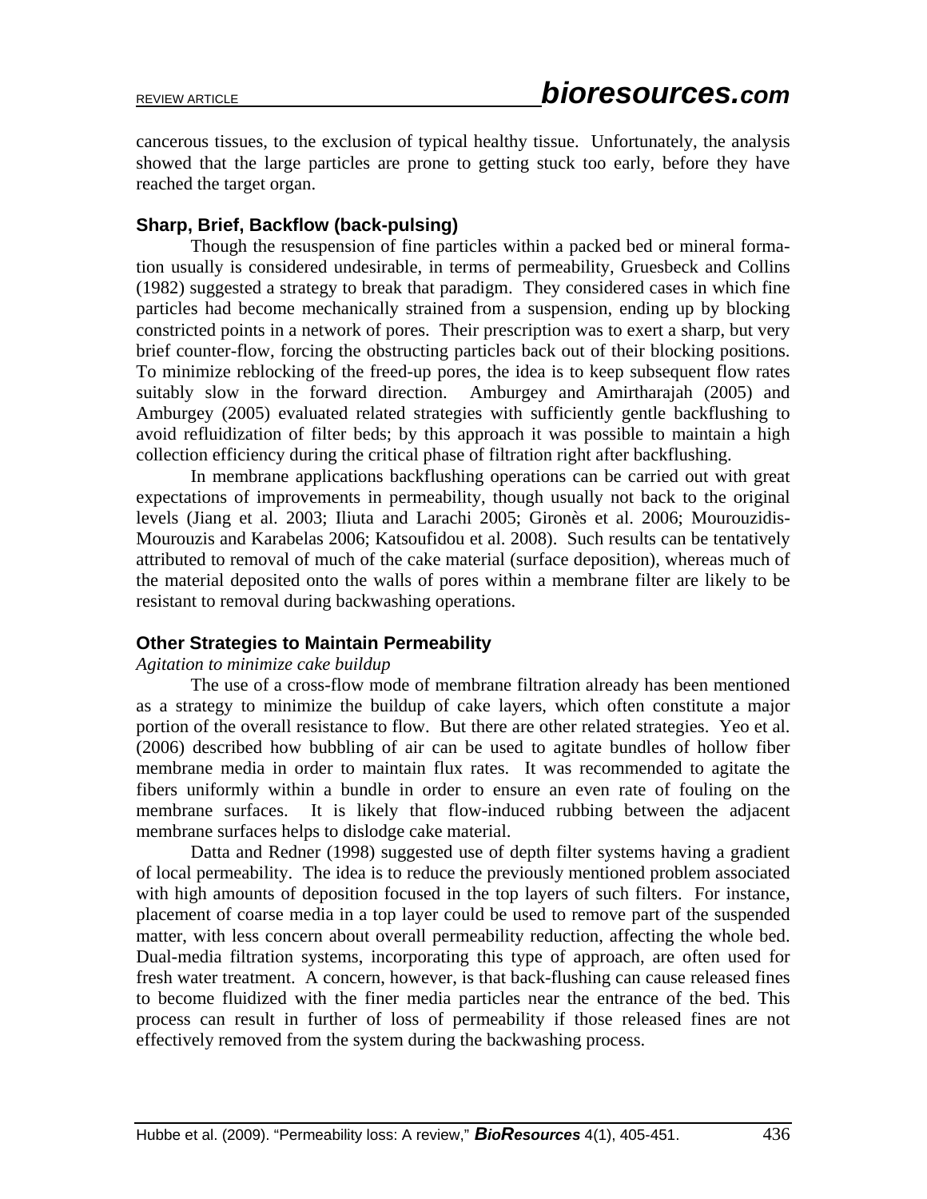cancerous tissues, to the exclusion of typical healthy tissue. Unfortunately, the analysis showed that the large particles are prone to getting stuck too early, before they have reached the target organ.

### Sharp, Brief, Backflow (back-pulsing)

Though the resuspension of fine particles within a packed bed or mineral formation usually is considered undesirable, in terms of permeability, Gruesbeck and Collins (1982) suggested a strategy to break that paradigm. They considered cases in which fine particles had become mechanically strained from a suspension, ending up by blocking constricted points in a network of pores. Their prescription was to exert a sharp, but very brief counter-flow, forcing the obstructing particles back out of their blocking positions. To minimize reblocking of the freed-up pores, the idea is to keep subsequent flow rates suitably slow in the forward direction. Amburgey and Amirtharajah (2005) and Amburgey (2005) evaluated related strategies with sufficiently gentle backflushing to avoid refluidization of filter beds; by this approach it was possible to maintain a high collection efficiency during the critical phase of filtration right after backflushing.

In membrane applications backflushing operations can be carried out with great expectations of improvements in permeability, though usually not back to the original levels (Jiang et al. 2003; Iliuta and Larachi 2005; Gironès et al. 2006; Mourouzidis-Mourouzis and Karabelas 2006; Katsoufidou et al. 2008). Such results can be tentatively attributed to removal of much of the cake material (surface deposition), whereas much of the material deposited onto the walls of pores within a membrane filter are likely to be resistant to removal during backwashing operations.

### Other Strategies to Maintain Permeability

*Agitation to minimize cake buildup*

The use of a cross-flow mode of membrane filtration already has been mentioned as a strategy to minimize the buildup of cake layers, which often constitute a major portion of the overall resistance to flow. But there are other related strategies. Yeo et al. (2006) described how bubbling of air can be used to agitate bundles of hollow fiber membrane media in order to maintain flux rates. It was recommended to agitate the fibers uniformly within a bundle in order to ensure an even rate of fouling on the membrane surfaces. It is likely that flow-induced rubbing between the adjacent membrane surfaces helps to dislodge cake material.

Datta and Redner (1998) suggested use of depth filter systems having a gradient of local permeability. The idea is to reduce the previously mentioned problem associated with high amounts of deposition focused in the top layers of such filters. For instance, placement of coarse media in a top layer could be used to remove part of the suspended matter, with less concern about overall permeability reduction, affecting the whole bed. Dual-media filtration systems, incorporating this type of approach, are often used for fresh water treatment. A concern, however, is that back-flushing can cause released fines to become fluidized with the finer media particles near the entrance of the bed. This process can result in further of loss of permeability if those released fines are not effectively removed from the system during the backwashing process.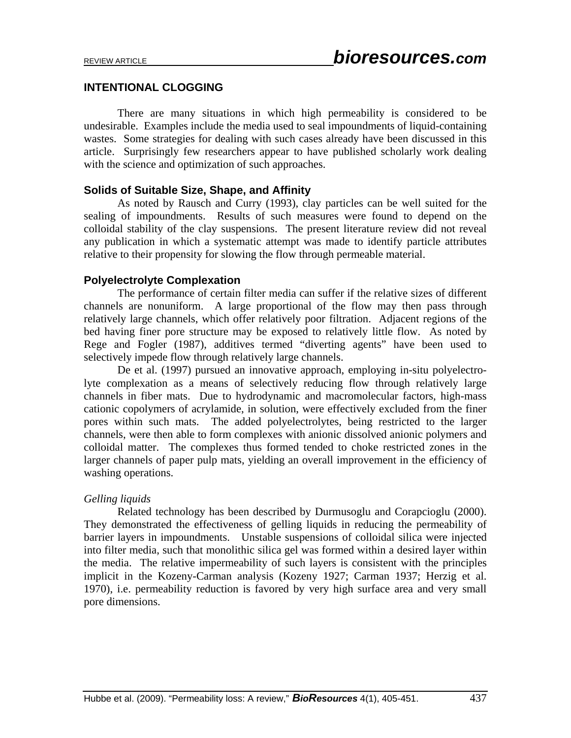## INTENTIONAL CLOGGING

There are many situations in which high permeability is considered to be undesirable. Examples include the media used to seal impoundments of liquid-containing wastes. Some strategies for dealing with such cases already have been discussed in this article. Surprisingly few researchers appear to have published scholarly work dealing with the science and optimization of such approaches.

### Solids of Suitable Size, Shape, and Affinity

As noted by Rausch and Curry (1993), clay particles can be well suited for the sealing of impoundments. Results of such measures were found to depend on the colloidal stability of the clay suspensions. The present literature review did not reveal any publication in which a systematic attempt was made to identify particle attributes relative to their propensity for slowing the flow through permeable material.

### Polyelectrolyte Complexation

The performance of certain filter media can suffer if the relative sizes of different channels are nonuniform. A large proportional of the flow may then pass through relatively large channels, which offer relatively poor filtration. Adjacent regions of the bed having finer pore structure may be exposed to relatively little flow. As noted by Rege and Fogler (1987), additives termed "diverting agents" have been used to selectively impede flow through relatively large channels.

De et al. (1997) pursued an innovative approach, employing in-situ polyelectrolyte complexation as a means of selectively reducing flow through relatively large channels in fiber mats. Due to hydrodynamic and macromolecular factors, high-mass cationic copolymers of acrylamide, in solution, were effectively excluded from the finer pores within such mats. The added polyelectrolytes, being restricted to the larger channels, were then able to form complexes with anionic dissolved anionic polymers and colloidal matter. The complexes thus formed tended to choke restricted zones in the larger channels of paper pulp mats, yielding an overall improvement in the efficiency of washing operations.

#### *Gelling liquids*

Related technology has been described by Durmusoglu and Corapcioglu (2000). They demonstrated the effectiveness of gelling liquids in reducing the permeability of barrier layers in impoundments. Unstable suspensions of colloidal silica were injected into filter media, such that monolithic silica gel was formed within a desired layer within the media. The relative impermeability of such layers is consistent with the principles implicit in the Kozeny-Carman analysis (Kozeny 1927; Carman 1937; Herzig et al. 1970), i.e. permeability reduction is favored by very high surface area and very small pore dimensions.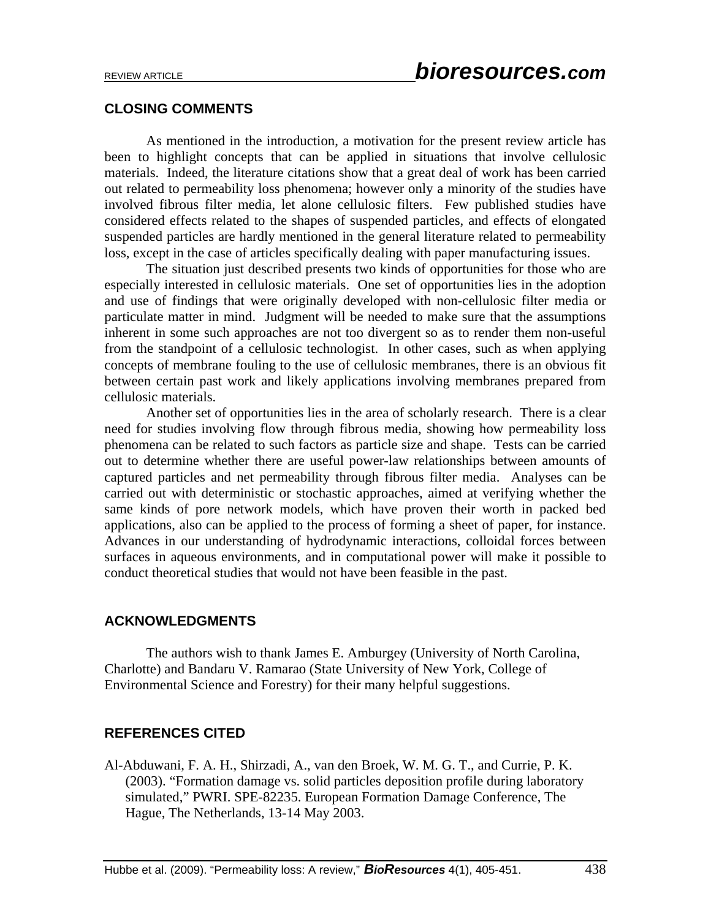## CLOSING COMMENTS

As mentioned in the introduction, a motivation for the present review article has been to highlight concepts that can be applied in situations that involve cellulosic materials. Indeed, the literature citations show that a great deal of work has been carried out related to permeability loss phenomena; however only a minority of the studies have involved fibrous filter media, let alone cellulosic filters. Few published studies have considered effects related to the shapes of suspended particles, and effects of elongated suspended particles are hardly mentioned in the general literature related to permeability loss, except in the case of articles specifically dealing with paper manufacturing issues.

The situation just described presents two kinds of opportunities for those who are especially interested in cellulosic materials. One set of opportunities lies in the adoption and use of findings that were originally developed with non-cellulosic filter media or particulate matter in mind. Judgment will be needed to make sure that the assumptions inherent in some such approaches are not too divergent so as to render them non-useful from the standpoint of a cellulosic technologist. In other cases, such as when applying concepts of membrane fouling to the use of cellulosic membranes, there is an obvious fit between certain past work and likely applications involving membranes prepared from cellulosic materials.

Another set of opportunities lies in the area of scholarly research. There is a clear need for studies involving flow through fibrous media, showing how permeability loss phenomena can be related to such factors as particle size and shape. Tests can be carried out to determine whether there are useful power-law relationships between amounts of captured particles and net permeability through fibrous filter media. Analyses can be carried out with deterministic or stochastic approaches, aimed at verifying whether the same kinds of pore network models, which have proven their worth in packed bed applications, also can be applied to the process of forming a sheet of paper, for instance. Advances in our understanding of hydrodynamic interactions, colloidal forces between surfaces in aqueous environments, and in computational power will make it possible to conduct theoretical studies that would not have been feasible in the past.

## ACKNOWLEDGMENTS

The authors wish to thank James E. Amburgey (University of North Carolina, Charlotte) and Bandaru V. Ramarao (State University of New York, College of Environmental Science and Forestry) for their many helpful suggestions.

## REFERENCES CITED

Al-Abduwani, F. A. H., Shirzadi, A., van den Broek, W. M. G. T., and Currie, P. K. (2003). "Formation damage vs. solid particles deposition profile during laboratory simulated," PWRI. SPE-82235. European Formation Damage Conference, The Hague, The Netherlands, 13-14 May 2003.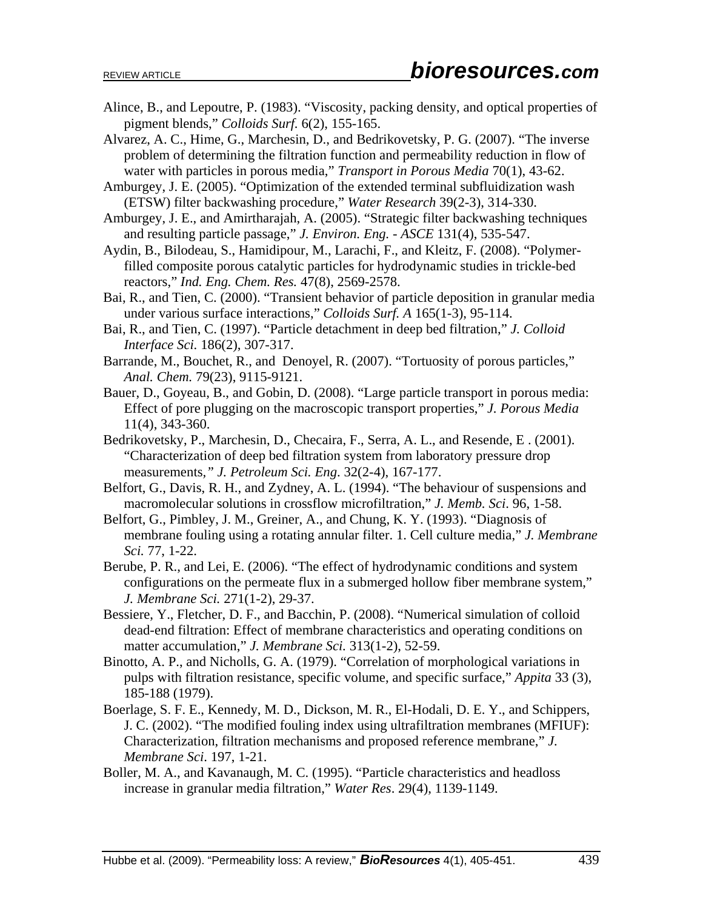Alince, B., and Lepoutre, P. (1983). "Viscosity, packing density, and optical properties of pigment blends," *Colloids Surf.* 6(2), 155-165.

Alvarez, A. C., Hime, G., Marchesin, D., and Bedrikovetsky, P. G. (2007). "The inverse problem of determining the filtration function and permeability reduction in flow of water with particles in porous media," *Transport in Porous Media* 70(1), 43-62.

Amburgey, J. E. (2005). "Optimization of the extended terminal subfluidization wash (ETSW) filter backwashing procedure," *Water Research* 39(2-3), 314-330.

Amburgey, J. E., and Amirtharajah, A. (2005). "Strategic filter backwashing techniques and resulting particle passage," *J. Environ. Eng. - ASCE* 131(4), 535-547.

Aydin, B., Bilodeau, S., Hamidipour, M., Larachi, F., and Kleitz, F. (2008). "Polymer-filled composite porous catalytic particles for hydrodynamic studies in trickle-bed reactors," *Ind. Eng. Chem. Res.* 47(8), 2569-2578.

Bai, R., and Tien, C. (2000). "Transient behavior of particle deposition in granular media under various surface interactions," *Colloids Surf. A* 165(1-3), 95-114.

Bai, R., and Tien, C. (1997). "Particle detachment in deep bed filtration," *J. Colloid Interface Sci.* 186(2), 307-317.

Barrande, M., Bouchet, R., and Denoyel, R. (2007). "Tortuosity of porous particles," *Anal. Chem.* 79(23), 9115-9121.

Bauer, D., Goyeau, B., and Gobin, D. (2008). "Large particle transport in porous media: Effect of pore plugging on the macroscopic transport properties," *J. Porous Media* 11(4), 343-360.

Bedrikovetsky, P., Marchesin, D., Checaira, F., Serra, A. L., and Resende, E . (2001). "Characterization of deep bed filtration system from laboratory pressure drop measurements," *J. Petroleum Sci. Eng.* 32(2-4), 167-177.

Belfort, G., Davis, R. H., and Zydney, A. L. (1994). "The behaviour of suspensions and macromolecular solutions in crossflow microfiltration," *J. Memb. Sci*. 96, 1-58.

Belfort, G., Pimbley, J. M., Greiner, A., and Chung, K. Y. (1993). "Diagnosis of membrane fouling using a rotating annular filter. 1. Cell culture media," *J. Membrane Sci.* 77, 1-22.

Berube, P. R., and Lei, E. (2006). "The effect of hydrodynamic conditions and system configurations on the permeate flux in a submerged hollow fiber membrane system," *J. Membrane Sci.* 271(1-2), 29-37.

Bessiere, Y., Fletcher, D. F., and Bacchin, P. (2008). "Numerical simulation of colloid dead-end filtration: Effect of membrane characteristics and operating conditions on matter accumulation," *J. Membrane Sci.* 313(1-2), 52-59.

Binotto, A. P., and Nicholls, G. A. (1979). "Correlation of morphological variations in pulps with filtration resistance, specific volume, and specific surface," *Appita* 33 (3), 185-188 (1979).

Boerlage, S. F. E., Kennedy, M. D., Dickson, M. R., El-Hodali, D. E. Y., and Schippers, J. C. (2002). "The modified fouling index using ultrafiltration membranes (MFIUF): Characterization, filtration mechanisms and proposed reference membrane," *J. Membrane Sci*. 197, 1-21.

Boller, M. A., and Kavanaugh, M. C. (1995). "Particle characteristics and headloss increase in granular media filtration," *Water Res*. 29(4), 1139-1149.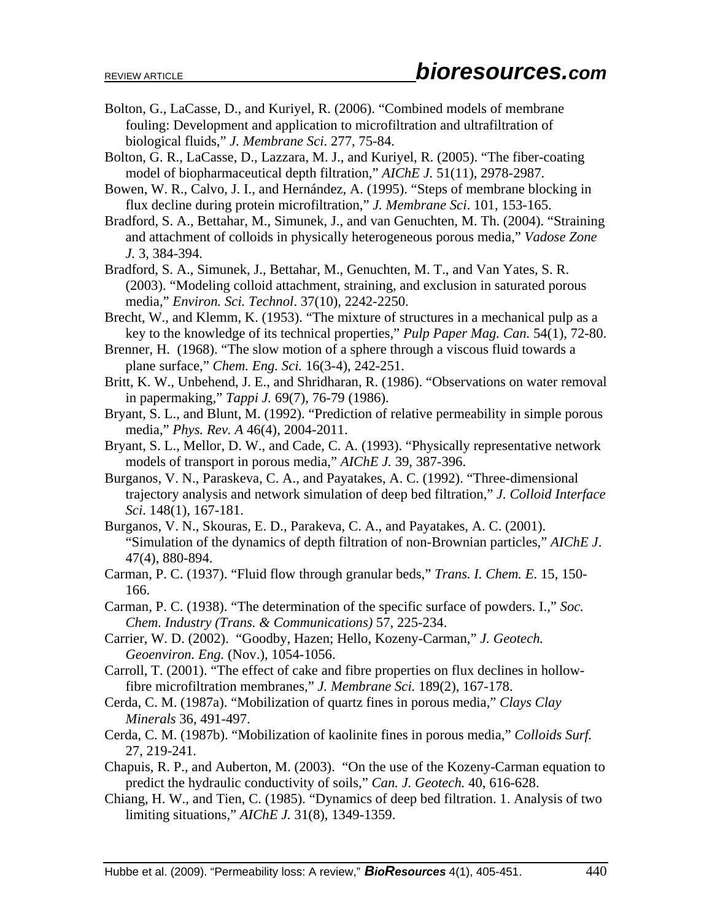Bolton, G., LaCasse, D., and Kuriyel, R. (2006). "Combined models of membrane fouling: Development and application to microfiltration and ultrafiltration of biological fluids," *J. Membrane Sci*. 277, 75-84.

Bolton, G. R., LaCasse, D., Lazzara, M. J., and Kuriyel, R. (2005). "The fiber-coating model of biopharmaceutical depth filtration," *AIChE J.* 51(11), 2978-2987.

Bowen, W. R., Calvo, J. I., and Hernández, A. (1995). "Steps of membrane blocking in flux decline during protein microfiltration," *J. Membrane Sci*. 101, 153-165.

Bradford, S. A., Bettahar, M., Simunek, J., and van Genuchten, M. Th. (2004). "Straining and attachment of colloids in physically heterogeneous porous media," *Vadose Zone J.* 3, 384-394.

Bradford, S. A., Simunek, J., Bettahar, M., Genuchten, M. T., and Van Yates, S. R. (2003). "Modeling colloid attachment, straining, and exclusion in saturated porous media," *Environ. Sci. Technol*. 37(10), 2242-2250.

Brecht, W., and Klemm, K. (1953). "The mixture of structures in a mechanical pulp as a key to the knowledge of its technical properties," *Pulp Paper Mag. Can.* 54(1), 72-80.

Brenner, H. (1968). "The slow motion of a sphere through a viscous fluid towards a plane surface," *Chem. Eng. Sci.* 16(3-4), 242-251.

Britt, K. W., Unbehend, J. E., and Shridharan, R. (1986). "Observations on water removal in papermaking," *Tappi J.* 69(7), 76-79 (1986).

Bryant, S. L., and Blunt, M. (1992). "Prediction of relative permeability in simple porous media," *Phys. Rev. A* 46(4), 2004-2011.

Bryant, S. L., Mellor, D. W., and Cade, C. A. (1993). "Physically representative network models of transport in porous media," *AIChE J.* 39, 387-396.

Burganos, V. N., Paraskeva, C. A., and Payatakes, A. C. (1992). "Three-dimensional trajectory analysis and network simulation of deep bed filtration," *J. Colloid Interface Sci*. 148(1), 167-181.

Burganos, V. N., Skouras, E. D., Parakeva, C. A., and Payatakes, A. C. (2001). "Simulation of the dynamics of depth filtration of non-Brownian particles," *AIChE J*. 47(4), 880-894.

Carman, P. C. (1937). "Fluid flow through granular beds," *Trans. I. Chem. E*. 15, 150-166.

Carman, P. C. (1938). "The determination of the specific surface of powders. I.," *Soc. Chem. Industry (Trans. & Communications)* 57, 225-234.

Carrier, W. D. (2002). "Goodby, Hazen; Hello, Kozeny-Carman," *J. Geotech. Geoenviron. Eng.* (Nov.), 1054-1056.

Carroll, T. (2001). "The effect of cake and fibre properties on flux declines in hollow-fibre microfiltration membranes," *J. Membrane Sci.* 189(2), 167-178.

Cerda, C. M. (1987a). "Mobilization of quartz fines in porous media," *Clays Clay Minerals* 36, 491-497.

Cerda, C. M. (1987b). "Mobilization of kaolinite fines in porous media," *Colloids Surf.* 27, 219-241.

Chapuis, R. P., and Auberton, M. (2003). "On the use of the Kozeny-Carman equation to predict the hydraulic conductivity of soils," *Can. J. Geotech.* 40, 616-628.

Chiang, H. W., and Tien, C. (1985). "Dynamics of deep bed filtration. 1. Analysis of two limiting situations," *AIChE J.* 31(8), 1349-1359.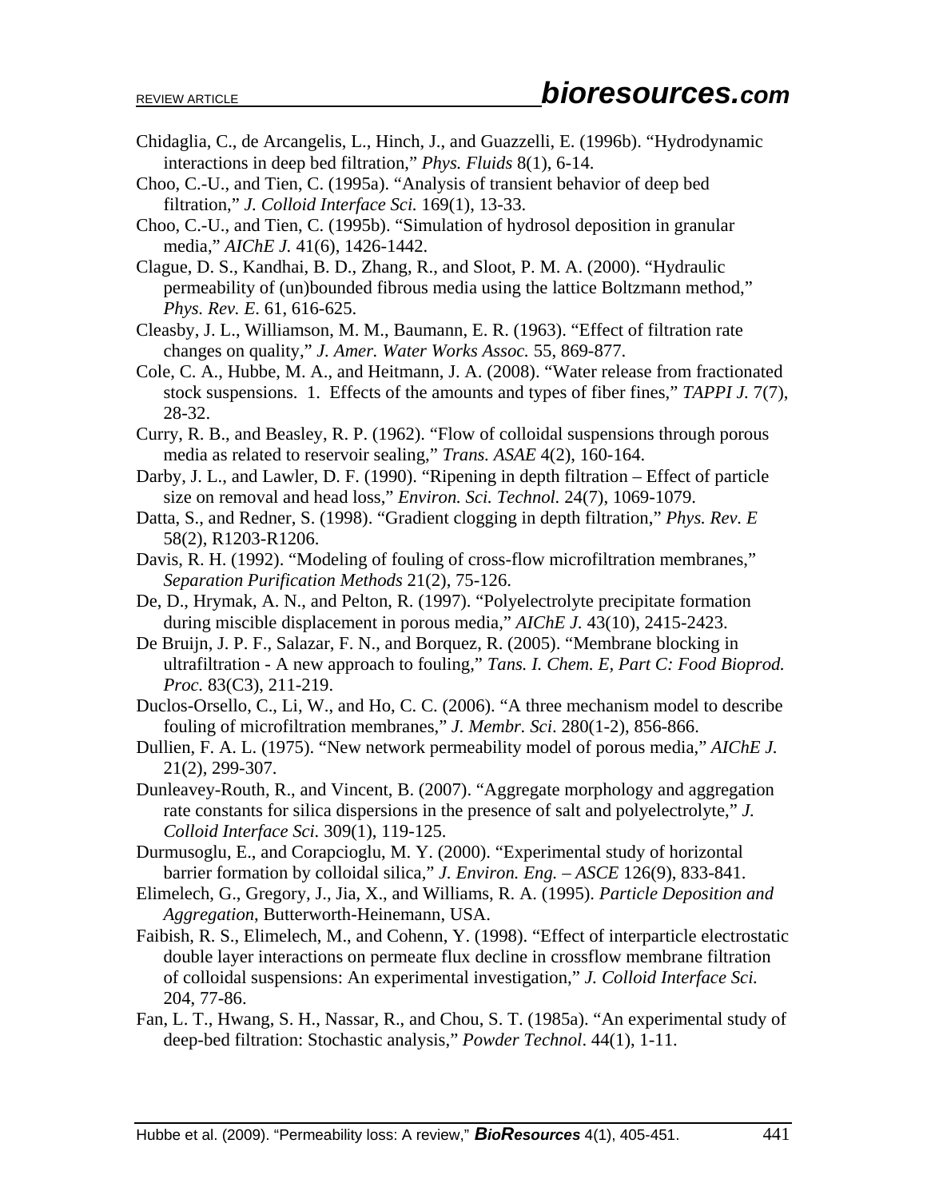Chidaglia, C., de Arcangelis, L., Hinch, J., and Guazzelli, E. (1996b). "Hydrodynamic interactions in deep bed filtration," *Phys. Fluids* 8(1), 6-14.

Choo, C.-U., and Tien, C. (1995a). "Analysis of transient behavior of deep bed filtration," *J. Colloid Interface Sci.* 169(1), 13-33.

Choo, C.-U., and Tien, C. (1995b). "Simulation of hydrosol deposition in granular media," *AIChE J.* 41(6), 1426-1442.

Clague, D. S., Kandhai, B. D., Zhang, R., and Sloot, P. M. A. (2000). "Hydraulic permeability of (un)bounded fibrous media using the lattice Boltzmann method," *Phys. Rev. E*. 61, 616-625.

Cleasby, J. L., Williamson, M. M., Baumann, E. R. (1963). "Effect of filtration rate changes on quality," *J. Amer. Water Works Assoc.* 55, 869-877.

Cole, C. A., Hubbe, M. A., and Heitmann, J. A. (2008). "Water release from fractionated stock suspensions. 1. Effects of the amounts and types of fiber fines," *TAPPI J.* 7(7), 28-32.

Curry, R. B., and Beasley, R. P. (1962). "Flow of colloidal suspensions through porous media as related to reservoir sealing," *Trans. ASAE* 4(2), 160-164.

Darby, J. L., and Lawler, D. F. (1990). "Ripening in depth filtration – Effect of particle size on removal and head loss," *Environ. Sci. Technol.* 24(7), 1069-1079.

Datta, S., and Redner, S. (1998). "Gradient clogging in depth filtration," *Phys. Rev. E* 58(2), R1203-R1206.

Davis, R. H. (1992). "Modeling of fouling of cross-flow microfiltration membranes," *Separation Purification Methods* 21(2), 75-126.

De, D., Hrymak, A. N., and Pelton, R. (1997). "Polyelectrolyte precipitate formation during miscible displacement in porous media," *AIChE J.* 43(10), 2415-2423.

De Bruijn, J. P. F., Salazar, F. N., and Borquez, R. (2005). "Membrane blocking in ultrafiltration - A new approach to fouling," *Tans. I. Chem. E, Part C: Food Bioprod. Proc.* 83(C3), 211-219.

Duclos-Orsello, C., Li, W., and Ho, C. C. (2006). "A three mechanism model to describe fouling of microfiltration membranes," *J. Membr. Sci*. 280(1-2), 856-866.

Dullien, F. A. L. (1975). "New network permeability model of porous media," *AIChE J.* 21(2), 299-307.

Dunleavey-Routh, R., and Vincent, B. (2007). "Aggregate morphology and aggregation rate constants for silica dispersions in the presence of salt and polyelectrolyte," *J. Colloid Interface Sci.* 309(1), 119-125.

Durmusoglu, E., and Corapcioglu, M. Y. (2000). "Experimental study of horizontal barrier formation by colloidal silica," *J. Environ. Eng. – ASCE* 126(9), 833-841.

Elimelech, G., Gregory, J., Jia, X., and Williams, R. A. (1995). *Particle Deposition and Aggregation*, Butterworth-Heinemann, USA.

Faibish, R. S., Elimelech, M., and Cohenn, Y. (1998). "Effect of interparticle electrostatic double layer interactions on permeate flux decline in crossflow membrane filtration of colloidal suspensions: An experimental investigation," *J. Colloid Interface Sci.* 204, 77-86.

Fan, L. T., Hwang, S. H., Nassar, R., and Chou, S. T. (1985a). "An experimental study of deep-bed filtration: Stochastic analysis," *Powder Technol*. 44(1), 1-11.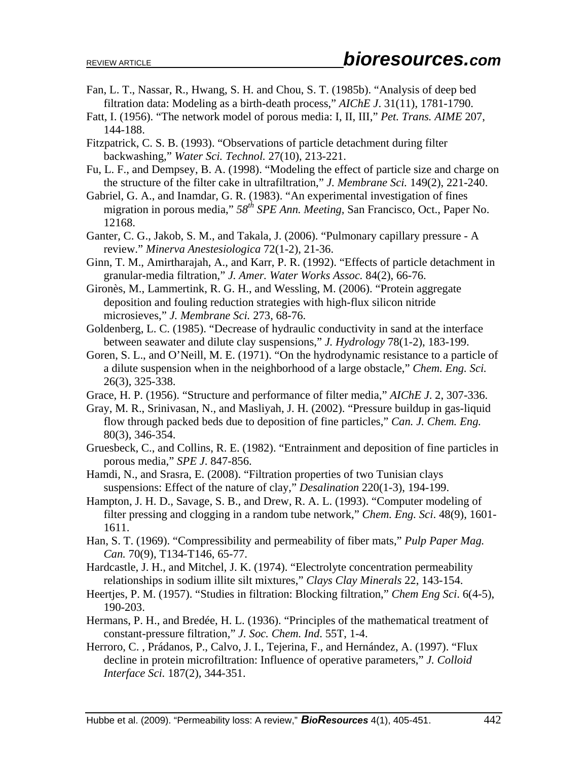Fan, L. T., Nassar, R., Hwang, S. H. and Chou, S. T. (1985b). "Analysis of deep bed filtration data: Modeling as a birth-death process," *AIChE J*. 31(11), 1781-1790.

Fatt, I. (1956). "The network model of porous media: I, II, III," *Pet. Trans. AIME* 207, 144-188.

Fitzpatrick, C. S. B. (1993). "Observations of particle detachment during filter backwashing," *Water Sci. Technol.* 27(10), 213-221.

Fu, L. F., and Dempsey, B. A. (1998). "Modeling the effect of particle size and charge on the structure of the filter cake in ultrafiltration," *J. Membrane Sci.* 149(2), 221-240.

Gabriel, G. A., and Inamdar, G. R. (1983). "An experimental investigation of fines migration in porous media," *58th SPE Ann. Meeting*, San Francisco, Oct., Paper No. 12168.

Ganter, C. G., Jakob, S. M., and Takala, J. (2006). "Pulmonary capillary pressure - A review." *Minerva Anestesiologica* 72(1-2), 21-36.

Ginn, T. M., Amirtharajah, A., and Karr, P. R. (1992). "Effects of particle detachment in granular-media filtration," *J. Amer. Water Works Assoc.* 84(2), 66-76.

Gironès, M., Lammertink, R. G. H., and Wessling, M. (2006). "Protein aggregate deposition and fouling reduction strategies with high-flux silicon nitride microsieves," *J. Membrane Sci.* 273, 68-76.

Goldenberg, L. C. (1985). "Decrease of hydraulic conductivity in sand at the interface between seawater and dilute clay suspensions," *J. Hydrology* 78(1-2), 183-199.

Goren, S. L., and O'Neill, M. E. (1971). "On the hydrodynamic resistance to a particle of a dilute suspension when in the neighborhood of a large obstacle," *Chem. Eng. Sci.* 26(3), 325-338.

Grace, H. P. (1956). "Structure and performance of filter media," *AIChE J*. 2, 307-336.

Gray, M. R., Srinivasan, N., and Masliyah, J. H. (2002). "Pressure buildup in gas-liquid flow through packed beds due to deposition of fine particles," *Can. J. Chem. Eng.* 80(3), 346-354.

Gruesbeck, C., and Collins, R. E. (1982). "Entrainment and deposition of fine particles in porous media," *SPE J*. 847-856.

Hamdi, N., and Srasra, E. (2008). "Filtration properties of two Tunisian clays suspensions: Effect of the nature of clay," *Desalination* 220(1-3), 194-199.

Hampton, J. H. D., Savage, S. B., and Drew, R. A. L. (1993). "Computer modeling of filter pressing and clogging in a random tube network," *Chem. Eng. Sci*. 48(9), 1601-1611.

Han, S. T. (1969). "Compressibility and permeability of fiber mats," *Pulp Paper Mag. Can.* 70(9), T134-T146, 65-77.

Hardcastle, J. H., and Mitchel, J. K. (1974). "Electrolyte concentration permeability relationships in sodium illite silt mixtures," *Clays Clay Minerals* 22, 143-154.

Heertjes, P. M. (1957). "Studies in filtration: Blocking filtration," *Chem Eng Sci*. 6(4-5), 190-203.

Hermans, P. H., and Bredée, H. L. (1936). "Principles of the mathematical treatment of constant-pressure filtration," *J. Soc. Chem. Ind*. 55T, 1-4.

Herroro, C. , Prádanos, P., Calvo, J. I., Tejerina, F., and Hernández, A. (1997). "Flux decline in protein microfiltration: Influence of operative parameters," *J. Colloid Interface Sci.* 187(2), 344-351.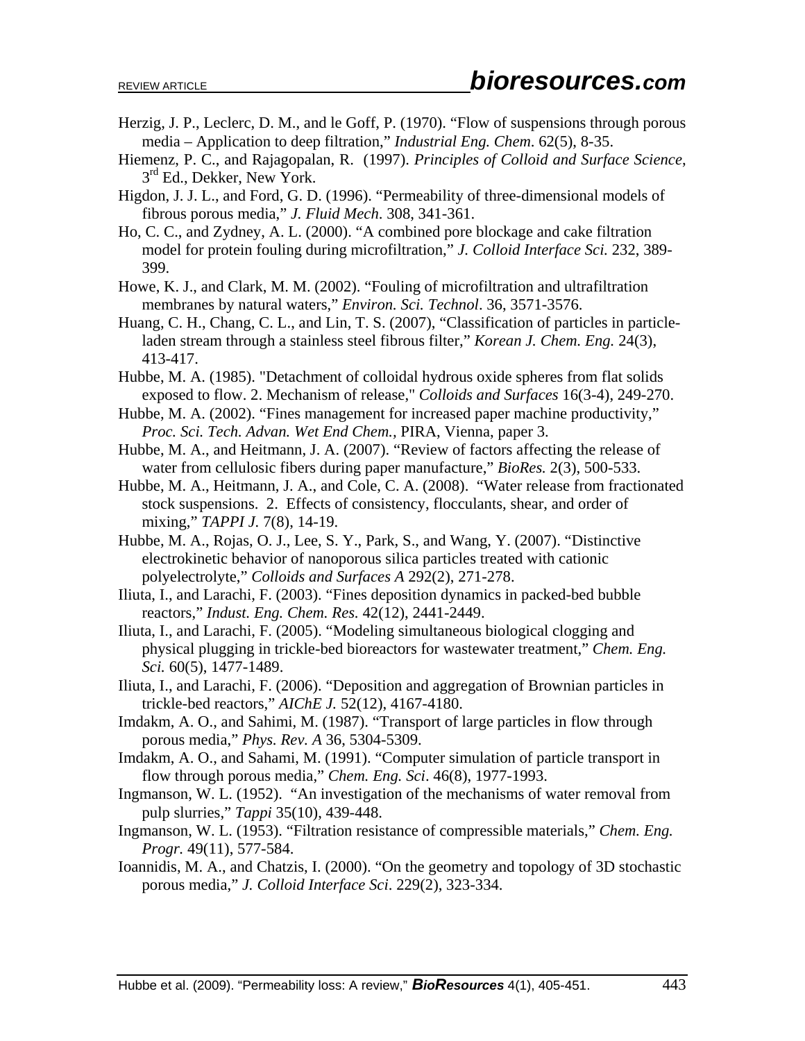Herzig, J. P., Leclerc, D. M., and le Goff, P. (1970). "Flow of suspensions through porous media – Application to deep filtration," *Industrial Eng. Chem*. 62(5), 8-35.

Hiemenz, P. C., and Rajagopalan, R. (1997). *Principles of Colloid and Surface Science*, 3rd Ed., Dekker, New York.

Higdon, J. J. L., and Ford, G. D. (1996). "Permeability of three-dimensional models of fibrous porous media," *J. Fluid Mech*. 308, 341-361.

Ho, C. C., and Zydney, A. L. (2000). "A combined pore blockage and cake filtration model for protein fouling during microfiltration," *J. Colloid Interface Sci.* 232, 389-399.

Howe, K. J., and Clark, M. M. (2002). "Fouling of microfiltration and ultrafiltration membranes by natural waters," *Environ. Sci. Technol*. 36, 3571-3576.

Huang, C. H., Chang, C. L., and Lin, T. S. (2007), "Classification of particles in particle-laden stream through a stainless steel fibrous filter," *Korean J. Chem. Eng.* 24(3), 413-417.

Hubbe, M. A. (1985). "Detachment of colloidal hydrous oxide spheres from flat solids exposed to flow. 2. Mechanism of release," *Colloids and Surfaces* 16(3-4), 249-270.

Hubbe, M. A. (2002). "Fines management for increased paper machine productivity," *Proc. Sci. Tech. Advan. Wet End Chem.,* PIRA, Vienna, paper 3.

Hubbe, M. A., and Heitmann, J. A. (2007). "Review of factors affecting the release of water from cellulosic fibers during paper manufacture," *BioRes.* 2(3), 500-533.

Hubbe, M. A., Heitmann, J. A., and Cole, C. A. (2008). "Water release from fractionated stock suspensions. 2. Effects of consistency, flocculants, shear, and order of mixing," *TAPPI J.* 7(8), 14-19.

Hubbe, M. A., Rojas, O. J., Lee, S. Y., Park, S., and Wang, Y. (2007). "Distinctive electrokinetic behavior of nanoporous silica particles treated with cationic polyelectrolyte," *Colloids and Surfaces A* 292(2), 271-278.

Iliuta, I., and Larachi, F. (2003). "Fines deposition dynamics in packed-bed bubble reactors," *Indust. Eng. Chem. Res.* 42(12), 2441-2449.

Iliuta, I., and Larachi, F. (2005). "Modeling simultaneous biological clogging and physical plugging in trickle-bed bioreactors for wastewater treatment," *Chem. Eng. Sci.* 60(5), 1477-1489.

Iliuta, I., and Larachi, F. (2006). "Deposition and aggregation of Brownian particles in trickle-bed reactors," *AIChE J.* 52(12), 4167-4180.

Imdakm, A. O., and Sahimi, M. (1987). "Transport of large particles in flow through porous media," *Phys. Rev. A* 36, 5304-5309.

Imdakm, A. O., and Sahami, M. (1991). "Computer simulation of particle transport in flow through porous media," *Chem. Eng. Sci*. 46(8), 1977-1993.

Ingmanson, W. L. (1952). "An investigation of the mechanisms of water removal from pulp slurries," *Tappi* 35(10), 439-448.

Ingmanson, W. L. (1953). "Filtration resistance of compressible materials," *Chem. Eng. Progr.* 49(11), 577-584.

Ioannidis, M. A., and Chatzis, I. (2000). "On the geometry and topology of 3D stochastic porous media," *J. Colloid Interface Sci*. 229(2), 323-334.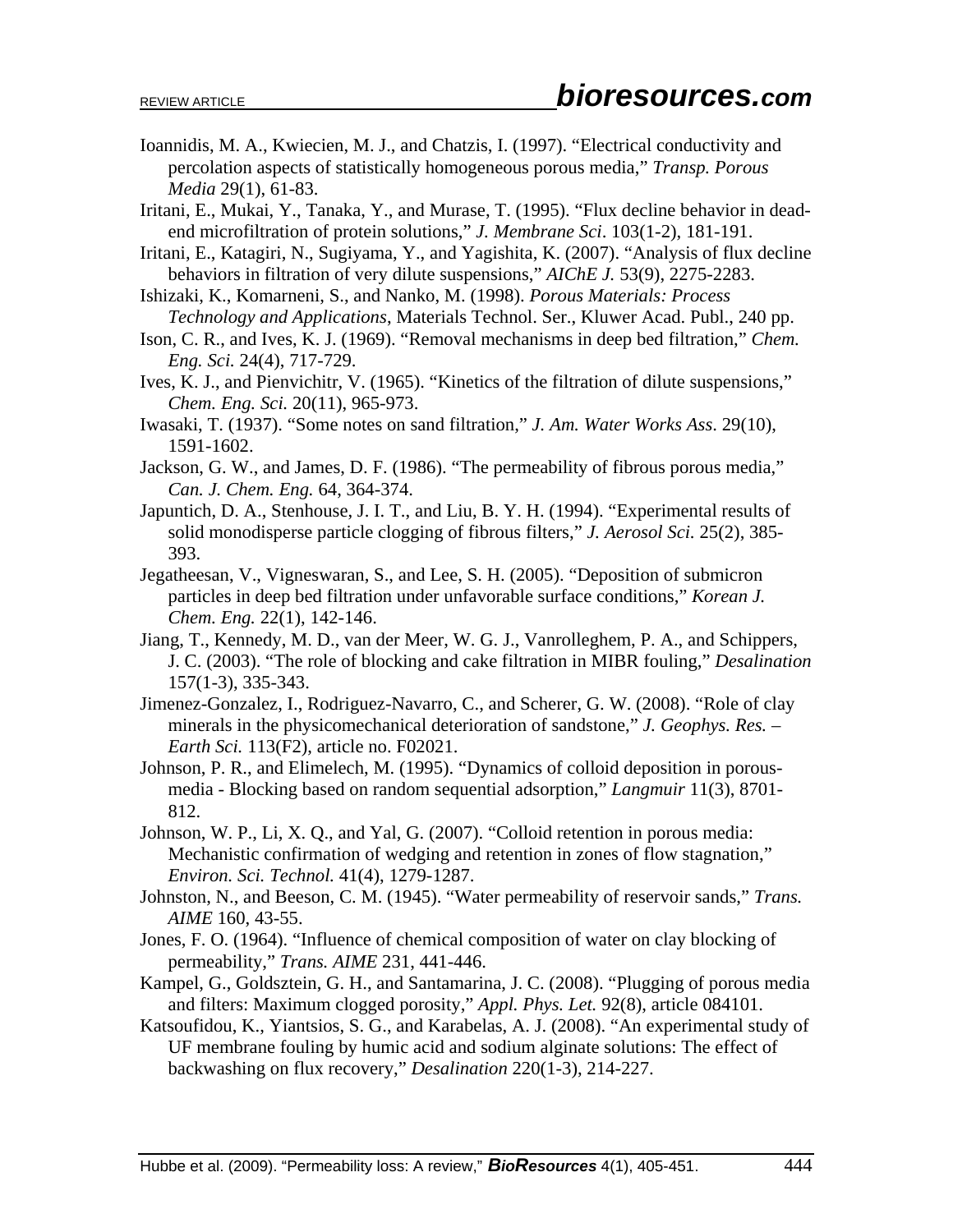Ioannidis, M. A., Kwiecien, M. J., and Chatzis, I. (1997). "Electrical conductivity and percolation aspects of statistically homogeneous porous media," *Transp. Porous Media* 29(1), 61-83.

Iritani, E., Mukai, Y., Tanaka, Y., and Murase, T. (1995). "Flux decline behavior in dead-end microfiltration of protein solutions," *J. Membrane Sci*. 103(1-2), 181-191.

Iritani, E., Katagiri, N., Sugiyama, Y., and Yagishita, K. (2007). "Analysis of flux decline behaviors in filtration of very dilute suspensions," *AIChE J.* 53(9), 2275-2283.

Ishizaki, K., Komarneni, S., and Nanko, M. (1998). *Porous Materials: Process Technology and Applications*, Materials Technol. Ser., Kluwer Acad. Publ., 240 pp.

Ison, C. R., and Ives, K. J. (1969). "Removal mechanisms in deep bed filtration," *Chem. Eng. Sci.* 24(4), 717-729.

Ives, K. J., and Pienvichitr, V. (1965). "Kinetics of the filtration of dilute suspensions," *Chem. Eng. Sci.* 20(11), 965-973.

Iwasaki, T. (1937). "Some notes on sand filtration," *J. Am. Water Works Ass*. 29(10), 1591-1602.

Jackson, G. W., and James, D. F. (1986). "The permeability of fibrous porous media," *Can. J. Chem. Eng.* 64, 364-374.

Japuntich, D. A., Stenhouse, J. I. T., and Liu, B. Y. H. (1994). "Experimental results of solid monodisperse particle clogging of fibrous filters," *J. Aerosol Sci.* 25(2), 385-393.

Jegatheesan, V., Vigneswaran, S., and Lee, S. H. (2005). "Deposition of submicron particles in deep bed filtration under unfavorable surface conditions," *Korean J. Chem. Eng.* 22(1), 142-146.

Jiang, T., Kennedy, M. D., van der Meer, W. G. J., Vanrolleghem, P. A., and Schippers, J. C. (2003). "The role of blocking and cake filtration in MIBR fouling," *Desalination* 157(1-3), 335-343.

Jimenez-Gonzalez, I., Rodriguez-Navarro, C., and Scherer, G. W. (2008). "Role of clay minerals in the physicomechanical deterioration of sandstone," *J. Geophys. Res. – Earth Sci.* 113(F2), article no. F02021.

Johnson, P. R., and Elimelech, M. (1995). "Dynamics of colloid deposition in porous-media - Blocking based on random sequential adsorption," *Langmuir* 11(3), 8701-812.

Johnson, W. P., Li, X. Q., and Yal, G. (2007). "Colloid retention in porous media: Mechanistic confirmation of wedging and retention in zones of flow stagnation," *Environ. Sci. Technol.* 41(4), 1279-1287.

Johnston, N., and Beeson, C. M. (1945). "Water permeability of reservoir sands," *Trans. AIME* 160, 43-55.

Jones, F. O. (1964). "Influence of chemical composition of water on clay blocking of permeability," *Trans. AIME* 231, 441-446.

Kampel, G., Goldsztein, G. H., and Santamarina, J. C. (2008). "Plugging of porous media and filters: Maximum clogged porosity," *Appl. Phys. Let.* 92(8), article 084101.

Katsoufidou, K., Yiantsios, S. G., and Karabelas, A. J. (2008). "An experimental study of UF membrane fouling by humic acid and sodium alginate solutions: The effect of backwashing on flux recovery," *Desalination* 220(1-3), 214-227.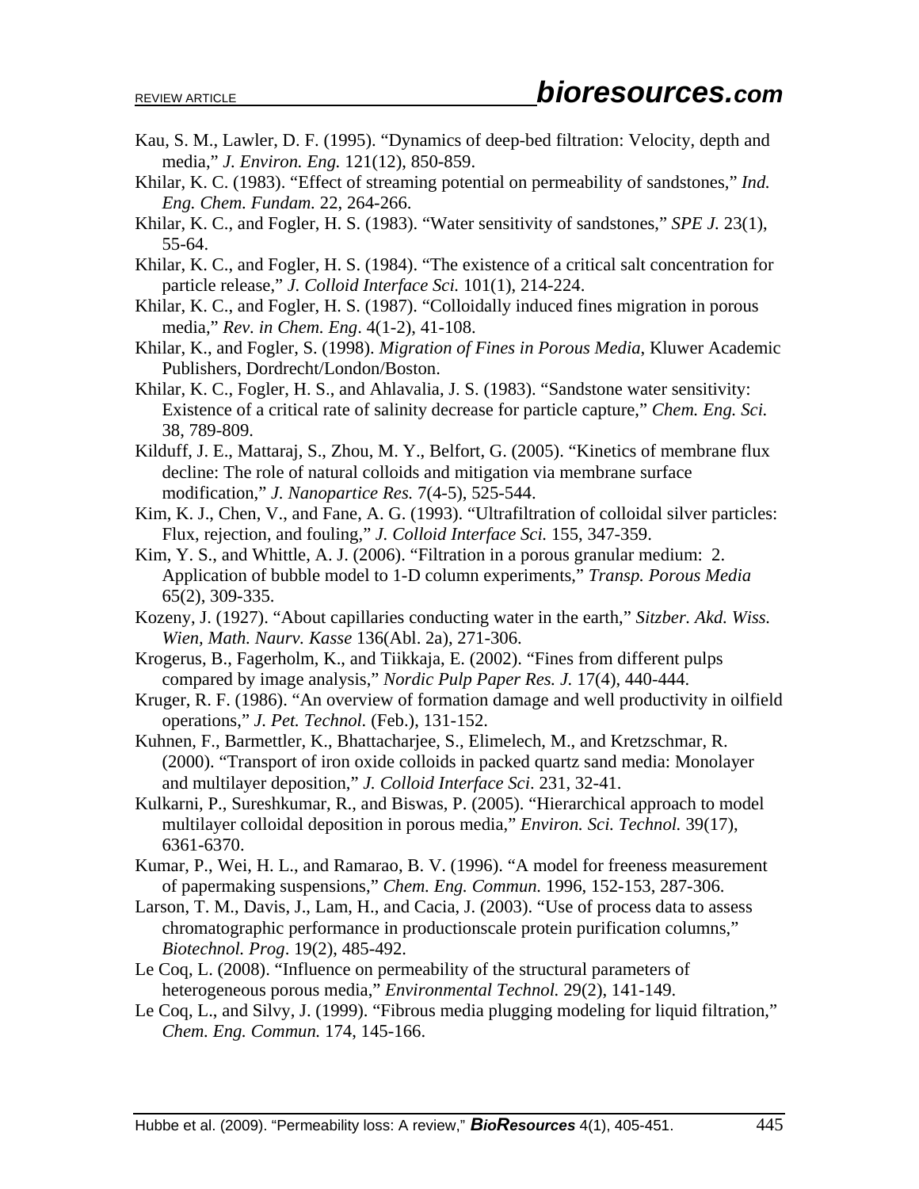Kau, S. M., Lawler, D. F. (1995). "Dynamics of deep-bed filtration: Velocity, depth and media," *J. Environ. Eng.* 121(12), 850-859.

Khilar, K. C. (1983). "Effect of streaming potential on permeability of sandstones," *Ind. Eng. Chem. Fundam.* 22, 264-266.

Khilar, K. C., and Fogler, H. S. (1983). "Water sensitivity of sandstones," *SPE J.* 23(1), 55-64.

Khilar, K. C., and Fogler, H. S. (1984). "The existence of a critical salt concentration for particle release," *J. Colloid Interface Sci.* 101(1), 214-224.

Khilar, K. C., and Fogler, H. S. (1987). "Colloidally induced fines migration in porous media," *Rev. in Chem. Eng*. 4(1-2), 41-108.

Khilar, K., and Fogler, S. (1998). *Migration of Fines in Porous Media*, Kluwer Academic Publishers, Dordrecht/London/Boston.

Khilar, K. C., Fogler, H. S., and Ahlavalia, J. S. (1983). "Sandstone water sensitivity: Existence of a critical rate of salinity decrease for particle capture," *Chem. Eng. Sci.* 38, 789-809.

Kilduff, J. E., Mattaraj, S., Zhou, M. Y., Belfort, G. (2005). "Kinetics of membrane flux decline: The role of natural colloids and mitigation via membrane surface modification," *J. Nanopartice Res.* 7(4-5), 525-544.

Kim, K. J., Chen, V., and Fane, A. G. (1993). "Ultrafiltration of colloidal silver particles: Flux, rejection, and fouling," *J. Colloid Interface Sci.* 155, 347-359.

Kim, Y. S., and Whittle, A. J. (2006). "Filtration in a porous granular medium: 2. Application of bubble model to 1-D column experiments," *Transp. Porous Media* 65(2), 309-335.

Kozeny, J. (1927). "About capillaries conducting water in the earth," *Sitzber. Akd. Wiss. Wien, Math. Naurv. Kasse* 136(Abl. 2a), 271-306.

Krogerus, B., Fagerholm, K., and Tiikkaja, E. (2002). "Fines from different pulps compared by image analysis," *Nordic Pulp Paper Res. J.* 17(4), 440-444.

Kruger, R. F. (1986). "An overview of formation damage and well productivity in oilfield operations," *J. Pet. Technol.* (Feb.), 131-152.

Kuhnen, F., Barmettler, K., Bhattacharjee, S., Elimelech, M., and Kretzschmar, R. (2000). "Transport of iron oxide colloids in packed quartz sand media: Monolayer and multilayer deposition," *J. Colloid Interface Sci*. 231, 32-41.

Kulkarni, P., Sureshkumar, R., and Biswas, P. (2005). "Hierarchical approach to model multilayer colloidal deposition in porous media," *Environ. Sci. Technol.* 39(17), 6361-6370.

Kumar, P., Wei, H. L., and Ramarao, B. V. (1996). "A model for freeness measurement of papermaking suspensions," *Chem. Eng. Commun.* 1996, 152-153, 287-306.

Larson, T. M., Davis, J., Lam, H., and Cacia, J. (2003). "Use of process data to assess chromatographic performance in productionscale protein purification columns," *Biotechnol. Prog*. 19(2), 485-492.

Le Coq, L. (2008). "Influence on permeability of the structural parameters of heterogeneous porous media," *Environmental Technol.* 29(2), 141-149.

Le Coq, L., and Silvy, J. (1999). "Fibrous media plugging modeling for liquid filtration," *Chem. Eng. Commun.* 174, 145-166.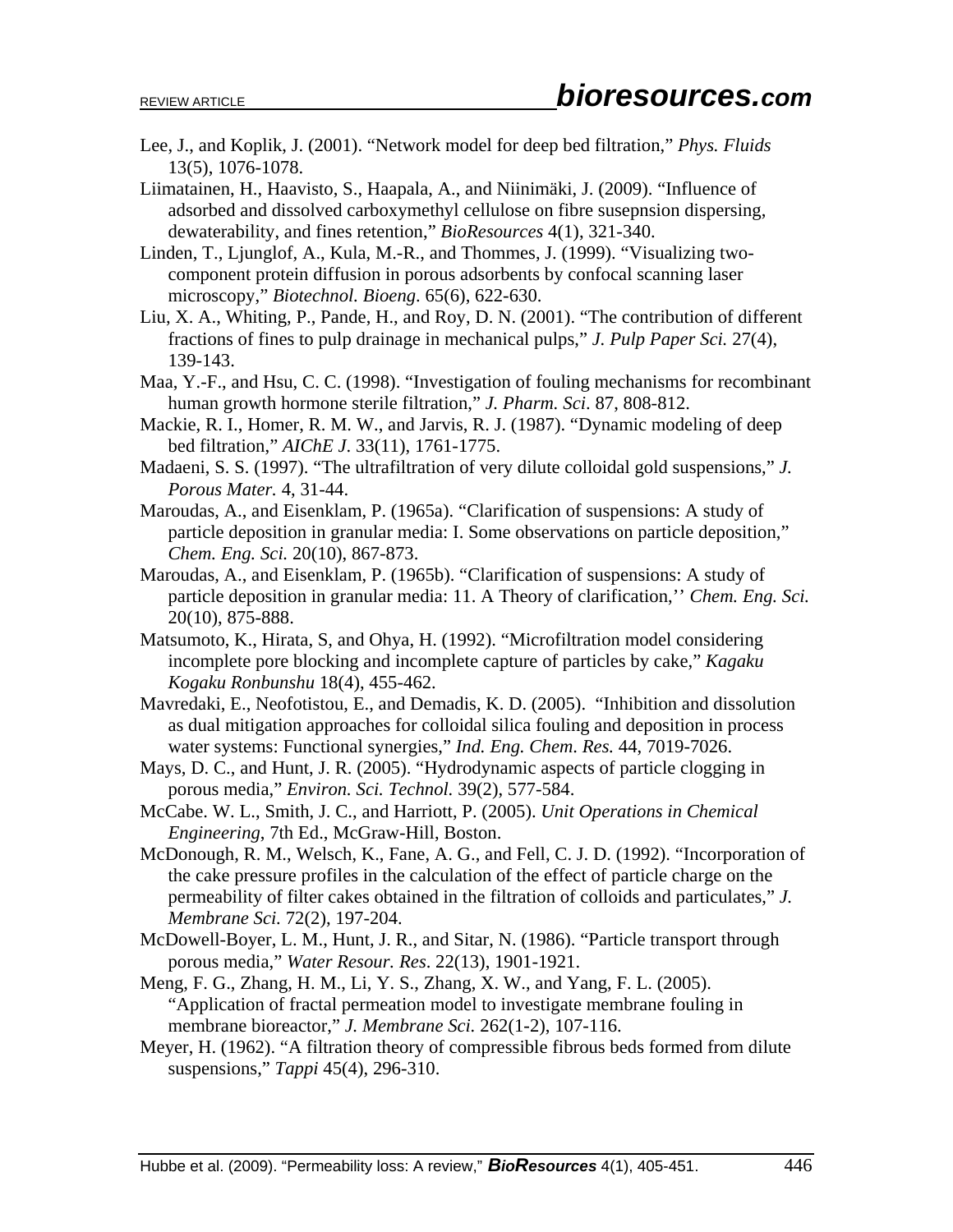Lee, J., and Koplik, J. (2001). "Network model for deep bed filtration," *Phys. Fluids* 13(5), 1076-1078.

Liimatainen, H., Haavisto, S., Haapala, A., and Niinimäki, J. (2009). "Influence of adsorbed and dissolved carboxymethyl cellulose on fibre susepnsion dispersing, dewaterability, and fines retention," *BioResources* 4(1), 321-340.

Linden, T., Ljunglof, A., Kula, M.-R., and Thommes, J. (1999). "Visualizing two-component protein diffusion in porous adsorbents by confocal scanning laser microscopy," *Biotechnol. Bioeng.* 65(6), 622-630.

Liu, X. A., Whiting, P., Pande, H., and Roy, D. N. (2001). "The contribution of different fractions of fines to pulp drainage in mechanical pulps," *J. Pulp Paper Sci.* 27(4), 139-143.

Maa, Y.-F., and Hsu, C. C. (1998). "Investigation of fouling mechanisms for recombinant human growth hormone sterile filtration," *J. Pharm. Sci*. 87, 808-812.

Mackie, R. I., Homer, R. M. W., and Jarvis, R. J. (1987). "Dynamic modeling of deep bed filtration," *AIChE J*. 33(11), 1761-1775.

Madaeni, S. S. (1997). "The ultrafiltration of very dilute colloidal gold suspensions," *J. Porous Mater.* 4, 31-44.

Maroudas, A., and Eisenklam, P. (1965a). "Clarification of suspensions: A study of particle deposition in granular media: I. Some observations on particle deposition," *Chem. Eng. Sci.* 20(10), 867-873.

Maroudas, A., and Eisenklam, P. (1965b). "Clarification of suspensions: A study of particle deposition in granular media: 11. A Theory of clarification,'' *Chem. Eng. Sci.* 20(10), 875-888.

Matsumoto, K., Hirata, S, and Ohya, H. (1992). "Microfiltration model considering incomplete pore blocking and incomplete capture of particles by cake," *Kagaku Kogaku Ronbunshu* 18(4), 455-462.

Mavredaki, E., Neofotistou, E., and Demadis, K. D. (2005). "Inhibition and dissolution as dual mitigation approaches for colloidal silica fouling and deposition in process water systems: Functional synergies," *Ind. Eng. Chem. Res.* 44, 7019-7026.

Mays, D. C., and Hunt, J. R. (2005). "Hydrodynamic aspects of particle clogging in porous media," *Environ. Sci. Technol.* 39(2), 577-584.

McCabe. W. L., Smith, J. C., and Harriott, P. (2005). *Unit Operations in Chemical Engineering*, 7th Ed., McGraw-Hill, Boston.

McDonough, R. M., Welsch, K., Fane, A. G., and Fell, C. J. D. (1992). "Incorporation of the cake pressure profiles in the calculation of the effect of particle charge on the permeability of filter cakes obtained in the filtration of colloids and particulates," *J. Membrane Sci.* 72(2), 197-204.

McDowell-Boyer, L. M., Hunt, J. R., and Sitar, N. (1986). "Particle transport through porous media," *Water Resour. Res*. 22(13), 1901-1921.

Meng, F. G., Zhang, H. M., Li, Y. S., Zhang, X. W., and Yang, F. L. (2005). "Application of fractal permeation model to investigate membrane fouling in membrane bioreactor," *J. Membrane Sci.* 262(1-2), 107-116.

Meyer, H. (1962). "A filtration theory of compressible fibrous beds formed from dilute suspensions," *Tappi* 45(4), 296-310.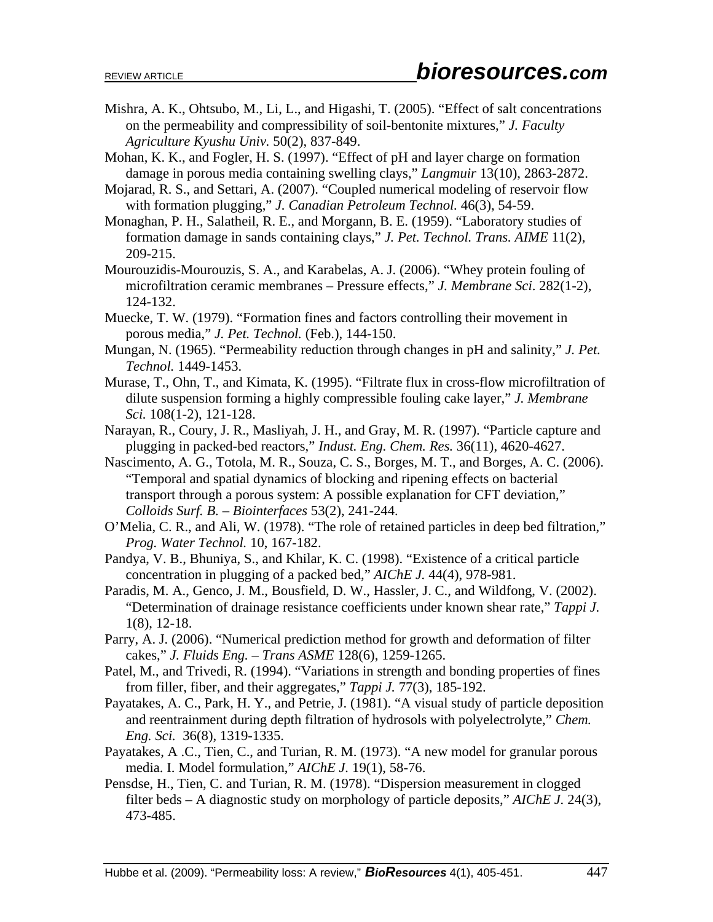Mishra, A. K., Ohtsubo, M., Li, L., and Higashi, T. (2005). "Effect of salt concentrations on the permeability and compressibility of soil-bentonite mixtures," *J. Faculty Agriculture Kyushu Univ.* 50(2), 837-849.

Mohan, K. K., and Fogler, H. S. (1997). "Effect of pH and layer charge on formation damage in porous media containing swelling clays," *Langmuir* 13(10), 2863-2872.

Mojarad, R. S., and Settari, A. (2007). "Coupled numerical modeling of reservoir flow with formation plugging," *J. Canadian Petroleum Technol.* 46(3), 54-59.

Monaghan, P. H., Salatheil, R. E., and Morgann, B. E. (1959). "Laboratory studies of formation damage in sands containing clays," *J. Pet. Technol. Trans. AIME* 11(2), 209-215.

Mourouzidis-Mourouzis, S. A., and Karabelas, A. J. (2006). "Whey protein fouling of microfiltration ceramic membranes – Pressure effects," *J. Membrane Sci*. 282(1-2), 124-132.

Muecke, T. W. (1979). "Formation fines and factors controlling their movement in porous media," *J. Pet. Technol.* (Feb.), 144-150.

Mungan, N. (1965). "Permeability reduction through changes in pH and salinity," *J. Pet. Technol.* 1449-1453.

Murase, T., Ohn, T., and Kimata, K. (1995). "Filtrate flux in cross-flow microfiltration of dilute suspension forming a highly compressible fouling cake layer," *J. Membrane Sci.* 108(1-2), 121-128.

Narayan, R., Coury, J. R., Masliyah, J. H., and Gray, M. R. (1997). "Particle capture and plugging in packed-bed reactors," *Indust. Eng. Chem. Res.* 36(11), 4620-4627.

Nascimento, A. G., Totola, M. R., Souza, C. S., Borges, M. T., and Borges, A. C. (2006). "Temporal and spatial dynamics of blocking and ripening effects on bacterial transport through a porous system: A possible explanation for CFT deviation," *Colloids Surf. B. – Biointerfaces* 53(2), 241-244.

O'Melia, C. R., and Ali, W. (1978). "The role of retained particles in deep bed filtration," *Prog. Water Technol.* 10, 167-182.

Pandya, V. B., Bhuniya, S., and Khilar, K. C. (1998). "Existence of a critical particle concentration in plugging of a packed bed," *AIChE J.* 44(4), 978-981.

Paradis, M. A., Genco, J. M., Bousfield, D. W., Hassler, J. C., and Wildfong, V. (2002). "Determination of drainage resistance coefficients under known shear rate," *Tappi J.* 1(8), 12-18.

Parry, A. J. (2006). "Numerical prediction method for growth and deformation of filter cakes," *J. Fluids Eng. – Trans ASME* 128(6), 1259-1265.

Patel, M., and Trivedi, R. (1994). "Variations in strength and bonding properties of fines from filler, fiber, and their aggregates," *Tappi J.* 77(3), 185-192.

Payatakes, A. C., Park, H. Y., and Petrie, J. (1981). "A visual study of particle deposition and reentrainment during depth filtration of hydrosols with polyelectrolyte," *Chem. Eng. Sci.* 36(8), 1319-1335.

Payatakes, A .C., Tien, C., and Turian, R. M. (1973). "A new model for granular porous media. I. Model formulation," *AIChE J.* 19(1), 58-76.

Pensdse, H., Tien, C. and Turian, R. M. (1978). "Dispersion measurement in clogged filter beds – A diagnostic study on morphology of particle deposits," *AIChE J.* 24(3), 473-485.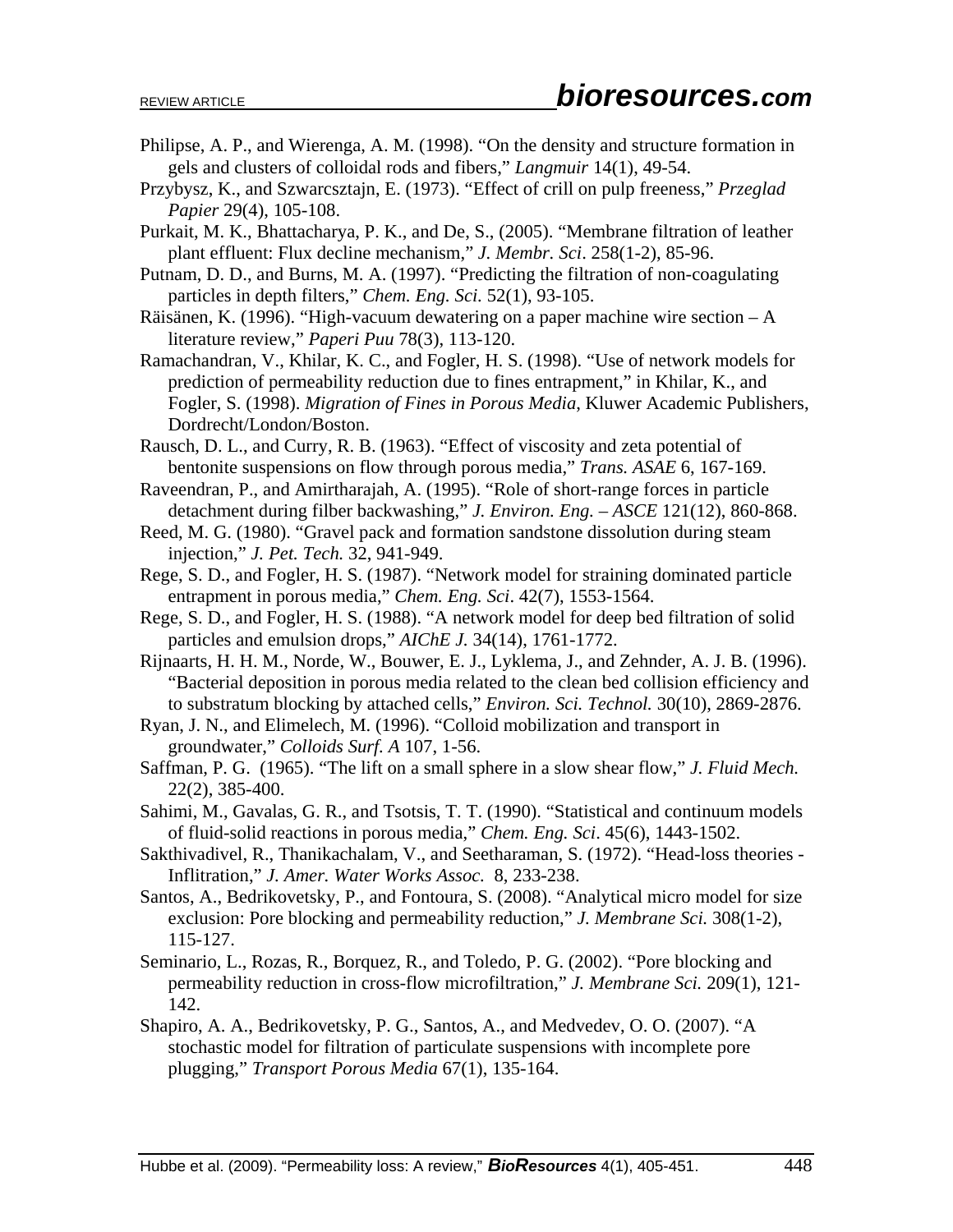Philipse, A. P., and Wierenga, A. M. (1998). "On the density and structure formation in gels and clusters of colloidal rods and fibers," *Langmuir* 14(1), 49-54.

Przybysz, K., and Szwarcsztajn, E. (1973). "Effect of crill on pulp freeness," *Przeglad Papier* 29(4), 105-108.

Purkait, M. K., Bhattacharya, P. K., and De, S., (2005). "Membrane filtration of leather plant effluent: Flux decline mechanism," *J. Membr. Sci*. 258(1-2), 85-96.

Putnam, D. D., and Burns, M. A. (1997). "Predicting the filtration of non-coagulating particles in depth filters," *Chem. Eng. Sci.* 52(1), 93-105.

Räisänen, K. (1996). "High-vacuum dewatering on a paper machine wire section – A literature review," *Paperi Puu* 78(3), 113-120.

Ramachandran, V., Khilar, K. C., and Fogler, H. S. (1998). "Use of network models for prediction of permeability reduction due to fines entrapment," in Khilar, K., and Fogler, S. (1998). *Migration of Fines in Porous Media*, Kluwer Academic Publishers, Dordrecht/London/Boston.

Rausch, D. L., and Curry, R. B. (1963). "Effect of viscosity and zeta potential of bentonite suspensions on flow through porous media," *Trans. ASAE* 6, 167-169.

Raveendran, P., and Amirtharajah, A. (1995). "Role of short-range forces in particle detachment during filber backwashing," *J. Environ. Eng. – ASCE* 121(12), 860-868.

Reed, M. G. (1980). "Gravel pack and formation sandstone dissolution during steam injection," *J. Pet. Tech.* 32, 941-949.

Rege, S. D., and Fogler, H. S. (1987). "Network model for straining dominated particle entrapment in porous media," *Chem. Eng. Sci*. 42(7), 1553-1564.

Rege, S. D., and Fogler, H. S. (1988). "A network model for deep bed filtration of solid particles and emulsion drops," *AIChE J.* 34(14), 1761-1772.

Rijnaarts, H. H. M., Norde, W., Bouwer, E. J., Lyklema, J., and Zehnder, A. J. B. (1996). "Bacterial deposition in porous media related to the clean bed collision efficiency and to substratum blocking by attached cells," *Environ. Sci. Technol.* 30(10), 2869-2876.

Ryan, J. N., and Elimelech, M. (1996). "Colloid mobilization and transport in groundwater," *Colloids Surf. A* 107, 1-56.

Saffman, P. G. (1965). "The lift on a small sphere in a slow shear flow," *J. Fluid Mech.* 22(2), 385-400.

Sahimi, M., Gavalas, G. R., and Tsotsis, T. T. (1990). "Statistical and continuum models of fluid-solid reactions in porous media," *Chem. Eng. Sci*. 45(6), 1443-1502.

Sakthivadivel, R., Thanikachalam, V., and Seetharaman, S. (1972). "Head-loss theories - Inflitration," *J. Amer. Water Works Assoc.* 8, 233-238.

Santos, A., Bedrikovetsky, P., and Fontoura, S. (2008). "Analytical micro model for size exclusion: Pore blocking and permeability reduction," *J. Membrane Sci.* 308(1-2), 115-127.

Seminario, L., Rozas, R., Borquez, R., and Toledo, P. G. (2002). "Pore blocking and permeability reduction in cross-flow microfiltration," *J. Membrane Sci.* 209(1), 121-142.

Shapiro, A. A., Bedrikovetsky, P. G., Santos, A., and Medvedev, O. O. (2007). "A stochastic model for filtration of particulate suspensions with incomplete pore plugging," *Transport Porous Media* 67(1), 135-164.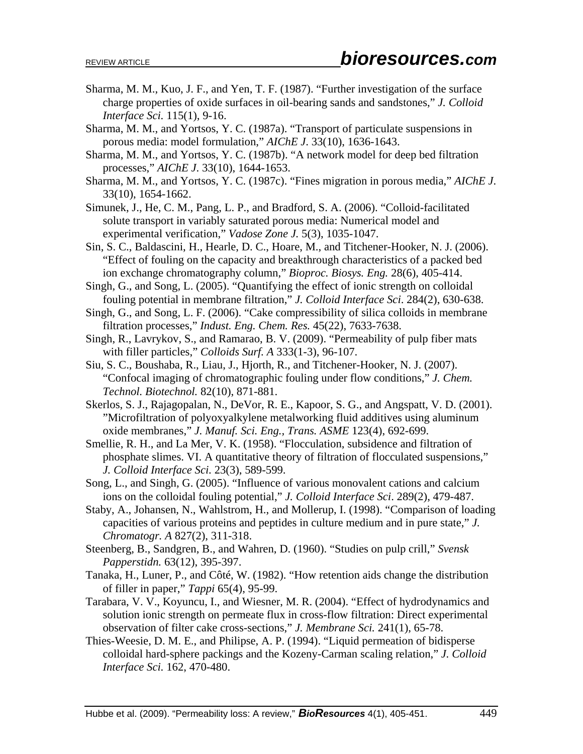Sharma, M. M., Kuo, J. F., and Yen, T. F. (1987). "Further investigation of the surface charge properties of oxide surfaces in oil-bearing sands and sandstones," *J. Colloid Interface Sci.* 115(1), 9-16.

Sharma, M. M., and Yortsos, Y. C. (1987a). "Transport of particulate suspensions in porous media: model formulation," *AIChE J.* 33(10), 1636-1643.

Sharma, M. M., and Yortsos, Y. C. (1987b). "A network model for deep bed filtration processes," *AIChE J.* 33(10), 1644-1653.

Sharma, M. M., and Yortsos, Y. C. (1987c). "Fines migration in porous media," *AIChE J.* 33(10), 1654-1662.

Simunek, J., He, C. M., Pang, L. P., and Bradford, S. A. (2006). "Colloid-facilitated solute transport in variably saturated porous media: Numerical model and experimental verification," *Vadose Zone J.* 5(3), 1035-1047.

Sin, S. C., Baldascini, H., Hearle, D. C., Hoare, M., and Titchener-Hooker, N. J. (2006). "Effect of fouling on the capacity and breakthrough characteristics of a packed bed ion exchange chromatography column," *Bioproc. Biosys. Eng.* 28(6), 405-414.

Singh, G., and Song, L. (2005). "Quantifying the effect of ionic strength on colloidal fouling potential in membrane filtration," *J. Colloid Interface Sci*. 284(2), 630-638.

Singh, G., and Song, L. F. (2006). "Cake compressibility of silica colloids in membrane filtration processes," *Indust. Eng. Chem. Res.* 45(22), 7633-7638.

Singh, R., Lavrykov, S., and Ramarao, B. V. (2009). "Permeability of pulp fiber mats with filler particles," *Colloids Surf. A* 333(1-3), 96-107.

Siu, S. C., Boushaba, R., Liau, J., Hjorth, R., and Titchener-Hooker, N. J. (2007). "Confocal imaging of chromatographic fouling under flow conditions," *J. Chem. Technol. Biotechnol.* 82(10), 871-881.

Skerlos, S. J., Rajagopalan, N., DeVor, R. E., Kapoor, S. G., and Angspatt, V. D. (2001). "Microfiltration of polyoxyalkylene metalworking fluid additives using aluminum oxide membranes," *J. Manuf. Sci. Eng., Trans. ASME* 123(4), 692-699.

Smellie, R. H., and La Mer, V. K. (1958). "Flocculation, subsidence and filtration of phosphate slimes. VI. A quantitative theory of filtration of flocculated suspensions," *J. Colloid Interface Sci.* 23(3), 589-599.

Song, L., and Singh, G. (2005). "Influence of various monovalent cations and calcium ions on the colloidal fouling potential," *J. Colloid Interface Sci*. 289(2), 479-487.

Staby, A., Johansen, N., Wahlstrom, H., and Mollerup, I. (1998). "Comparison of loading capacities of various proteins and peptides in culture medium and in pure state," *J. Chromatogr. A* 827(2), 311-318.

Steenberg, B., Sandgren, B., and Wahren, D. (1960). "Studies on pulp crill," *Svensk Papperstidn.* 63(12), 395-397.

Tanaka, H., Luner, P., and Côté, W. (1982). "How retention aids change the distribution of filler in paper," *Tappi* 65(4), 95-99.

Tarabara, V. V., Koyuncu, I., and Wiesner, M. R. (2004). "Effect of hydrodynamics and solution ionic strength on permeate flux in cross-flow filtration: Direct experimental observation of filter cake cross-sections," *J. Membrane Sci.* 241(1), 65-78.

Thies-Weesie, D. M. E., and Philipse, A. P. (1994). "Liquid permeation of bidisperse colloidal hard-sphere packings and the Kozeny-Carman scaling relation," *J. Colloid Interface Sci.* 162, 470-480.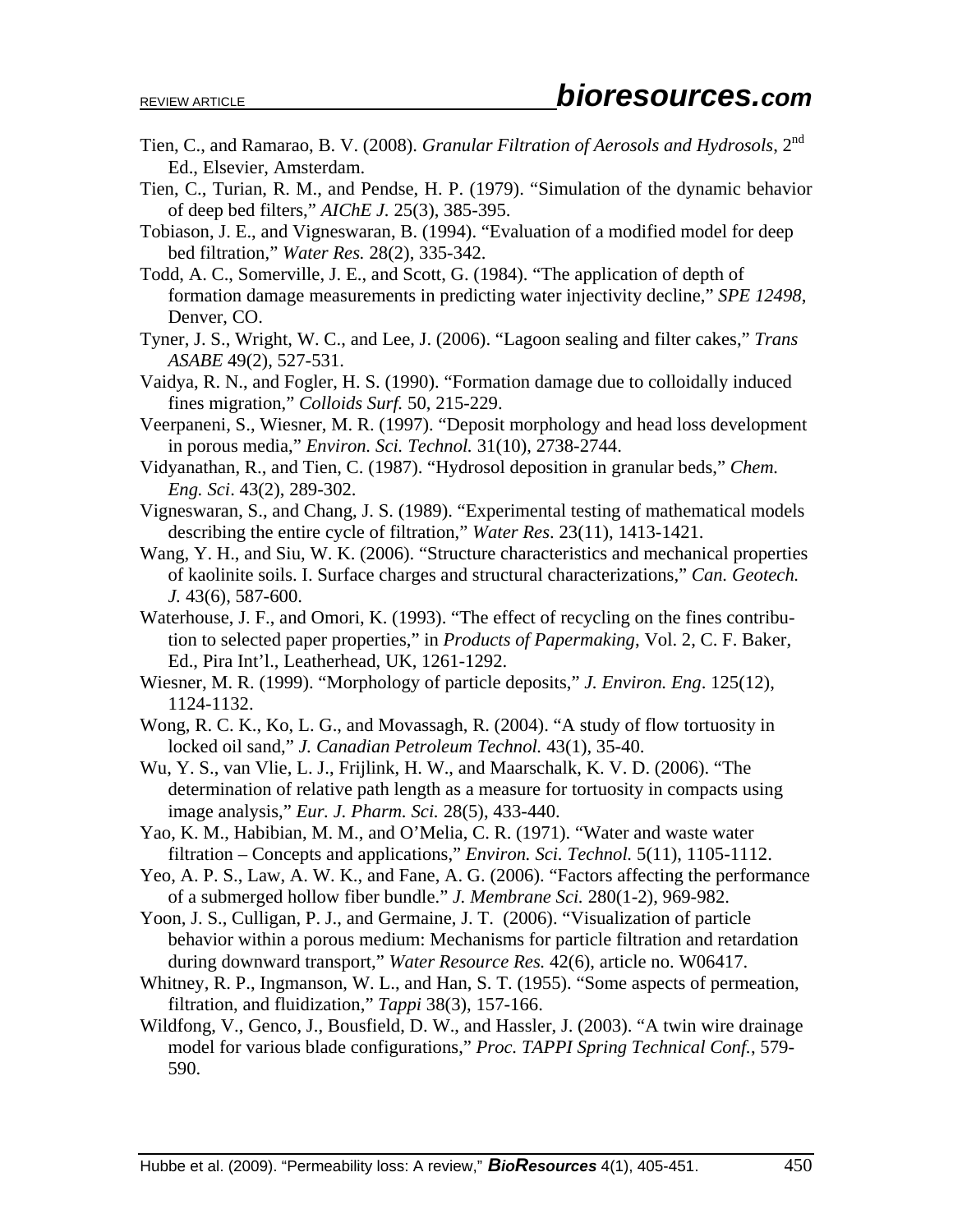Tien, C., and Ramarao, B. V. (2008). *Granular Filtration of Aerosols and Hydrosols*, 2nd Ed., Elsevier, Amsterdam.

Tien, C., Turian, R. M., and Pendse, H. P. (1979). "Simulation of the dynamic behavior of deep bed filters," *AIChE J.* 25(3), 385-395.

Tobiason, J. E., and Vigneswaran, B. (1994). "Evaluation of a modified model for deep bed filtration," *Water Res.* 28(2), 335-342.

Todd, A. C., Somerville, J. E., and Scott, G. (1984). "The application of depth of formation damage measurements in predicting water injectivity decline," *SPE 12498*, Denver, CO.

Tyner, J. S., Wright, W. C., and Lee, J. (2006). "Lagoon sealing and filter cakes," *Trans ASABE* 49(2), 527-531.

Vaidya, R. N., and Fogler, H. S. (1990). "Formation damage due to colloidally induced fines migration," *Colloids Surf.* 50, 215-229.

Veerpaneni, S., Wiesner, M. R. (1997). "Deposit morphology and head loss development in porous media," *Environ. Sci. Technol.* 31(10), 2738-2744.

Vidyanathan, R., and Tien, C. (1987). "Hydrosol deposition in granular beds," *Chem. Eng. Sci*. 43(2), 289-302.

Vigneswaran, S., and Chang, J. S. (1989). "Experimental testing of mathematical models describing the entire cycle of filtration," *Water Res*. 23(11), 1413-1421.

Wang, Y. H., and Siu, W. K. (2006). "Structure characteristics and mechanical properties of kaolinite soils. I. Surface charges and structural characterizations," *Can. Geotech. J.* 43(6), 587-600.

Waterhouse, J. F., and Omori, K. (1993). "The effect of recycling on the fines contribution to selected paper properties," in *Products of Papermaking*, Vol. 2, C. F. Baker, Ed., Pira Int'l., Leatherhead, UK, 1261-1292.

Wiesner, M. R. (1999). "Morphology of particle deposits," *J. Environ. Eng*. 125(12), 1124-1132.

Wong, R. C. K., Ko, L. G., and Movassagh, R. (2004). "A study of flow tortuosity in locked oil sand," *J. Canadian Petroleum Technol.* 43(1), 35-40.

Wu, Y. S., van Vlie, L. J., Frijlink, H. W., and Maarschalk, K. V. D. (2006). "The determination of relative path length as a measure for tortuosity in compacts using image analysis," *Eur. J. Pharm. Sci.* 28(5), 433-440.

Yao, K. M., Habibian, M. M., and O'Melia, C. R. (1971). "Water and waste water filtration – Concepts and applications," *Environ. Sci. Technol.* 5(11), 1105-1112.

Yeo, A. P. S., Law, A. W. K., and Fane, A. G. (2006). "Factors affecting the performance of a submerged hollow fiber bundle." *J. Membrane Sci.* 280(1-2), 969-982.

Yoon, J. S., Culligan, P. J., and Germaine, J. T. (2006). "Visualization of particle behavior within a porous medium: Mechanisms for particle filtration and retardation during downward transport," *Water Resource Res.* 42(6), article no. W06417.

Whitney, R. P., Ingmanson, W. L., and Han, S. T. (1955). "Some aspects of permeation, filtration, and fluidization," *Tappi* 38(3), 157-166.

Wildfong, V., Genco, J., Bousfield, D. W., and Hassler, J. (2003). "A twin wire drainage model for various blade configurations," *Proc. TAPPI Spring Technical Conf.*, 579-590.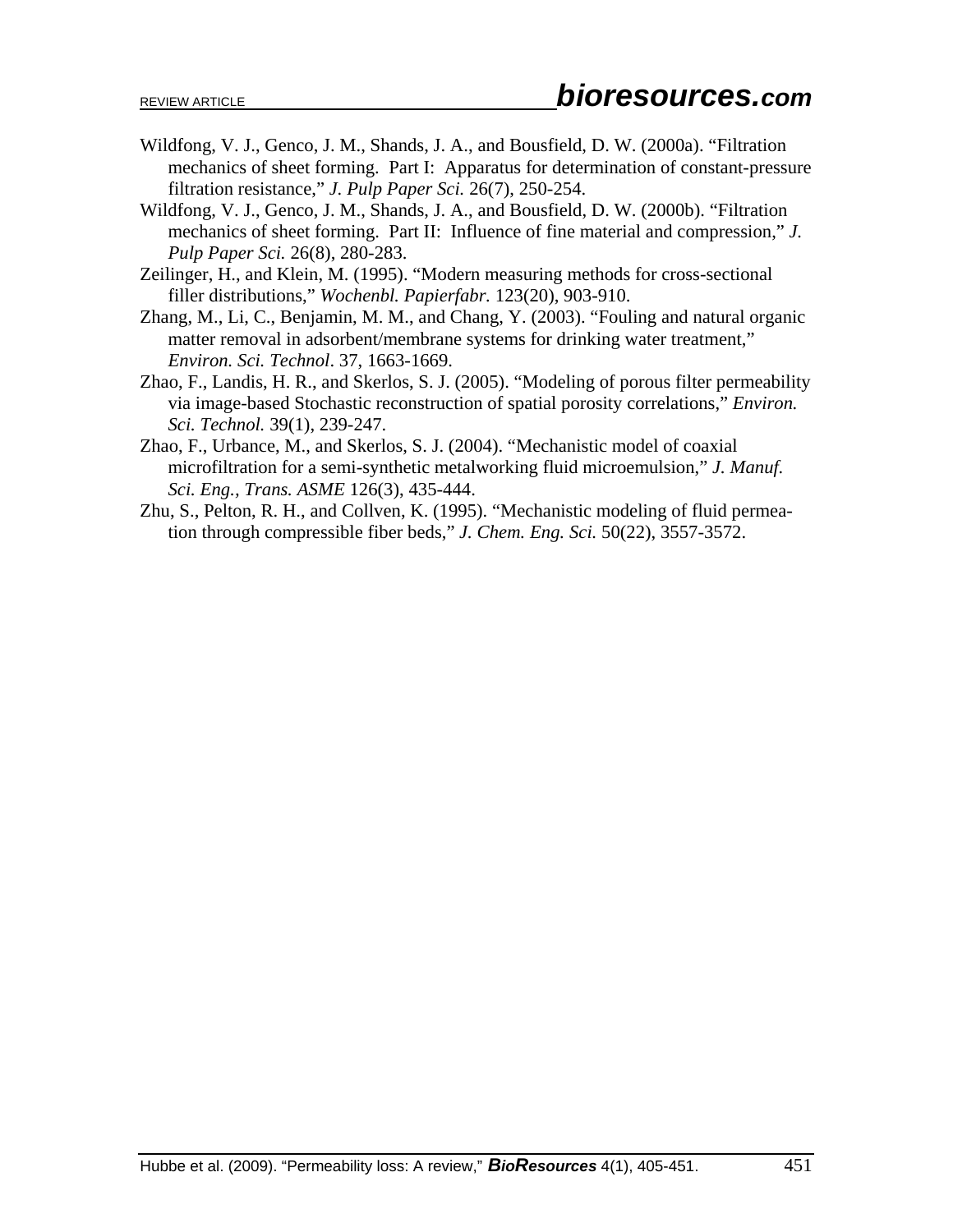Wildfong, V. J., Genco, J. M., Shands, J. A., and Bousfield, D. W. (2000a). "Filtration mechanics of sheet forming. Part I: Apparatus for determination of constant-pressure filtration resistance," *J. Pulp Paper Sci.* 26(7), 250-254.

Wildfong, V. J., Genco, J. M., Shands, J. A., and Bousfield, D. W. (2000b). "Filtration mechanics of sheet forming. Part II: Influence of fine material and compression," *J. Pulp Paper Sci.* 26(8), 280-283.

Zeilinger, H., and Klein, M. (1995). "Modern measuring methods for cross-sectional filler distributions," *Wochenbl. Papierfabr.* 123(20), 903-910.

Zhang, M., Li, C., Benjamin, M. M., and Chang, Y. (2003). "Fouling and natural organic matter removal in adsorbent/membrane systems for drinking water treatment," *Environ. Sci. Technol*. 37, 1663-1669.

Zhao, F., Landis, H. R., and Skerlos, S. J. (2005). "Modeling of porous filter permeability via image-based Stochastic reconstruction of spatial porosity correlations," *Environ. Sci. Technol.* 39(1), 239-247.

Zhao, F., Urbance, M., and Skerlos, S. J. (2004). "Mechanistic model of coaxial microfiltration for a semi-synthetic metalworking fluid microemulsion," *J. Manuf. Sci. Eng., Trans. ASME* 126(3), 435-444.

Zhu, S., Pelton, R. H., and Collven, K. (1995). "Mechanistic modeling of fluid permeation through compressible fiber beds," *J. Chem. Eng. Sci.* 50(22), 3557-3572.